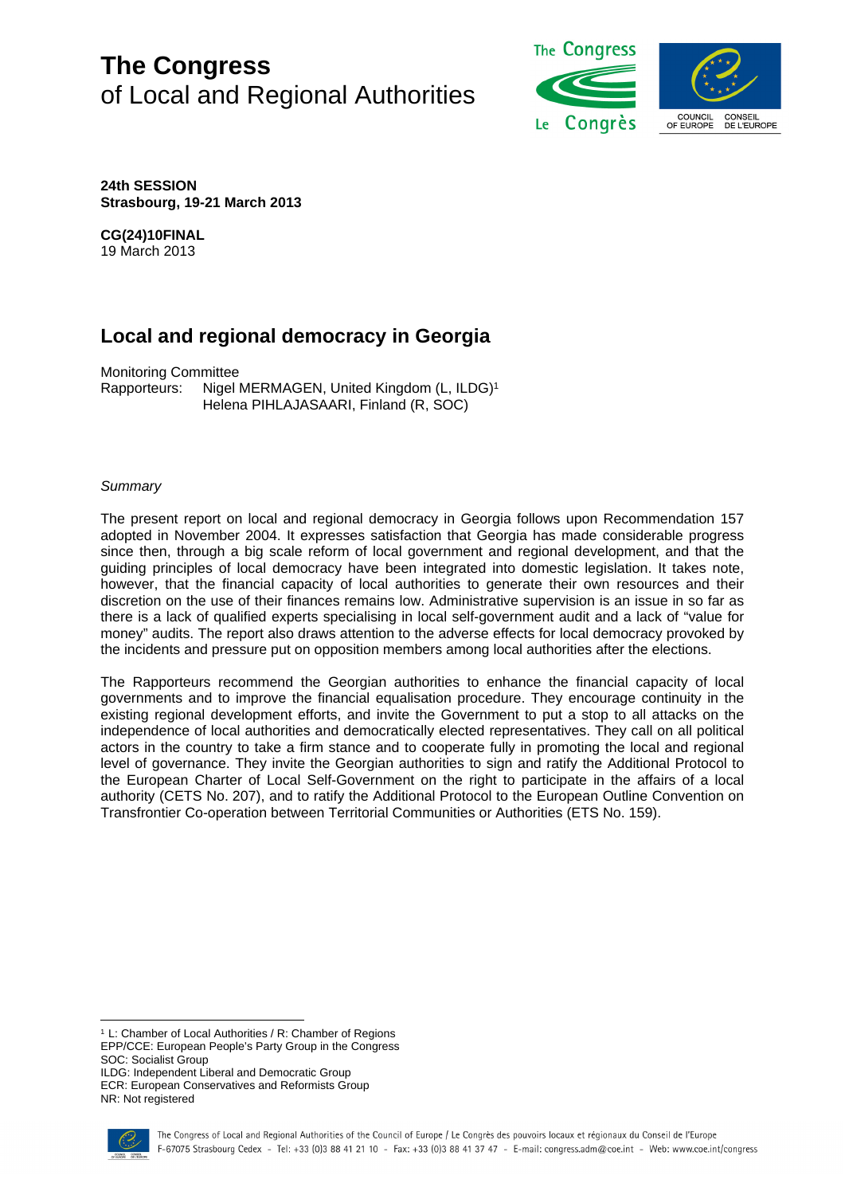# The Congress
of Local and Regional Authorities

**24th SESSION**
**Strasbourg, 19-21 March 2013**

**CG(24)10FINAL**
19 March 2013

## Local and regional democracy in Georgia

Monitoring Committee
Rapporteurs: Nigel MERMAGEN, United Kingdom (L, ILDG)[1]
Helena PIHLAJASAARI, Finland (R, SOC)

*Summary*

The present report on local and regional democracy in Georgia follows upon Recommendation 157 adopted in November 2004. It expresses satisfaction that Georgia has made considerable progress since then, through a big scale reform of local government and regional development, and that the guiding principles of local democracy have been integrated into domestic legislation. It takes note, however, that the financial capacity of local authorities to generate their own resources and their discretion on the use of their finances remains low. Administrative supervision is an issue in so far as there is a lack of qualified experts specialising in local self-government audit and a lack of "value for money" audits. The report also draws attention to the adverse effects for local democracy provoked by the incidents and pressure put on opposition members among local authorities after the elections.

The Rapporteurs recommend the Georgian authorities to enhance the financial capacity of local governments and to improve the financial equalisation procedure. They encourage continuity in the existing regional development efforts, and invite the Government to put a stop to all attacks on the independence of local authorities and democratically elected representatives. They call on all political actors in the country to take a firm stance and to cooperate fully in promoting the local and regional level of governance. They invite the Georgian authorities to sign and ratify the Additional Protocol to the European Charter of Local Self-Government on the right to participate in the affairs of a local authority (CETS No. 207), and to ratify the Additional Protocol to the European Outline Convention on Transfrontier Co-operation between Territorial Communities or Authorities (ETS No. 159).

---

[1] L: Chamber of Local Authorities / R: Chamber of Regions
EPP/CCE: European People's Party Group in the Congress
SOC: Socialist Group
ILDG: Independent Liberal and Democratic Group
ECR: European Conservatives and Reformists Group
NR: Not registered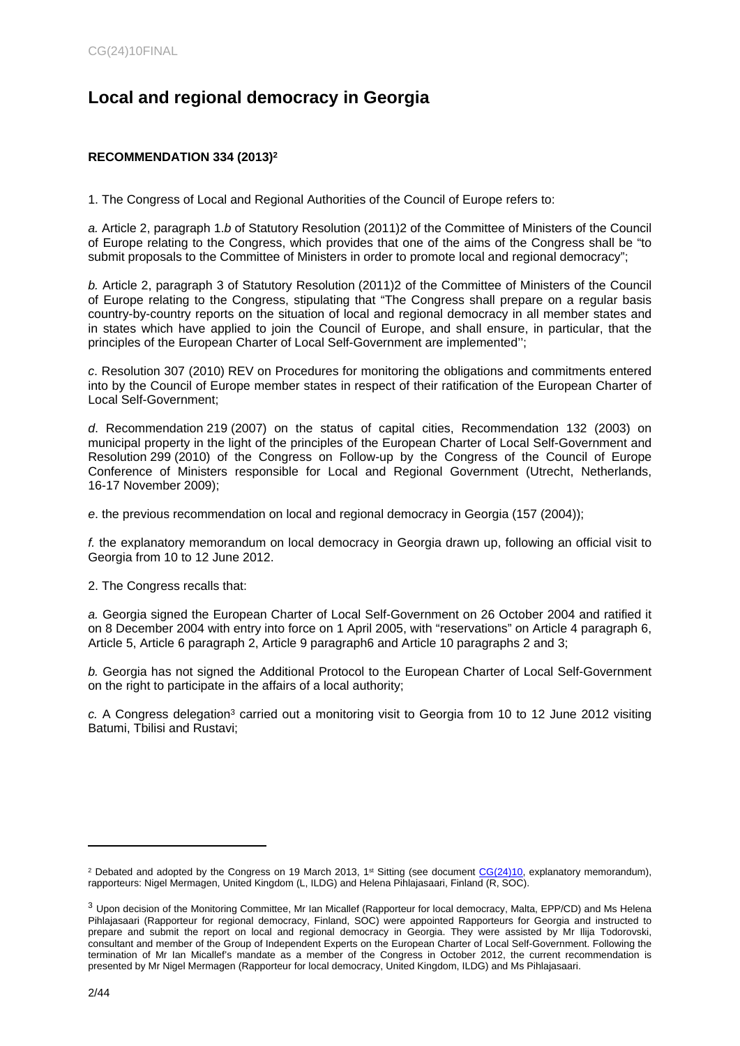# Local and regional democracy in Georgia

**RECOMMENDATION 334 (2013)[2]**

1. The Congress of Local and Regional Authorities of the Council of Europe refers to:

*a.* Article 2, paragraph 1.*b* of Statutory Resolution (2011)2 of the Committee of Ministers of the Council of Europe relating to the Congress, which provides that one of the aims of the Congress shall be "to submit proposals to the Committee of Ministers in order to promote local and regional democracy";

*b.* Article 2, paragraph 3 of Statutory Resolution (2011)2 of the Committee of Ministers of the Council of Europe relating to the Congress, stipulating that "The Congress shall prepare on a regular basis country-by-country reports on the situation of local and regional democracy in all member states and in states which have applied to join the Council of Europe, and shall ensure, in particular, that the principles of the European Charter of Local Self-Government are implemented'';

*c*. Resolution 307 (2010) REV on Procedures for monitoring the obligations and commitments entered into by the Council of Europe member states in respect of their ratification of the European Charter of Local Self-Government;

*d*. Recommendation 219 (2007) on the status of capital cities, Recommendation 132 (2003) on municipal property in the light of the principles of the European Charter of Local Self-Government and Resolution 299 (2010) of the Congress on Follow-up by the Congress of the Council of Europe Conference of Ministers responsible for Local and Regional Government (Utrecht, Netherlands, 16-17 November 2009);

*e*. the previous recommendation on local and regional democracy in Georgia (157 (2004));

*f.* the explanatory memorandum on local democracy in Georgia drawn up, following an official visit to Georgia from 10 to 12 June 2012.

2. The Congress recalls that:

*a.* Georgia signed the European Charter of Local Self-Government on 26 October 2004 and ratified it on 8 December 2004 with entry into force on 1 April 2005, with "reservations" on Article 4 paragraph 6, Article 5, Article 6 paragraph 2, Article 9 paragraph6 and Article 10 paragraphs 2 and 3;

*b.* Georgia has not signed the Additional Protocol to the European Charter of Local Self-Government on the right to participate in the affairs of a local authority;

*c.* A Congress delegation[3] carried out a monitoring visit to Georgia from 10 to 12 June 2012 visiting Batumi, Tbilisi and Rustavi;

---

[2] Debated and adopted by the Congress on 19 March 2013, 1st Sitting (see document CG(24)10, explanatory memorandum), rapporteurs: Nigel Mermagen, United Kingdom (L, ILDG) and Helena Pihlajasaari, Finland (R, SOC).

[3] Upon decision of the Monitoring Committee, Mr Ian Micallef (Rapporteur for local democracy, Malta, EPP/CD) and Ms Helena Pihlajasaari (Rapporteur for regional democracy, Finland, SOC) were appointed Rapporteurs for Georgia and instructed to prepare and submit the report on local and regional democracy in Georgia. They were assisted by Mr Ilija Todorovski, consultant and member of the Group of Independent Experts on the European Charter of Local Self-Government. Following the termination of Mr Ian Micallef's mandate as a member of the Congress in October 2012, the current recommendation is presented by Mr Nigel Mermagen (Rapporteur for local democracy, United Kingdom, ILDG) and Ms Pihlajasaari.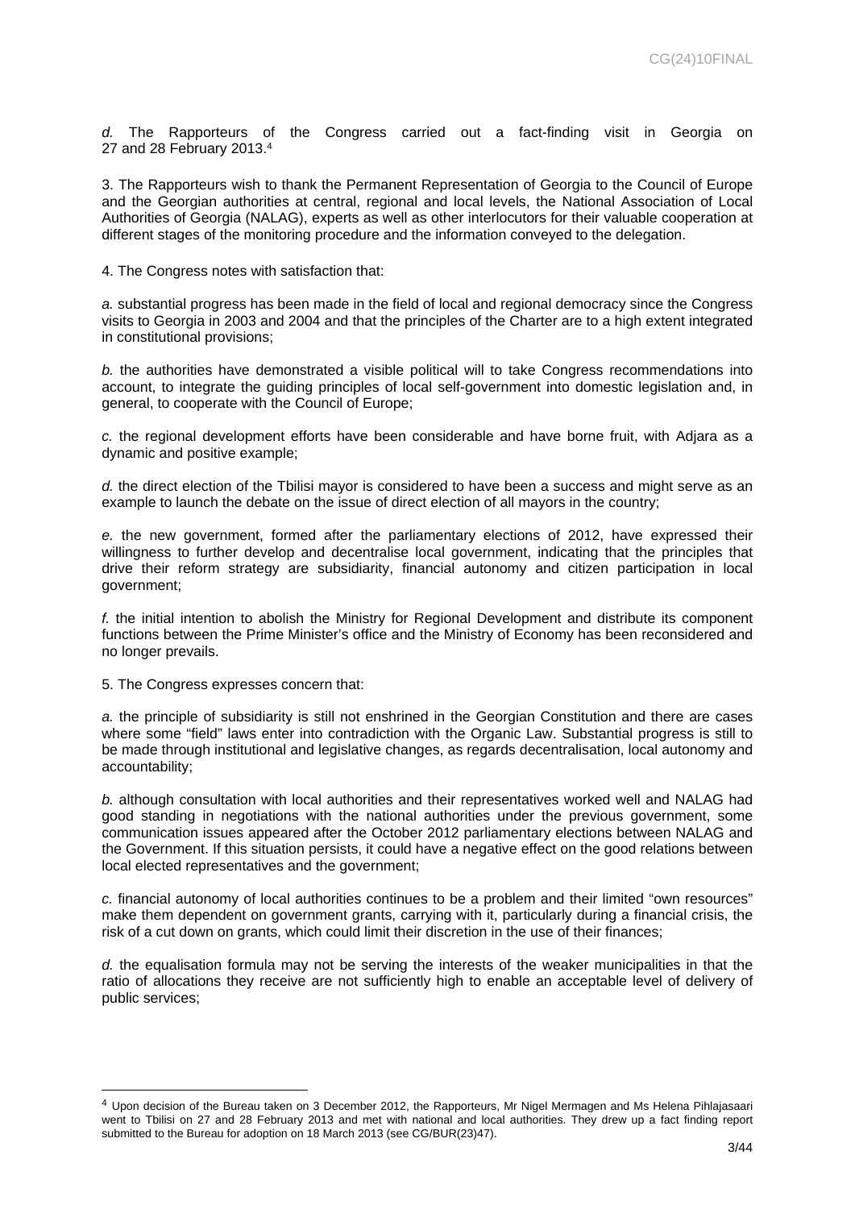*d.* The Rapporteurs of the Congress carried out a fact-finding visit in Georgia on 27 and 28 February 2013.[4]

3. The Rapporteurs wish to thank the Permanent Representation of Georgia to the Council of Europe and the Georgian authorities at central, regional and local levels, the National Association of Local Authorities of Georgia (NALAG), experts as well as other interlocutors for their valuable cooperation at different stages of the monitoring procedure and the information conveyed to the delegation.

4. The Congress notes with satisfaction that:

*a.* substantial progress has been made in the field of local and regional democracy since the Congress visits to Georgia in 2003 and 2004 and that the principles of the Charter are to a high extent integrated in constitutional provisions;

*b.* the authorities have demonstrated a visible political will to take Congress recommendations into account, to integrate the guiding principles of local self-government into domestic legislation and, in general, to cooperate with the Council of Europe;

*c.* the regional development efforts have been considerable and have borne fruit, with Adjara as a dynamic and positive example;

*d.* the direct election of the Tbilisi mayor is considered to have been a success and might serve as an example to launch the debate on the issue of direct election of all mayors in the country;

*e.* the new government, formed after the parliamentary elections of 2012, have expressed their willingness to further develop and decentralise local government, indicating that the principles that drive their reform strategy are subsidiarity, financial autonomy and citizen participation in local government;

*f.* the initial intention to abolish the Ministry for Regional Development and distribute its component functions between the Prime Minister's office and the Ministry of Economy has been reconsidered and no longer prevails.

5. The Congress expresses concern that:

*a.* the principle of subsidiarity is still not enshrined in the Georgian Constitution and there are cases where some "field" laws enter into contradiction with the Organic Law. Substantial progress is still to be made through institutional and legislative changes, as regards decentralisation, local autonomy and accountability;

*b.* although consultation with local authorities and their representatives worked well and NALAG had good standing in negotiations with the national authorities under the previous government, some communication issues appeared after the October 2012 parliamentary elections between NALAG and the Government. If this situation persists, it could have a negative effect on the good relations between local elected representatives and the government;

*c.* financial autonomy of local authorities continues to be a problem and their limited "own resources" make them dependent on government grants, carrying with it, particularly during a financial crisis, the risk of a cut down on grants, which could limit their discretion in the use of their finances;

*d.* the equalisation formula may not be serving the interests of the weaker municipalities in that the ratio of allocations they receive are not sufficiently high to enable an acceptable level of delivery of public services;

[4] Upon decision of the Bureau taken on 3 December 2012, the Rapporteurs, Mr Nigel Mermagen and Ms Helena Pihlajasaari went to Tbilisi on 27 and 28 February 2013 and met with national and local authorities. They drew up a fact finding report submitted to the Bureau for adoption on 18 March 2013 (see CG/BUR(23)47).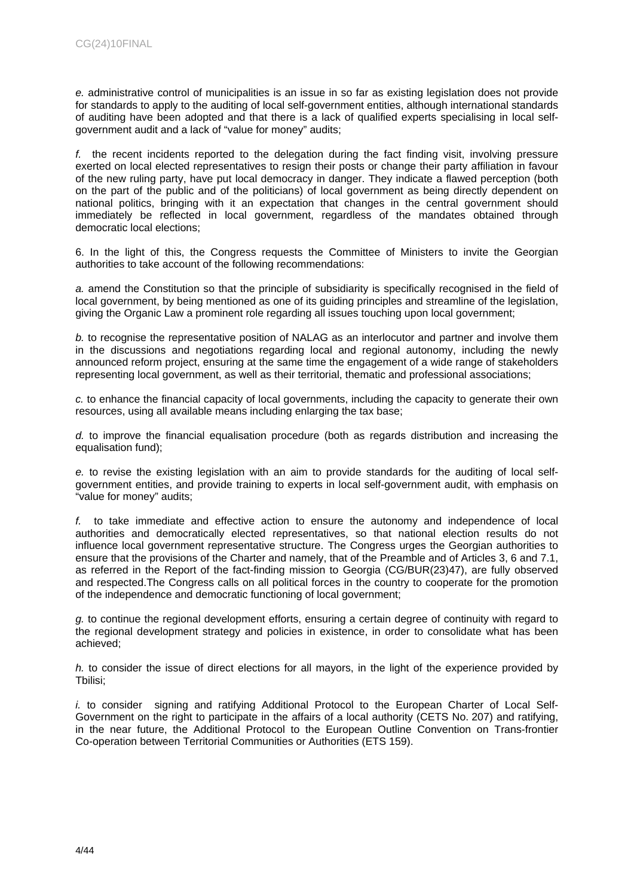*e.* administrative control of municipalities is an issue in so far as existing legislation does not provide for standards to apply to the auditing of local self-government entities, although international standards of auditing have been adopted and that there is a lack of qualified experts specialising in local self-government audit and a lack of "value for money" audits;

*f.* the recent incidents reported to the delegation during the fact finding visit, involving pressure exerted on local elected representatives to resign their posts or change their party affiliation in favour of the new ruling party, have put local democracy in danger. They indicate a flawed perception (both on the part of the public and of the politicians) of local government as being directly dependent on national politics, bringing with it an expectation that changes in the central government should immediately be reflected in local government, regardless of the mandates obtained through democratic local elections;

6. In the light of this, the Congress requests the Committee of Ministers to invite the Georgian authorities to take account of the following recommendations:

*a.* amend the Constitution so that the principle of subsidiarity is specifically recognised in the field of local government, by being mentioned as one of its guiding principles and streamline of the legislation, giving the Organic Law a prominent role regarding all issues touching upon local government;

*b.* to recognise the representative position of NALAG as an interlocutor and partner and involve them in the discussions and negotiations regarding local and regional autonomy, including the newly announced reform project, ensuring at the same time the engagement of a wide range of stakeholders representing local government, as well as their territorial, thematic and professional associations;

*c.* to enhance the financial capacity of local governments, including the capacity to generate their own resources, using all available means including enlarging the tax base;

*d.* to improve the financial equalisation procedure (both as regards distribution and increasing the equalisation fund);

*e.* to revise the existing legislation with an aim to provide standards for the auditing of local self-government entities, and provide training to experts in local self-government audit, with emphasis on "value for money" audits;

*f.* to take immediate and effective action to ensure the autonomy and independence of local authorities and democratically elected representatives, so that national election results do not influence local government representative structure. The Congress urges the Georgian authorities to ensure that the provisions of the Charter and namely, that of the Preamble and of Articles 3, 6 and 7.1, as referred in the Report of the fact-finding mission to Georgia (CG/BUR(23)47), are fully observed and respected.The Congress calls on all political forces in the country to cooperate for the promotion of the independence and democratic functioning of local government;

*g.* to continue the regional development efforts, ensuring a certain degree of continuity with regard to the regional development strategy and policies in existence, in order to consolidate what has been achieved;

*h.* to consider the issue of direct elections for all mayors, in the light of the experience provided by Tbilisi;

*i.* to consider signing and ratifying Additional Protocol to the European Charter of Local Self-Government on the right to participate in the affairs of a local authority (CETS No. 207) and ratifying, in the near future, the Additional Protocol to the European Outline Convention on Trans-frontier Co-operation between Territorial Communities or Authorities (ETS 159).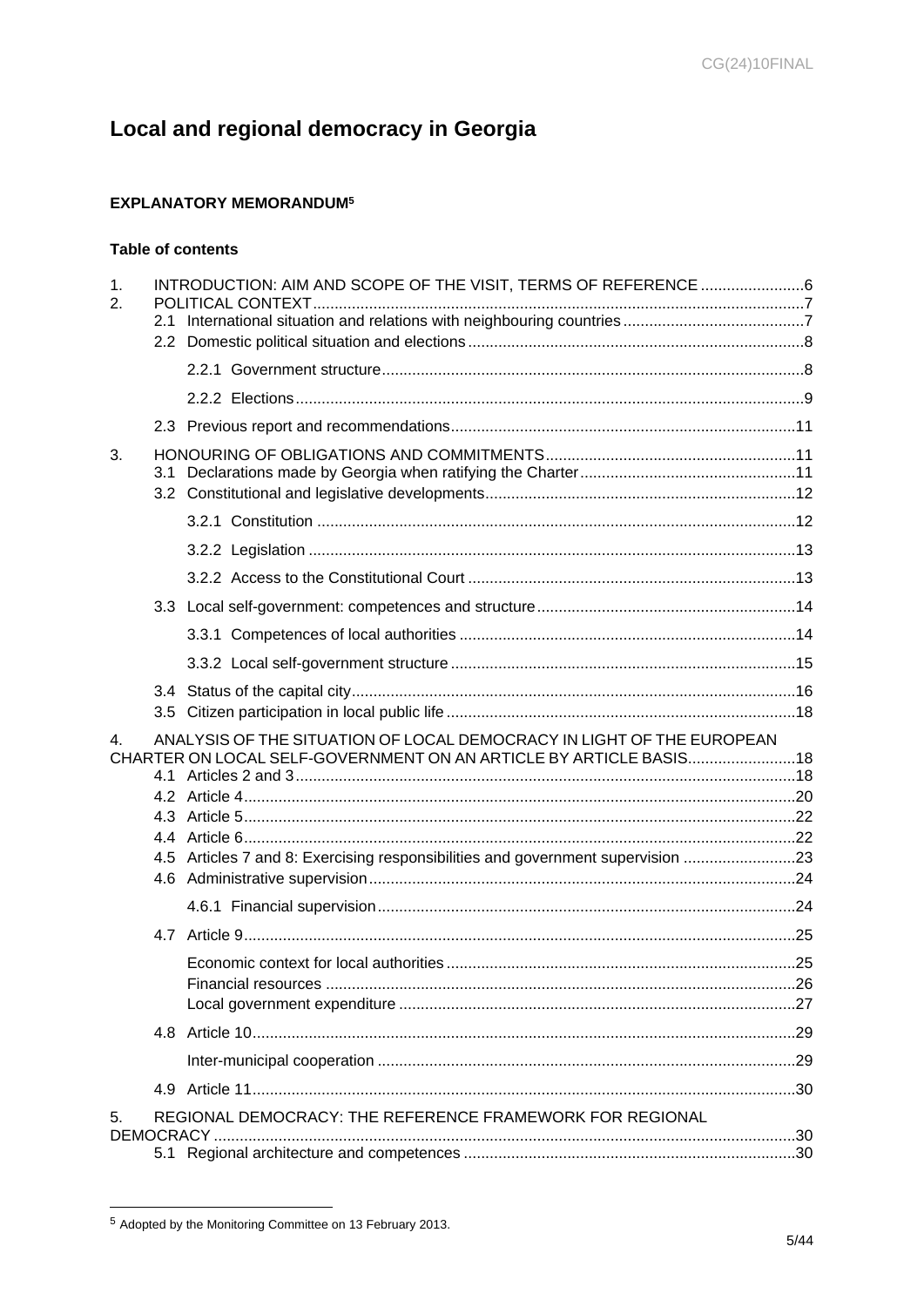# Local and regional democracy in Georgia

**EXPLANATORY MEMORANDUM**[5]

**Table of contents**

1. INTRODUCTION: AIM AND SCOPE OF THE VISIT, TERMS OF REFERENCE ........................6
2. POLITICAL CONTEXT ................................................................................................................7
   - 2.1 International situation and relations with neighbouring countries ..........................................7
   - 2.2 Domestic political situation and elections .............................................................................8
     - 2.2.1 Government structure .................................................................................................8
     - 2.2.2 Elections .....................................................................................................................9
   - 2.3 Previous report and recommendations ...............................................................................11
3. HONOURING OF OBLIGATIONS AND COMMITMENTS ..........................................................11
   - 3.1 Declarations made by Georgia when ratifying the Charter .................................................11
   - 3.2 Constitutional and legislative developments .......................................................................12
     - 3.2.1 Constitution ..............................................................................................................12
     - 3.2.2 Legislation ................................................................................................................13
     - 3.2.2 Access to the Constitutional Court ............................................................................13
   - 3.3 Local self-government: competences and structure ............................................................14
     - 3.3.1 Competences of local authorities .............................................................................14
     - 3.3.2 Local self-government structure ...............................................................................15
   - 3.4 Status of the capital city ......................................................................................................16
   - 3.5 Citizen participation in local public life ................................................................................18
4. ANALYSIS OF THE SITUATION OF LOCAL DEMOCRACY IN LIGHT OF THE EUROPEAN CHARTER ON LOCAL SELF-GOVERNMENT ON AN ARTICLE BY ARTICLE BASIS .........................18
   - 4.1 Articles 2 and 3 ...................................................................................................................18
   - 4.2 Article 4 ...............................................................................................................................20
   - 4.3 Article 5 ...............................................................................................................................22
   - 4.4 Article 6 ...............................................................................................................................22
   - 4.5 Articles 7 and 8: Exercising responsibilities and government supervision ..........................23
   - 4.6 Administrative supervision ..................................................................................................24
     - 4.6.1 Financial supervision ................................................................................................24
   - 4.7 Article 9 ...............................................................................................................................25
     - Economic context for local authorities ................................................................................25
     - Financial resources ............................................................................................................26
     - Local government expenditure ...........................................................................................27
   - 4.8 Article 10 .............................................................................................................................29
     - Inter-municipal cooperation ................................................................................................29
   - 4.9 Article 11 .............................................................................................................................30
5. REGIONAL DEMOCRACY: THE REFERENCE FRAMEWORK FOR REGIONAL DEMOCRACY ....................................................................................................................................30
   - 5.1 Regional architecture and competences ............................................................................30

---

[5] Adopted by the Monitoring Committee on 13 February 2013.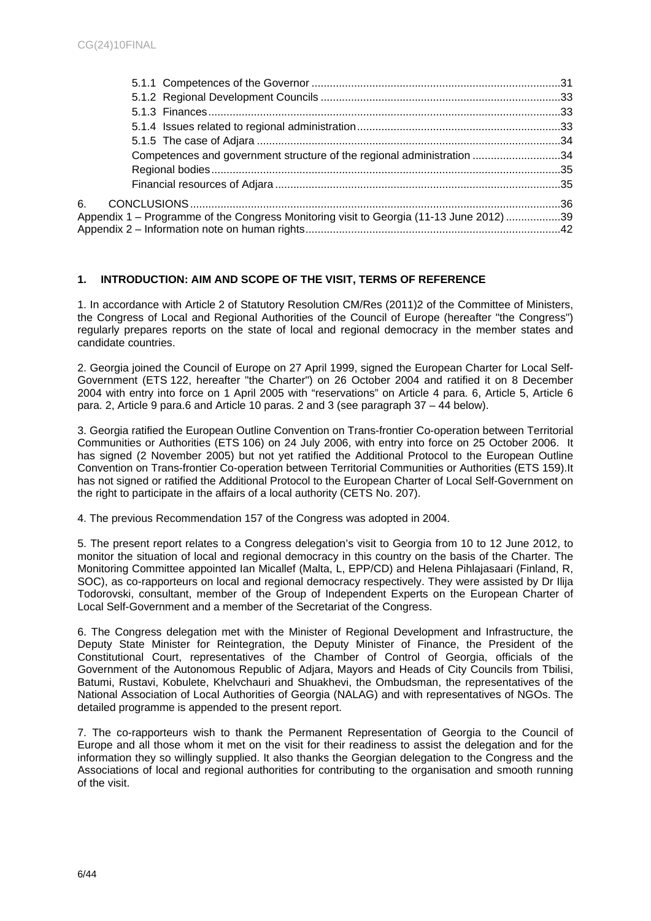5.1.1 Competences of the Governor .....31
5.1.2 Regional Development Councils .....33
5.1.3 Finances .....33
5.1.4 Issues related to regional administration .....33
5.1.5 The case of Adjara .....34
Competences and government structure of the regional administration .....34
Regional bodies .....35
Financial resources of Adjara .....35

6. CONCLUSIONS .....36
Appendix 1 – Programme of the Congress Monitoring visit to Georgia (11-13 June 2012) .....39
Appendix 2 – Information note on human rights .....42

## 1. INTRODUCTION: AIM AND SCOPE OF THE VISIT, TERMS OF REFERENCE

1. In accordance with Article 2 of Statutory Resolution CM/Res (2011)2 of the Committee of Ministers, the Congress of Local and Regional Authorities of the Council of Europe (hereafter "the Congress") regularly prepares reports on the state of local and regional democracy in the member states and candidate countries.

2. Georgia joined the Council of Europe on 27 April 1999, signed the European Charter for Local Self-Government (ETS 122, hereafter "the Charter") on 26 October 2004 and ratified it on 8 December 2004 with entry into force on 1 April 2005 with "reservations" on Article 4 para. 6, Article 5, Article 6 para. 2, Article 9 para.6 and Article 10 paras. 2 and 3 (see paragraph 37 – 44 below).

3. Georgia ratified the European Outline Convention on Trans-frontier Co-operation between Territorial Communities or Authorities (ETS 106) on 24 July 2006, with entry into force on 25 October 2006. It has signed (2 November 2005) but not yet ratified the Additional Protocol to the European Outline Convention on Trans-frontier Co-operation between Territorial Communities or Authorities (ETS 159).It has not signed or ratified the Additional Protocol to the European Charter of Local Self-Government on the right to participate in the affairs of a local authority (CETS No. 207).

4. The previous Recommendation 157 of the Congress was adopted in 2004.

5. The present report relates to a Congress delegation's visit to Georgia from 10 to 12 June 2012, to monitor the situation of local and regional democracy in this country on the basis of the Charter. The Monitoring Committee appointed Ian Micallef (Malta, L, EPP/CD) and Helena Pihlajasaari (Finland, R, SOC), as co-rapporteurs on local and regional democracy respectively. They were assisted by Dr Ilija Todorovski, consultant, member of the Group of Independent Experts on the European Charter of Local Self-Government and a member of the Secretariat of the Congress.

6. The Congress delegation met with the Minister of Regional Development and Infrastructure, the Deputy State Minister for Reintegration, the Deputy Minister of Finance, the President of the Constitutional Court, representatives of the Chamber of Control of Georgia, officials of the Government of the Autonomous Republic of Adjara, Mayors and Heads of City Councils from Tbilisi, Batumi, Rustavi, Kobulete, Khelvchauri and Shuakhevi, the Ombudsman, the representatives of the National Association of Local Authorities of Georgia (NALAG) and with representatives of NGOs. The detailed programme is appended to the present report.

7. The co-rapporteurs wish to thank the Permanent Representation of Georgia to the Council of Europe and all those whom it met on the visit for their readiness to assist the delegation and for the information they so willingly supplied. It also thanks the Georgian delegation to the Congress and the Associations of local and regional authorities for contributing to the organisation and smooth running of the visit.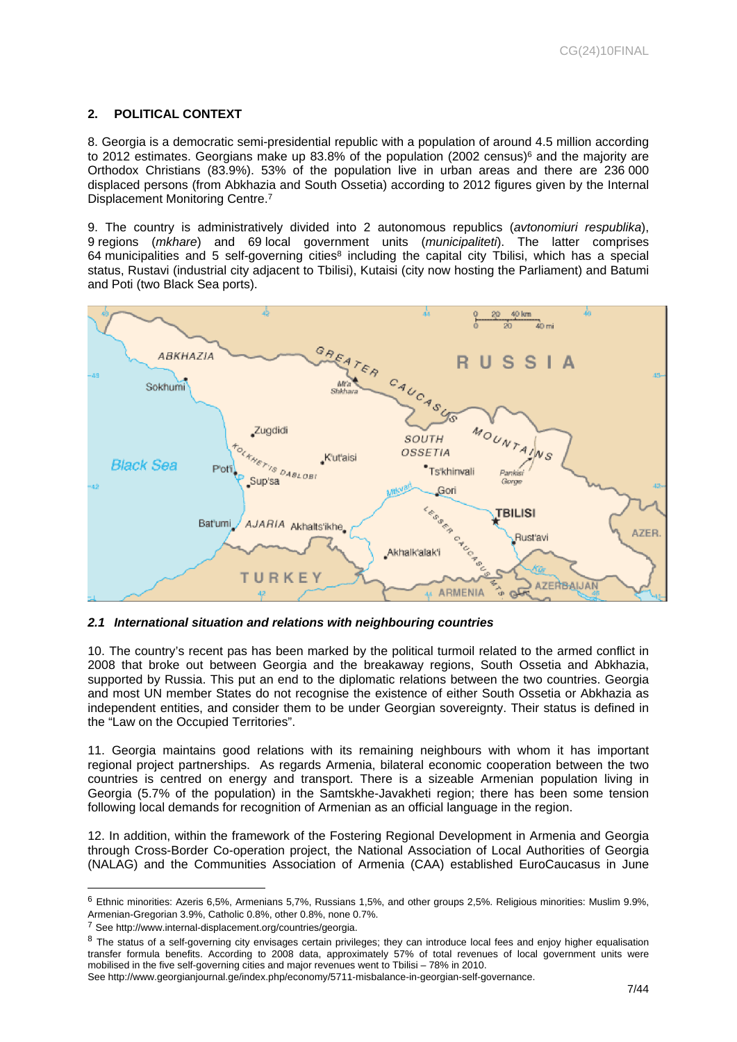## 2. POLITICAL CONTEXT

8. Georgia is a democratic semi-presidential republic with a population of around 4.5 million according to 2012 estimates. Georgians make up 83.8% of the population (2002 census)[6] and the majority are Orthodox Christians (83.9%). 53% of the population live in urban areas and there are 236 000 displaced persons (from Abkhazia and South Ossetia) according to 2012 figures given by the Internal Displacement Monitoring Centre.[7]

9. The country is administratively divided into 2 autonomous republics (*avtonomiuri respublika*), 9 regions (*mkhare*) and 69 local government units (*municipaliteti*). The latter comprises 64 municipalities and 5 self-governing cities[8] including the capital city Tbilisi, which has a special status, Rustavi (industrial city adjacent to Tbilisi), Kutaisi (city now hosting the Parliament) and Batumi and Poti (two Black Sea ports).

### *2.1 International situation and relations with neighbouring countries*

10. The country's recent pas has been marked by the political turmoil related to the armed conflict in 2008 that broke out between Georgia and the breakaway regions, South Ossetia and Abkhazia, supported by Russia. This put an end to the diplomatic relations between the two countries. Georgia and most UN member States do not recognise the existence of either South Ossetia or Abkhazia as independent entities, and consider them to be under Georgian sovereignty. Their status is defined in the "Law on the Occupied Territories".

11. Georgia maintains good relations with its remaining neighbours with whom it has important regional project partnerships. As regards Armenia, bilateral economic cooperation between the two countries is centred on energy and transport. There is a sizeable Armenian population living in Georgia (5.7% of the population) in the Samtskhe-Javakheti region; there has been some tension following local demands for recognition of Armenian as an official language in the region.

12. In addition, within the framework of the Fostering Regional Development in Armenia and Georgia through Cross-Border Co-operation project, the National Association of Local Authorities of Georgia (NALAG) and the Communities Association of Armenia (CAA) established EuroCaucasus in June

---

[6] Ethnic minorities: Azeris 6,5%, Armenians 5,7%, Russians 1,5%, and other groups 2,5%. Religious minorities: Muslim 9.9%, Armenian-Gregorian 3.9%, Catholic 0.8%, other 0.8%, none 0.7%.

[7] See http://www.internal-displacement.org/countries/georgia.

[8] The status of a self-governing city envisages certain privileges; they can introduce local fees and enjoy higher equalisation transfer formula benefits. According to 2008 data, approximately 57% of total revenues of local government units were mobilised in the five self-governing cities and major revenues went to Tbilisi – 78% in 2010. See http://www.georgianjournal.ge/index.php/economy/5711-misbalance-in-georgian-self-governance.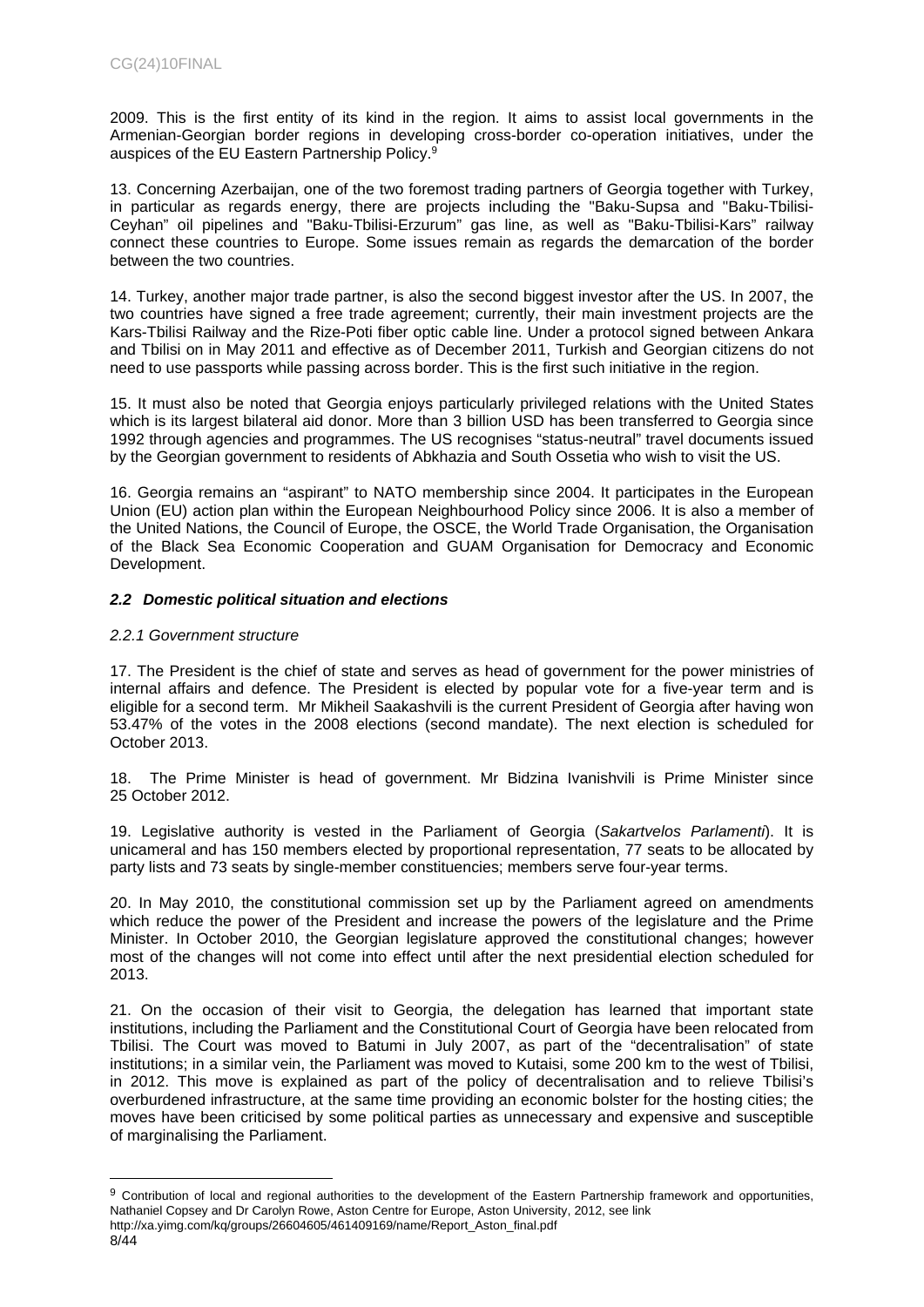2009. This is the first entity of its kind in the region. It aims to assist local governments in the Armenian-Georgian border regions in developing cross-border co-operation initiatives, under the auspices of the EU Eastern Partnership Policy.[9]

13. Concerning Azerbaijan, one of the two foremost trading partners of Georgia together with Turkey, in particular as regards energy, there are projects including the "Baku-Supsa and "Baku-Tbilisi-Ceyhan" oil pipelines and "Baku-Tbilisi-Erzurum" gas line, as well as "Baku-Tbilisi-Kars" railway connect these countries to Europe. Some issues remain as regards the demarcation of the border between the two countries.

14. Turkey, another major trade partner, is also the second biggest investor after the US. In 2007, the two countries have signed a free trade agreement; currently, their main investment projects are the Kars-Tbilisi Railway and the Rize-Poti fiber optic cable line. Under a protocol signed between Ankara and Tbilisi on in May 2011 and effective as of December 2011, Turkish and Georgian citizens do not need to use passports while passing across border. This is the first such initiative in the region.

15. It must also be noted that Georgia enjoys particularly privileged relations with the United States which is its largest bilateral aid donor. More than 3 billion USD has been transferred to Georgia since 1992 through agencies and programmes. The US recognises "status-neutral" travel documents issued by the Georgian government to residents of Abkhazia and South Ossetia who wish to visit the US.

16. Georgia remains an "aspirant" to NATO membership since 2004. It participates in the European Union (EU) action plan within the European Neighbourhood Policy since 2006. It is also a member of the United Nations, the Council of Europe, the OSCE, the World Trade Organisation, the Organisation of the Black Sea Economic Cooperation and GUAM Organisation for Democracy and Economic Development.

### *2.2 Domestic political situation and elections*

#### *2.2.1 Government structure*

17. The President is the chief of state and serves as head of government for the power ministries of internal affairs and defence. The President is elected by popular vote for a five-year term and is eligible for a second term. Mr Mikheil Saakashvili is the current President of Georgia after having won 53.47% of the votes in the 2008 elections (second mandate). The next election is scheduled for October 2013.

18. The Prime Minister is head of government. Mr Bidzina Ivanishvili is Prime Minister since 25 October 2012.

19. Legislative authority is vested in the Parliament of Georgia (*Sakartvelos Parlamenti*). It is unicameral and has 150 members elected by proportional representation, 77 seats to be allocated by party lists and 73 seats by single-member constituencies; members serve four-year terms.

20. In May 2010, the constitutional commission set up by the Parliament agreed on amendments which reduce the power of the President and increase the powers of the legislature and the Prime Minister. In October 2010, the Georgian legislature approved the constitutional changes; however most of the changes will not come into effect until after the next presidential election scheduled for 2013.

21. On the occasion of their visit to Georgia, the delegation has learned that important state institutions, including the Parliament and the Constitutional Court of Georgia have been relocated from Tbilisi. The Court was moved to Batumi in July 2007, as part of the "decentralisation" of state institutions; in a similar vein, the Parliament was moved to Kutaisi, some 200 km to the west of Tbilisi, in 2012. This move is explained as part of the policy of decentralisation and to relieve Tbilisi's overburdened infrastructure, at the same time providing an economic bolster for the hosting cities; the moves have been criticised by some political parties as unnecessary and expensive and susceptible of marginalising the Parliament.

---

[9] Contribution of local and regional authorities to the development of the Eastern Partnership framework and opportunities, Nathaniel Copsey and Dr Carolyn Rowe, Aston Centre for Europe, Aston University, 2012, see link http://xa.yimg.com/kq/groups/26604605/461409169/name/Report_Aston_final.pdf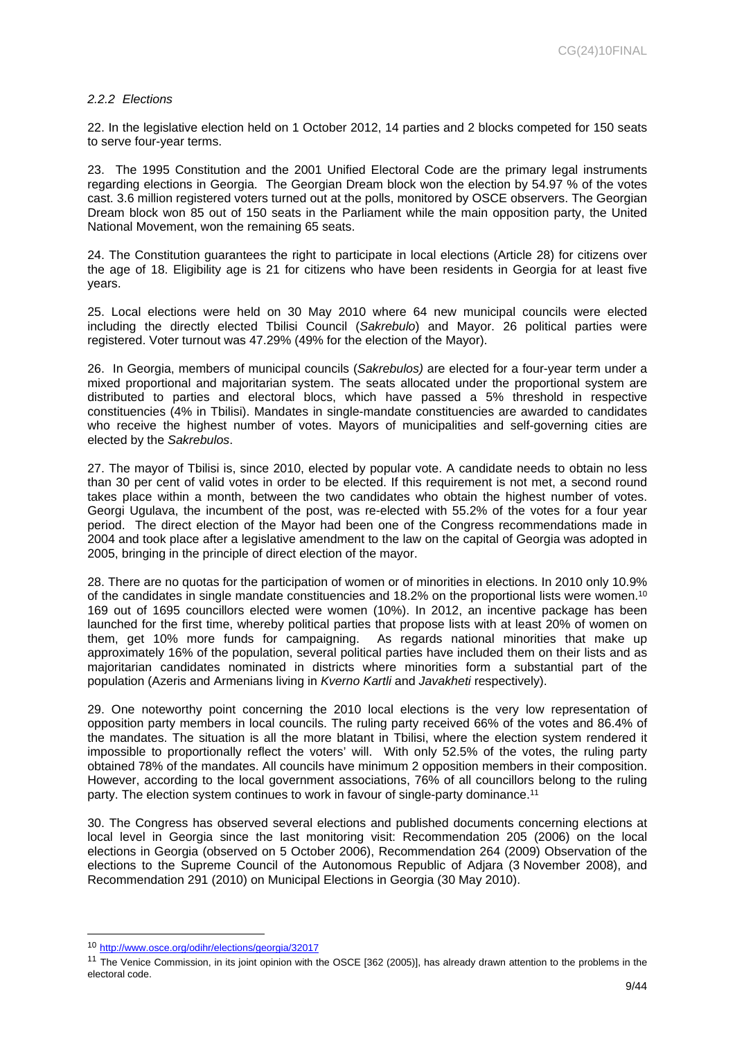### *2.2.2 Elections*

22. In the legislative election held on 1 October 2012, 14 parties and 2 blocks competed for 150 seats to serve four-year terms.

23. The 1995 Constitution and the 2001 Unified Electoral Code are the primary legal instruments regarding elections in Georgia. The Georgian Dream block won the election by 54.97 % of the votes cast. 3.6 million registered voters turned out at the polls, monitored by OSCE observers. The Georgian Dream block won 85 out of 150 seats in the Parliament while the main opposition party, the United National Movement, won the remaining 65 seats.

24. The Constitution guarantees the right to participate in local elections (Article 28) for citizens over the age of 18. Eligibility age is 21 for citizens who have been residents in Georgia for at least five years.

25. Local elections were held on 30 May 2010 where 64 new municipal councils were elected including the directly elected Tbilisi Council (*Sakrebulo*) and Mayor. 26 political parties were registered. Voter turnout was 47.29% (49% for the election of the Mayor).

26. In Georgia, members of municipal councils (*Sakrebulos)* are elected for a four-year term under a mixed proportional and majoritarian system. The seats allocated under the proportional system are distributed to parties and electoral blocs, which have passed a 5% threshold in respective constituencies (4% in Tbilisi). Mandates in single-mandate constituencies are awarded to candidates who receive the highest number of votes. Mayors of municipalities and self-governing cities are elected by the *Sakrebulos*.

27. The mayor of Tbilisi is, since 2010, elected by popular vote. A candidate needs to obtain no less than 30 per cent of valid votes in order to be elected. If this requirement is not met, a second round takes place within a month, between the two candidates who obtain the highest number of votes. Georgi Ugulava, the incumbent of the post, was re-elected with 55.2% of the votes for a four year period. The direct election of the Mayor had been one of the Congress recommendations made in 2004 and took place after a legislative amendment to the law on the capital of Georgia was adopted in 2005, bringing in the principle of direct election of the mayor.

28. There are no quotas for the participation of women or of minorities in elections. In 2010 only 10.9% of the candidates in single mandate constituencies and 18.2% on the proportional lists were women.[10] 169 out of 1695 councillors elected were women (10%). In 2012, an incentive package has been launched for the first time, whereby political parties that propose lists with at least 20% of women on them, get 10% more funds for campaigning. As regards national minorities that make up approximately 16% of the population, several political parties have included them on their lists and as majoritarian candidates nominated in districts where minorities form a substantial part of the population (Azeris and Armenians living in *Kverno Kartli* and *Javakheti* respectively).

29. One noteworthy point concerning the 2010 local elections is the very low representation of opposition party members in local councils. The ruling party received 66% of the votes and 86.4% of the mandates. The situation is all the more blatant in Tbilisi, where the election system rendered it impossible to proportionally reflect the voters' will. With only 52.5% of the votes, the ruling party obtained 78% of the mandates. All councils have minimum 2 opposition members in their composition. However, according to the local government associations, 76% of all councillors belong to the ruling party. The election system continues to work in favour of single-party dominance.[11]

30. The Congress has observed several elections and published documents concerning elections at local level in Georgia since the last monitoring visit: Recommendation 205 (2006) on the local elections in Georgia (observed on 5 October 2006), Recommendation 264 (2009) Observation of the elections to the Supreme Council of the Autonomous Republic of Adjara (3 November 2008), and Recommendation 291 (2010) on Municipal Elections in Georgia (30 May 2010).

---

[10] http://www.osce.org/odihr/elections/georgia/32017

[11] The Venice Commission, in its joint opinion with the OSCE [362 (2005)], has already drawn attention to the problems in the electoral code.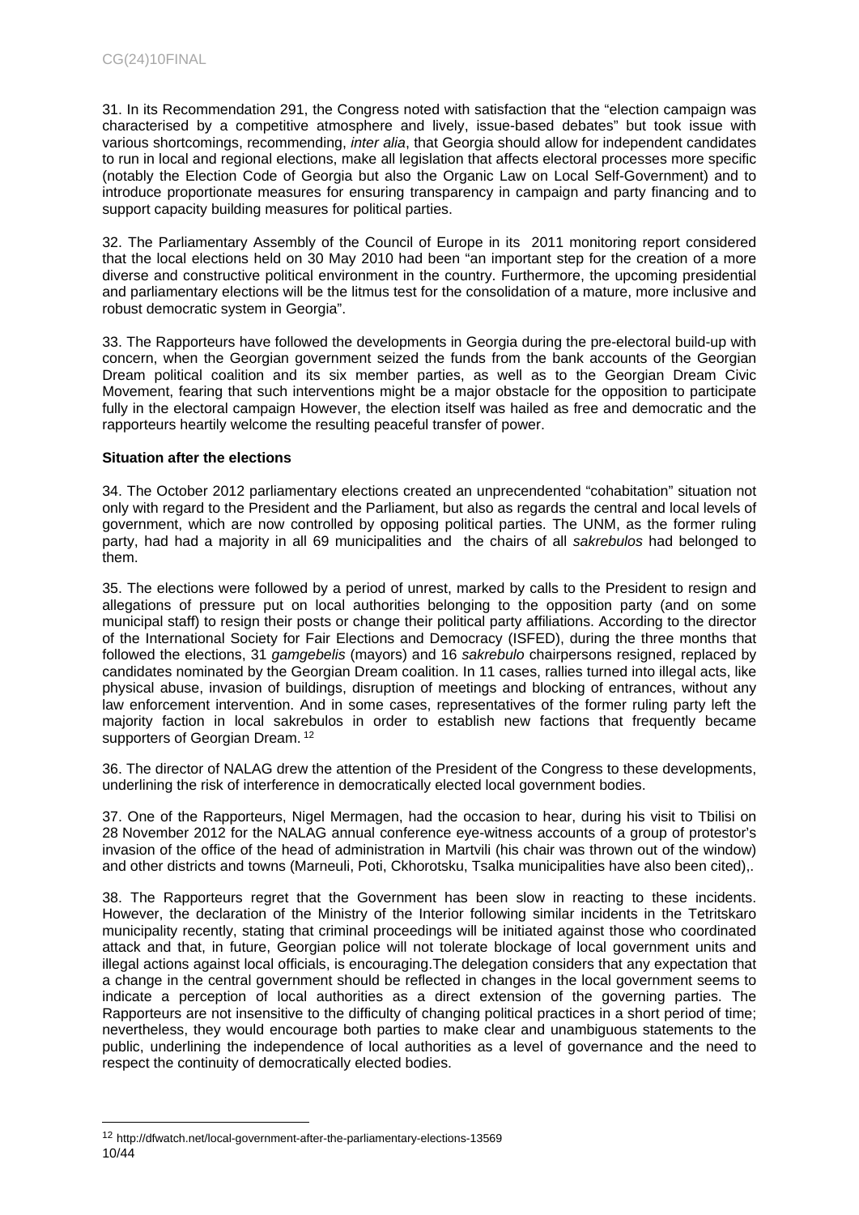31. In its Recommendation 291, the Congress noted with satisfaction that the "election campaign was characterised by a competitive atmosphere and lively, issue-based debates" but took issue with various shortcomings, recommending, *inter alia*, that Georgia should allow for independent candidates to run in local and regional elections, make all legislation that affects electoral processes more specific (notably the Election Code of Georgia but also the Organic Law on Local Self-Government) and to introduce proportionate measures for ensuring transparency in campaign and party financing and to support capacity building measures for political parties.

32. The Parliamentary Assembly of the Council of Europe in its 2011 monitoring report considered that the local elections held on 30 May 2010 had been "an important step for the creation of a more diverse and constructive political environment in the country. Furthermore, the upcoming presidential and parliamentary elections will be the litmus test for the consolidation of a mature, more inclusive and robust democratic system in Georgia".

33. The Rapporteurs have followed the developments in Georgia during the pre-electoral build-up with concern, when the Georgian government seized the funds from the bank accounts of the Georgian Dream political coalition and its six member parties, as well as to the Georgian Dream Civic Movement, fearing that such interventions might be a major obstacle for the opposition to participate fully in the electoral campaign However, the election itself was hailed as free and democratic and the rapporteurs heartily welcome the resulting peaceful transfer of power.

**Situation after the elections**

34. The October 2012 parliamentary elections created an unprecendented "cohabitation" situation not only with regard to the President and the Parliament, but also as regards the central and local levels of government, which are now controlled by opposing political parties. The UNM, as the former ruling party, had had a majority in all 69 municipalities and the chairs of all *sakrebulos* had belonged to them.

35. The elections were followed by a period of unrest, marked by calls to the President to resign and allegations of pressure put on local authorities belonging to the opposition party (and on some municipal staff) to resign their posts or change their political party affiliations. According to the director of the International Society for Fair Elections and Democracy (ISFED), during the three months that followed the elections, 31 *gamgebelis* (mayors) and 16 *sakrebulo* chairpersons resigned, replaced by candidates nominated by the Georgian Dream coalition. In 11 cases, rallies turned into illegal acts, like physical abuse, invasion of buildings, disruption of meetings and blocking of entrances, without any law enforcement intervention. And in some cases, representatives of the former ruling party left the majority faction in local sakrebulos in order to establish new factions that frequently became supporters of Georgian Dream. [12]

36. The director of NALAG drew the attention of the President of the Congress to these developments, underlining the risk of interference in democratically elected local government bodies.

37. One of the Rapporteurs, Nigel Mermagen, had the occasion to hear, during his visit to Tbilisi on 28 November 2012 for the NALAG annual conference eye-witness accounts of a group of protestor's invasion of the office of the head of administration in Martvili (his chair was thrown out of the window) and other districts and towns (Marneuli, Poti, Ckhorotsku, Tsalka municipalities have also been cited),.

38. The Rapporteurs regret that the Government has been slow in reacting to these incidents. However, the declaration of the Ministry of the Interior following similar incidents in the Tetritskaro municipality recently, stating that criminal proceedings will be initiated against those who coordinated attack and that, in future, Georgian police will not tolerate blockage of local government units and illegal actions against local officials, is encouraging.The delegation considers that any expectation that a change in the central government should be reflected in changes in the local government seems to indicate a perception of local authorities as a direct extension of the governing parties. The Rapporteurs are not insensitive to the difficulty of changing political practices in a short period of time; nevertheless, they would encourage both parties to make clear and unambiguous statements to the public, underlining the independence of local authorities as a level of governance and the need to respect the continuity of democratically elected bodies.

[12] http://dfwatch.net/local-government-after-the-parliamentary-elections-13569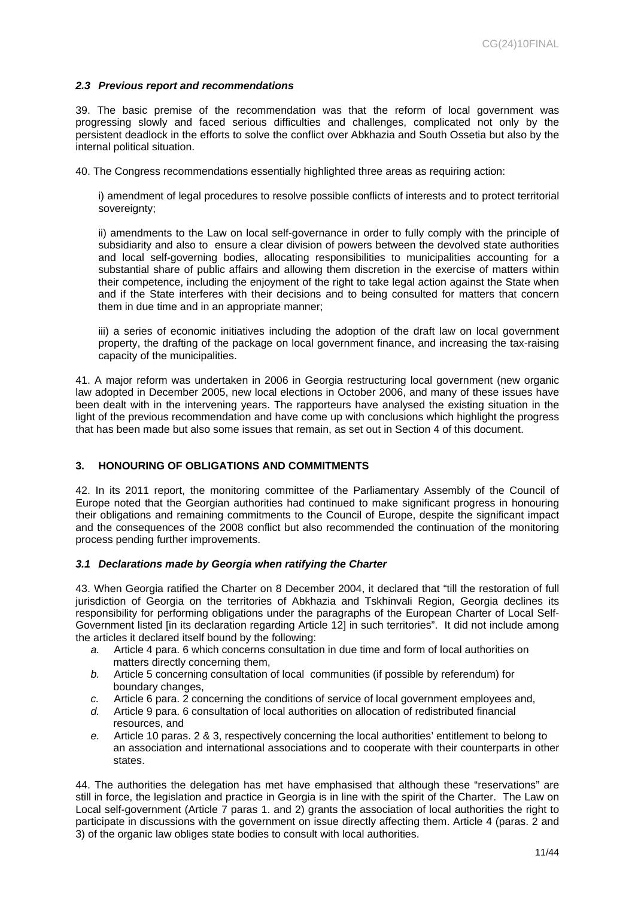### *2.3 Previous report and recommendations*

39. The basic premise of the recommendation was that the reform of local government was progressing slowly and faced serious difficulties and challenges, complicated not only by the persistent deadlock in the efforts to solve the conflict over Abkhazia and South Ossetia but also by the internal political situation.

40. The Congress recommendations essentially highlighted three areas as requiring action:

i) amendment of legal procedures to resolve possible conflicts of interests and to protect territorial sovereignty;

ii) amendments to the Law on local self-governance in order to fully comply with the principle of subsidiarity and also to ensure a clear division of powers between the devolved state authorities and local self-governing bodies, allocating responsibilities to municipalities accounting for a substantial share of public affairs and allowing them discretion in the exercise of matters within their competence, including the enjoyment of the right to take legal action against the State when and if the State interferes with their decisions and to being consulted for matters that concern them in due time and in an appropriate manner;

iii) a series of economic initiatives including the adoption of the draft law on local government property, the drafting of the package on local government finance, and increasing the tax-raising capacity of the municipalities.

41. A major reform was undertaken in 2006 in Georgia restructuring local government (new organic law adopted in December 2005, new local elections in October 2006, and many of these issues have been dealt with in the intervening years. The rapporteurs have analysed the existing situation in the light of the previous recommendation and have come up with conclusions which highlight the progress that has been made but also some issues that remain, as set out in Section 4 of this document.

## 3. HONOURING OF OBLIGATIONS AND COMMITMENTS

42. In its 2011 report, the monitoring committee of the Parliamentary Assembly of the Council of Europe noted that the Georgian authorities had continued to make significant progress in honouring their obligations and remaining commitments to the Council of Europe, despite the significant impact and the consequences of the 2008 conflict but also recommended the continuation of the monitoring process pending further improvements.

### *3.1 Declarations made by Georgia when ratifying the Charter*

43. When Georgia ratified the Charter on 8 December 2004, it declared that "till the restoration of full jurisdiction of Georgia on the territories of Abkhazia and Tskhinvali Region, Georgia declines its responsibility for performing obligations under the paragraphs of the European Charter of Local Self-Government listed [in its declaration regarding Article 12] in such territories". It did not include among the articles it declared itself bound by the following:

*a.* Article 4 para. 6 which concerns consultation in due time and form of local authorities on matters directly concerning them,

*b.* Article 5 concerning consultation of local communities (if possible by referendum) for boundary changes,

*c.* Article 6 para. 2 concerning the conditions of service of local government employees and,

*d.* Article 9 para. 6 consultation of local authorities on allocation of redistributed financial resources, and

*e.* Article 10 paras. 2 & 3, respectively concerning the local authorities' entitlement to belong to an association and international associations and to cooperate with their counterparts in other states.

44. The authorities the delegation has met have emphasised that although these "reservations" are still in force, the legislation and practice in Georgia is in line with the spirit of the Charter. The Law on Local self-government (Article 7 paras 1. and 2) grants the association of local authorities the right to participate in discussions with the government on issue directly affecting them. Article 4 (paras. 2 and 3) of the organic law obliges state bodies to consult with local authorities.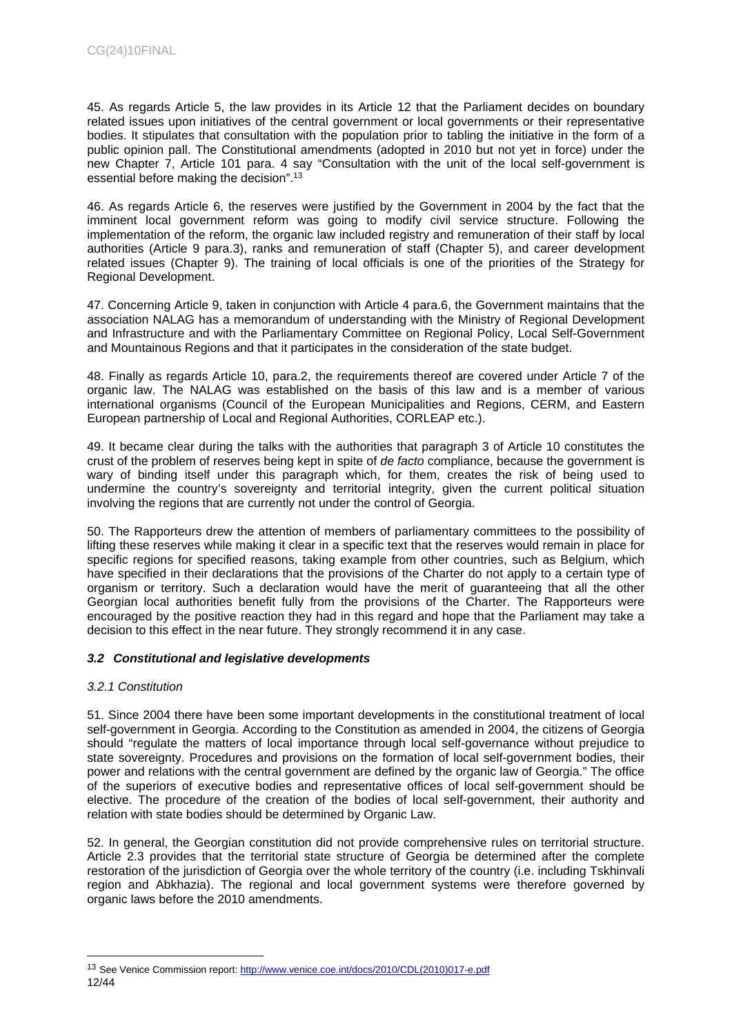45. As regards Article 5, the law provides in its Article 12 that the Parliament decides on boundary related issues upon initiatives of the central government or local governments or their representative bodies. It stipulates that consultation with the population prior to tabling the initiative in the form of a public opinion pall. The Constitutional amendments (adopted in 2010 but not yet in force) under the new Chapter 7, Article 101 para. 4 say "Consultation with the unit of the local self-government is essential before making the decision".[13]

46. As regards Article 6, the reserves were justified by the Government in 2004 by the fact that the imminent local government reform was going to modify civil service structure. Following the implementation of the reform, the organic law included registry and remuneration of their staff by local authorities (Article 9 para.3), ranks and remuneration of staff (Chapter 5), and career development related issues (Chapter 9). The training of local officials is one of the priorities of the Strategy for Regional Development.

47. Concerning Article 9, taken in conjunction with Article 4 para.6, the Government maintains that the association NALAG has a memorandum of understanding with the Ministry of Regional Development and Infrastructure and with the Parliamentary Committee on Regional Policy, Local Self-Government and Mountainous Regions and that it participates in the consideration of the state budget.

48. Finally as regards Article 10, para.2, the requirements thereof are covered under Article 7 of the organic law. The NALAG was established on the basis of this law and is a member of various international organisms (Council of the European Municipalities and Regions, CERM, and Eastern European partnership of Local and Regional Authorities, CORLEAP etc.).

49. It became clear during the talks with the authorities that paragraph 3 of Article 10 constitutes the crust of the problem of reserves being kept in spite of *de facto* compliance, because the government is wary of binding itself under this paragraph which, for them, creates the risk of being used to undermine the country's sovereignty and territorial integrity, given the current political situation involving the regions that are currently not under the control of Georgia.

50. The Rapporteurs drew the attention of members of parliamentary committees to the possibility of lifting these reserves while making it clear in a specific text that the reserves would remain in place for specific regions for specified reasons, taking example from other countries, such as Belgium, which have specified in their declarations that the provisions of the Charter do not apply to a certain type of organism or territory. Such a declaration would have the merit of guaranteeing that all the other Georgian local authorities benefit fully from the provisions of the Charter. The Rapporteurs were encouraged by the positive reaction they had in this regard and hope that the Parliament may take a decision to this effect in the near future. They strongly recommend it in any case.

### *3.2 Constitutional and legislative developments*

#### *3.2.1 Constitution*

51. Since 2004 there have been some important developments in the constitutional treatment of local self-government in Georgia. According to the Constitution as amended in 2004, the citizens of Georgia should "regulate the matters of local importance through local self-governance without prejudice to state sovereignty. Procedures and provisions on the formation of local self-government bodies, their power and relations with the central government are defined by the organic law of Georgia." The office of the superiors of executive bodies and representative offices of local self-government should be elective. The procedure of the creation of the bodies of local self-government, their authority and relation with state bodies should be determined by Organic Law.

52. In general, the Georgian constitution did not provide comprehensive rules on territorial structure. Article 2.3 provides that the territorial state structure of Georgia be determined after the complete restoration of the jurisdiction of Georgia over the whole territory of the country (i.e. including Tskhinvali region and Abkhazia). The regional and local government systems were therefore governed by organic laws before the 2010 amendments.

---

[13] See Venice Commission report: http://www.venice.coe.int/docs/2010/CDL(2010)017-e.pdf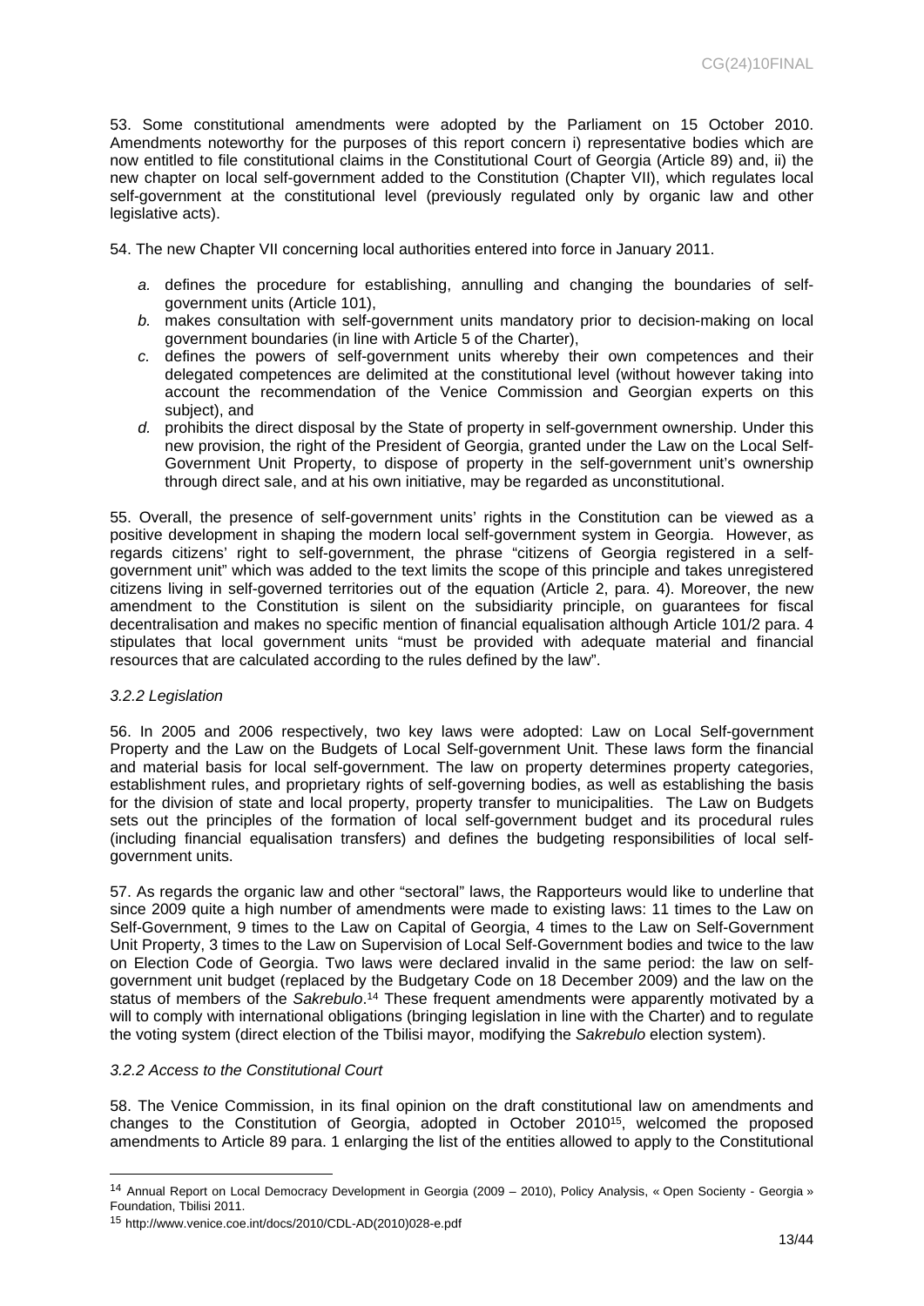53. Some constitutional amendments were adopted by the Parliament on 15 October 2010. Amendments noteworthy for the purposes of this report concern i) representative bodies which are now entitled to file constitutional claims in the Constitutional Court of Georgia (Article 89) and, ii) the new chapter on local self-government added to the Constitution (Chapter VII), which regulates local self-government at the constitutional level (previously regulated only by organic law and other legislative acts).

54. The new Chapter VII concerning local authorities entered into force in January 2011.

*a.* defines the procedure for establishing, annulling and changing the boundaries of self-government units (Article 101),

*b.* makes consultation with self-government units mandatory prior to decision-making on local government boundaries (in line with Article 5 of the Charter),

*c.* defines the powers of self-government units whereby their own competences and their delegated competences are delimited at the constitutional level (without however taking into account the recommendation of the Venice Commission and Georgian experts on this subject), and

*d.* prohibits the direct disposal by the State of property in self-government ownership. Under this new provision, the right of the President of Georgia, granted under the Law on the Local Self-Government Unit Property, to dispose of property in the self-government unit's ownership through direct sale, and at his own initiative, may be regarded as unconstitutional.

55. Overall, the presence of self-government units' rights in the Constitution can be viewed as a positive development in shaping the modern local self-government system in Georgia. However, as regards citizens' right to self-government, the phrase "citizens of Georgia registered in a self-government unit" which was added to the text limits the scope of this principle and takes unregistered citizens living in self-governed territories out of the equation (Article 2, para. 4). Moreover, the new amendment to the Constitution is silent on the subsidiarity principle, on guarantees for fiscal decentralisation and makes no specific mention of financial equalisation although Article 101/2 para. 4 stipulates that local government units "must be provided with adequate material and financial resources that are calculated according to the rules defined by the law".

### *3.2.2 Legislation*

56. In 2005 and 2006 respectively, two key laws were adopted: Law on Local Self-government Property and the Law on the Budgets of Local Self-government Unit. These laws form the financial and material basis for local self-government. The law on property determines property categories, establishment rules, and proprietary rights of self-governing bodies, as well as establishing the basis for the division of state and local property, property transfer to municipalities. The Law on Budgets sets out the principles of the formation of local self-government budget and its procedural rules (including financial equalisation transfers) and defines the budgeting responsibilities of local self-government units.

57. As regards the organic law and other "sectoral" laws, the Rapporteurs would like to underline that since 2009 quite a high number of amendments were made to existing laws: 11 times to the Law on Self-Government, 9 times to the Law on Capital of Georgia, 4 times to the Law on Self-Government Unit Property, 3 times to the Law on Supervision of Local Self-Government bodies and twice to the law on Election Code of Georgia. Two laws were declared invalid in the same period: the law on self-government unit budget (replaced by the Budgetary Code on 18 December 2009) and the law on the status of members of the *Sakrebulo*.[14] These frequent amendments were apparently motivated by a will to comply with international obligations (bringing legislation in line with the Charter) and to regulate the voting system (direct election of the Tbilisi mayor, modifying the *Sakrebulo* election system).

### *3.2.2 Access to the Constitutional Court*

58. The Venice Commission, in its final opinion on the draft constitutional law on amendments and changes to the Constitution of Georgia, adopted in October 2010[15], welcomed the proposed amendments to Article 89 para. 1 enlarging the list of the entities allowed to apply to the Constitutional

---

[14] Annual Report on Local Democracy Development in Georgia (2009 – 2010), Policy Analysis, « Open Socienty - Georgia » Foundation, Tbilisi 2011.

[15] http://www.venice.coe.int/docs/2010/CDL-AD(2010)028-e.pdf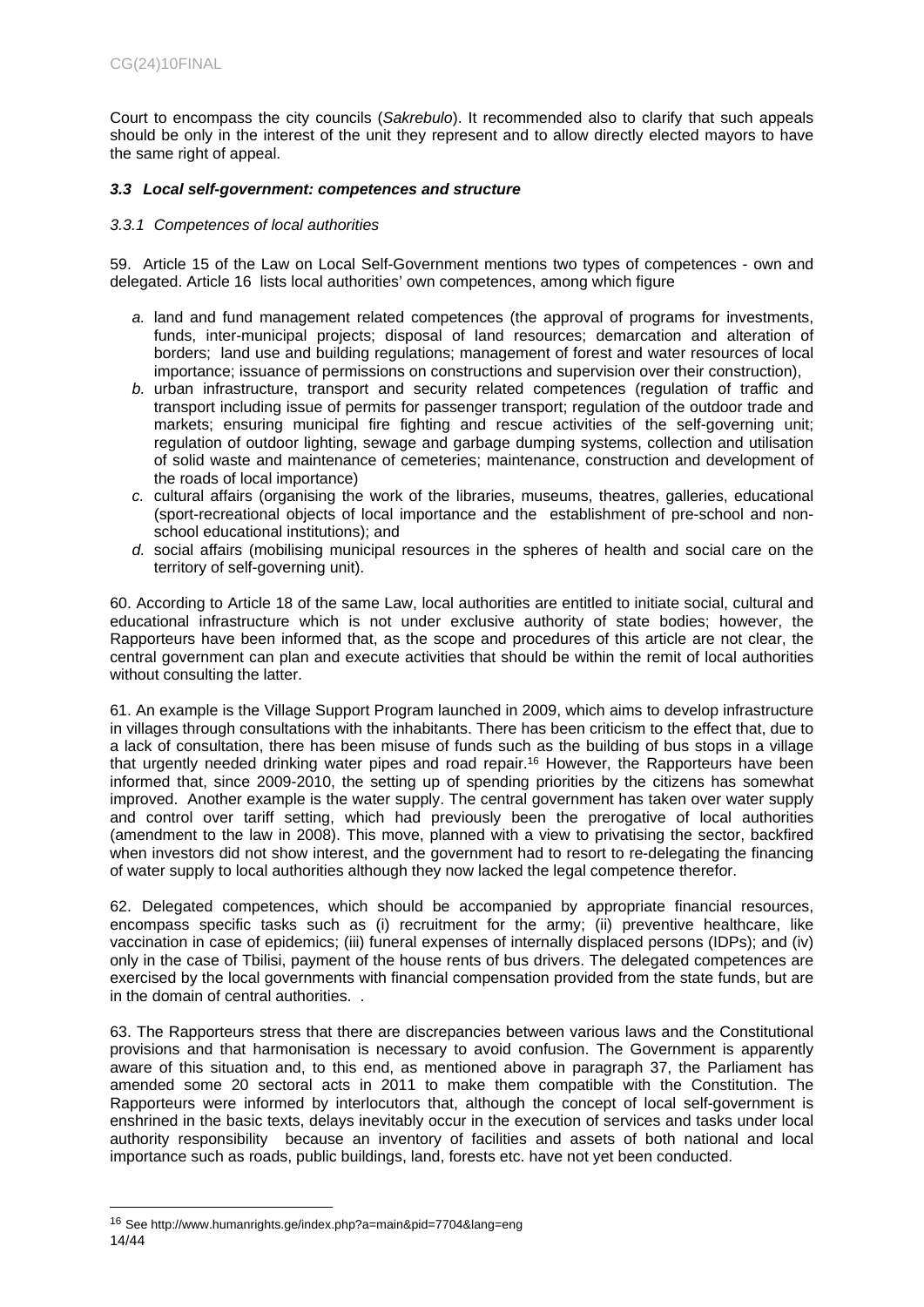Court to encompass the city councils (*Sakrebulo*). It recommended also to clarify that such appeals should be only in the interest of the unit they represent and to allow directly elected mayors to have the same right of appeal.

### *3.3 Local self-government: competences and structure*

#### *3.3.1 Competences of local authorities*

59. Article 15 of the Law on Local Self-Government mentions two types of competences - own and delegated. Article 16 lists local authorities' own competences, among which figure

*a.* land and fund management related competences (the approval of programs for investments, funds, inter-municipal projects; disposal of land resources; demarcation and alteration of borders; land use and building regulations; management of forest and water resources of local importance; issuance of permissions on constructions and supervision over their construction),

*b.* urban infrastructure, transport and security related competences (regulation of traffic and transport including issue of permits for passenger transport; regulation of the outdoor trade and markets; ensuring municipal fire fighting and rescue activities of the self-governing unit; regulation of outdoor lighting, sewage and garbage dumping systems, collection and utilisation of solid waste and maintenance of cemeteries; maintenance, construction and development of the roads of local importance)

*c.* cultural affairs (organising the work of the libraries, museums, theatres, galleries, educational (sport-recreational objects of local importance and the establishment of pre-school and non-school educational institutions); and

*d.* social affairs (mobilising municipal resources in the spheres of health and social care on the territory of self-governing unit).

60. According to Article 18 of the same Law, local authorities are entitled to initiate social, cultural and educational infrastructure which is not under exclusive authority of state bodies; however, the Rapporteurs have been informed that, as the scope and procedures of this article are not clear, the central government can plan and execute activities that should be within the remit of local authorities without consulting the latter.

61. An example is the Village Support Program launched in 2009, which aims to develop infrastructure in villages through consultations with the inhabitants. There has been criticism to the effect that, due to a lack of consultation, there has been misuse of funds such as the building of bus stops in a village that urgently needed drinking water pipes and road repair.[16] However, the Rapporteurs have been informed that, since 2009-2010, the setting up of spending priorities by the citizens has somewhat improved. Another example is the water supply. The central government has taken over water supply and control over tariff setting, which had previously been the prerogative of local authorities (amendment to the law in 2008). This move, planned with a view to privatising the sector, backfired when investors did not show interest, and the government had to resort to re-delegating the financing of water supply to local authorities although they now lacked the legal competence therefor.

62. Delegated competences, which should be accompanied by appropriate financial resources, encompass specific tasks such as (i) recruitment for the army; (ii) preventive healthcare, like vaccination in case of epidemics; (iii) funeral expenses of internally displaced persons (IDPs); and (iv) only in the case of Tbilisi, payment of the house rents of bus drivers. The delegated competences are exercised by the local governments with financial compensation provided from the state funds, but are in the domain of central authorities. .

63. The Rapporteurs stress that there are discrepancies between various laws and the Constitutional provisions and that harmonisation is necessary to avoid confusion. The Government is apparently aware of this situation and, to this end, as mentioned above in paragraph 37, the Parliament has amended some 20 sectoral acts in 2011 to make them compatible with the Constitution. The Rapporteurs were informed by interlocutors that, although the concept of local self-government is enshrined in the basic texts, delays inevitably occur in the execution of services and tasks under local authority responsibility because an inventory of facilities and assets of both national and local importance such as roads, public buildings, land, forests etc. have not yet been conducted.

---

[16] See http://www.humanrights.ge/index.php?a=main&pid=7704&lang=eng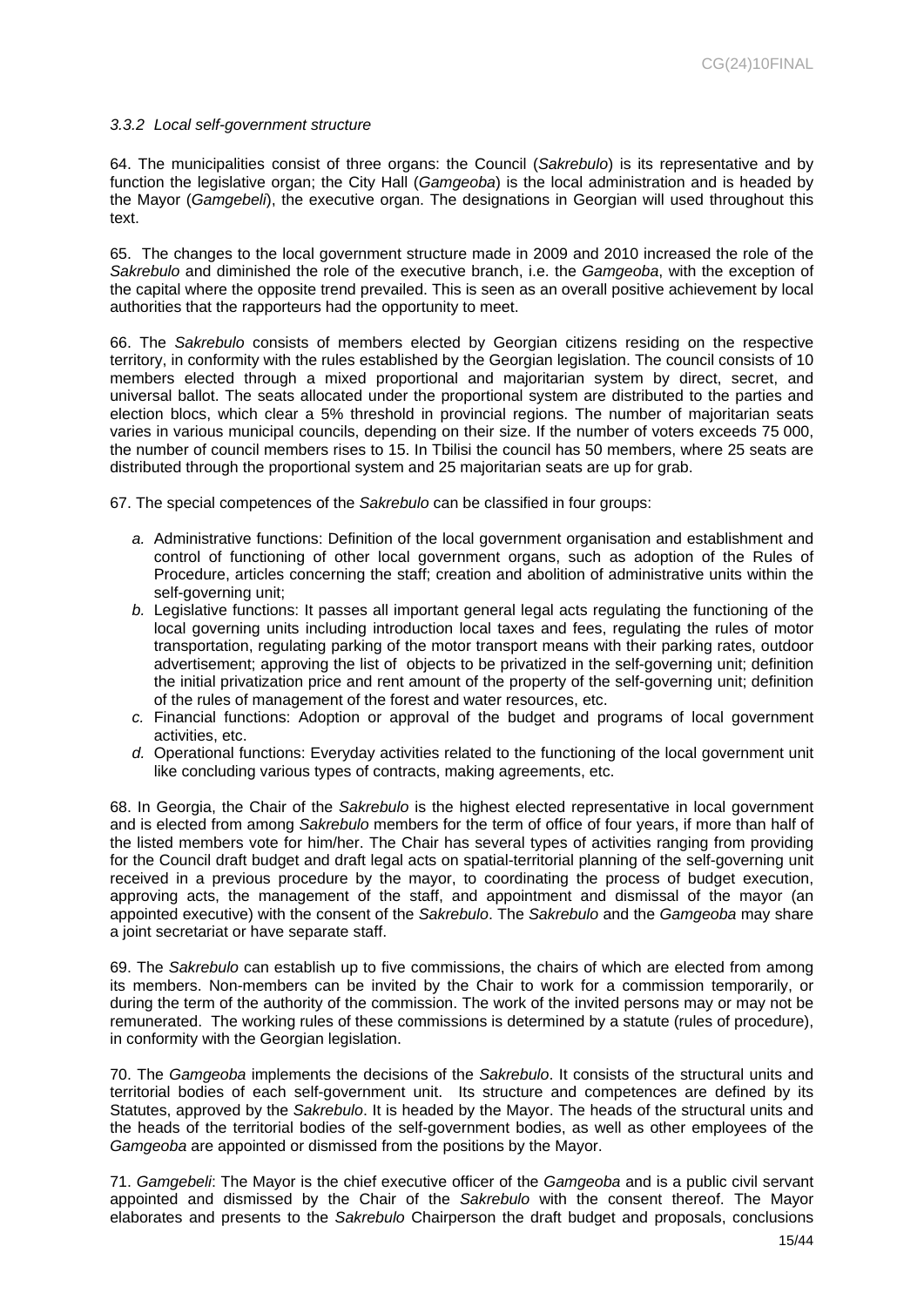### *3.3.2 Local self-government structure*

64. The municipalities consist of three organs: the Council (*Sakrebulo*) is its representative and by function the legislative organ; the City Hall (*Gamgeoba*) is the local administration and is headed by the Mayor (*Gamgebeli*), the executive organ. The designations in Georgian will used throughout this text.

65. The changes to the local government structure made in 2009 and 2010 increased the role of the *Sakrebulo* and diminished the role of the executive branch, i.e. the *Gamgeoba*, with the exception of the capital where the opposite trend prevailed. This is seen as an overall positive achievement by local authorities that the rapporteurs had the opportunity to meet.

66. The *Sakrebulo* consists of members elected by Georgian citizens residing on the respective territory, in conformity with the rules established by the Georgian legislation. The council consists of 10 members elected through a mixed proportional and majoritarian system by direct, secret, and universal ballot. The seats allocated under the proportional system are distributed to the parties and election blocs, which clear a 5% threshold in provincial regions. The number of majoritarian seats varies in various municipal councils, depending on their size. If the number of voters exceeds 75 000, the number of council members rises to 15. In Tbilisi the council has 50 members, where 25 seats are distributed through the proportional system and 25 majoritarian seats are up for grab.

67. The special competences of the *Sakrebulo* can be classified in four groups:

*a.* Administrative functions: Definition of the local government organisation and establishment and control of functioning of other local government organs, such as adoption of the Rules of Procedure, articles concerning the staff; creation and abolition of administrative units within the self-governing unit;

*b.* Legislative functions: It passes all important general legal acts regulating the functioning of the local governing units including introduction local taxes and fees, regulating the rules of motor transportation, regulating parking of the motor transport means with their parking rates, outdoor advertisement; approving the list of objects to be privatized in the self-governing unit; definition the initial privatization price and rent amount of the property of the self-governing unit; definition of the rules of management of the forest and water resources, etc.

*c.* Financial functions: Adoption or approval of the budget and programs of local government activities, etc.

*d.* Operational functions: Everyday activities related to the functioning of the local government unit like concluding various types of contracts, making agreements, etc.

68. In Georgia, the Chair of the *Sakrebulo* is the highest elected representative in local government and is elected from among *Sakrebulo* members for the term of office of four years, if more than half of the listed members vote for him/her. The Chair has several types of activities ranging from providing for the Council draft budget and draft legal acts on spatial-territorial planning of the self-governing unit received in a previous procedure by the mayor, to coordinating the process of budget execution, approving acts, the management of the staff, and appointment and dismissal of the mayor (an appointed executive) with the consent of the *Sakrebulo*. The *Sakrebulo* and the *Gamgeoba* may share a joint secretariat or have separate staff.

69. The *Sakrebulo* can establish up to five commissions, the chairs of which are elected from among its members. Non-members can be invited by the Chair to work for a commission temporarily, or during the term of the authority of the commission. The work of the invited persons may or may not be remunerated. The working rules of these commissions is determined by a statute (rules of procedure), in conformity with the Georgian legislation.

70. The *Gamgeoba* implements the decisions of the *Sakrebulo*. It consists of the structural units and territorial bodies of each self-government unit. Its structure and competences are defined by its Statutes, approved by the *Sakrebulo*. It is headed by the Mayor. The heads of the structural units and the heads of the territorial bodies of the self-government bodies, as well as other employees of the *Gamgeoba* are appointed or dismissed from the positions by the Mayor.

71. *Gamgebeli*: The Mayor is the chief executive officer of the *Gamgeoba* and is a public civil servant appointed and dismissed by the Chair of the *Sakrebulo* with the consent thereof. The Mayor elaborates and presents to the *Sakrebulo* Chairperson the draft budget and proposals, conclusions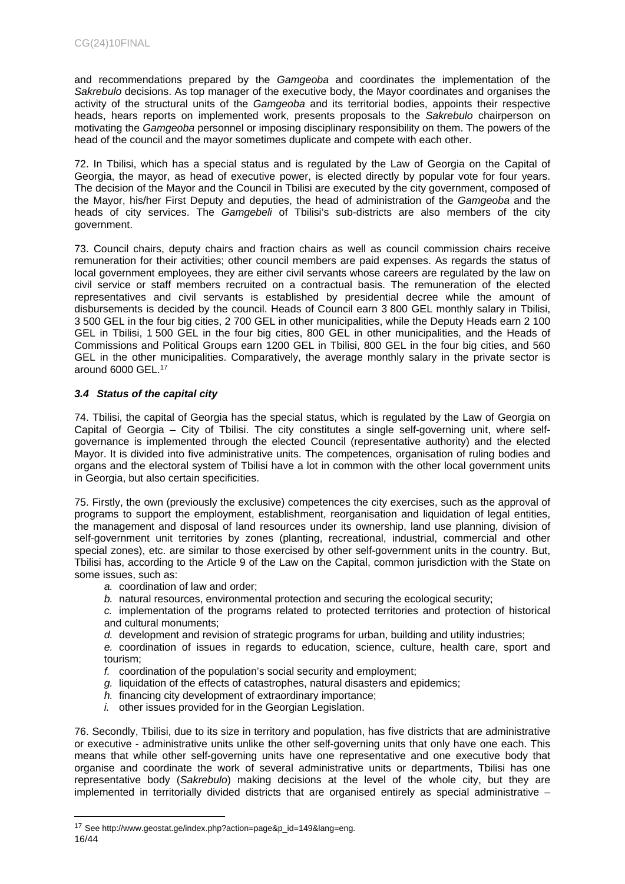and recommendations prepared by the *Gamgeoba* and coordinates the implementation of the *Sakrebulo* decisions. As top manager of the executive body, the Mayor coordinates and organises the activity of the structural units of the *Gamgeoba* and its territorial bodies, appoints their respective heads, hears reports on implemented work, presents proposals to the *Sakrebulo* chairperson on motivating the *Gamgeoba* personnel or imposing disciplinary responsibility on them. The powers of the head of the council and the mayor sometimes duplicate and compete with each other.

72. In Tbilisi, which has a special status and is regulated by the Law of Georgia on the Capital of Georgia, the mayor, as head of executive power, is elected directly by popular vote for four years. The decision of the Mayor and the Council in Tbilisi are executed by the city government, composed of the Mayor, his/her First Deputy and deputies, the head of administration of the *Gamgeoba* and the heads of city services. The *Gamgebeli* of Tbilisi's sub-districts are also members of the city government.

73. Council chairs, deputy chairs and fraction chairs as well as council commission chairs receive remuneration for their activities; other council members are paid expenses. As regards the status of local government employees, they are either civil servants whose careers are regulated by the law on civil service or staff members recruited on a contractual basis. The remuneration of the elected representatives and civil servants is established by presidential decree while the amount of disbursements is decided by the council. Heads of Council earn 3 800 GEL monthly salary in Tbilisi, 3 500 GEL in the four big cities, 2 700 GEL in other municipalities, while the Deputy Heads earn 2 100 GEL in Tbilisi, 1 500 GEL in the four big cities, 800 GEL in other municipalities, and the Heads of Commissions and Political Groups earn 1200 GEL in Tbilisi, 800 GEL in the four big cities, and 560 GEL in the other municipalities. Comparatively, the average monthly salary in the private sector is around 6000 GEL.[17]

### *3.4 Status of the capital city*

74. Tbilisi, the capital of Georgia has the special status, which is regulated by the Law of Georgia on Capital of Georgia – City of Tbilisi. The city constitutes a single self-governing unit, where self-governance is implemented through the elected Council (representative authority) and the elected Mayor. It is divided into five administrative units. The competences, organisation of ruling bodies and organs and the electoral system of Tbilisi have a lot in common with the other local government units in Georgia, but also certain specificities.

75. Firstly, the own (previously the exclusive) competences the city exercises, such as the approval of programs to support the employment, establishment, reorganisation and liquidation of legal entities, the management and disposal of land resources under its ownership, land use planning, division of self-government unit territories by zones (planting, recreational, industrial, commercial and other special zones), etc. are similar to those exercised by other self-government units in the country. But, Tbilisi has, according to the Article 9 of the Law on the Capital, common jurisdiction with the State on some issues, such as:

*a.* coordination of law and order;

*b.* natural resources, environmental protection and securing the ecological security;

*c.* implementation of the programs related to protected territories and protection of historical and cultural monuments;

*d.* development and revision of strategic programs for urban, building and utility industries;

*e.* coordination of issues in regards to education, science, culture, health care, sport and tourism;

*f.* coordination of the population's social security and employment;

*g.* liquidation of the effects of catastrophes, natural disasters and epidemics;

*h.* financing city development of extraordinary importance;

*i.* other issues provided for in the Georgian Legislation.

76. Secondly, Tbilisi, due to its size in territory and population, has five districts that are administrative or executive - administrative units unlike the other self-governing units that only have one each. This means that while other self-governing units have one representative and one executive body that organise and coordinate the work of several administrative units or departments, Tbilisi has one representative body (*Sakrebulo*) making decisions at the level of the whole city, but they are implemented in territorially divided districts that are organised entirely as special administrative –

---

[17] See http://www.geostat.ge/index.php?action=page&p_id=149&lang=eng.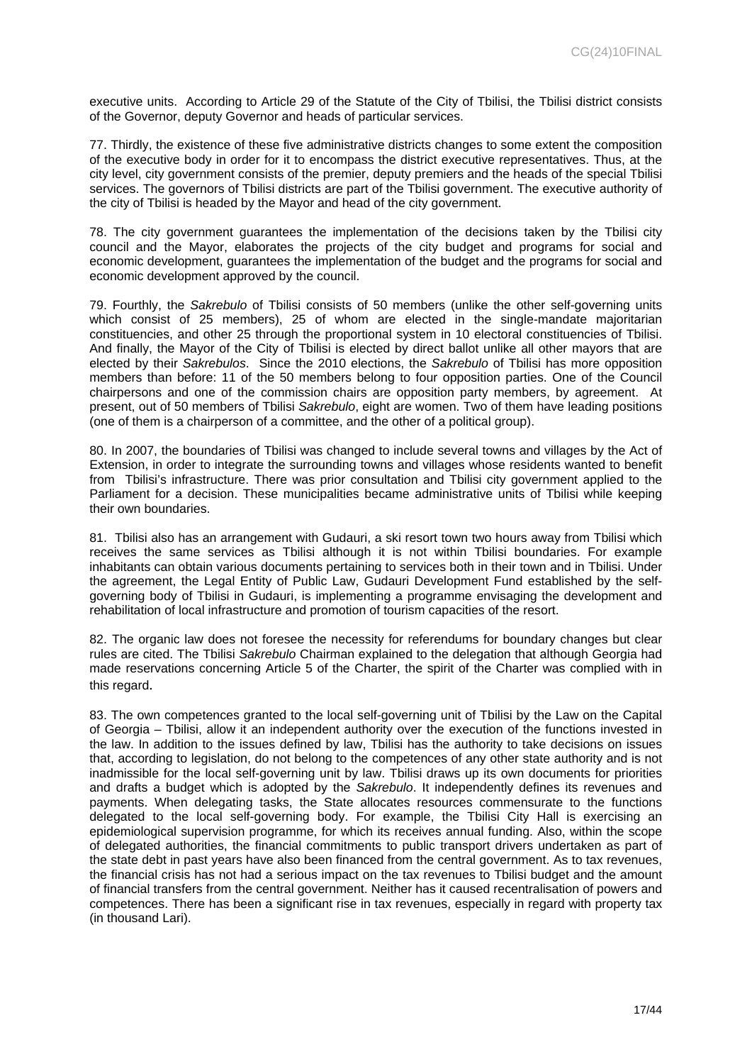executive units. According to Article 29 of the Statute of the City of Tbilisi, the Tbilisi district consists of the Governor, deputy Governor and heads of particular services.

77. Thirdly, the existence of these five administrative districts changes to some extent the composition of the executive body in order for it to encompass the district executive representatives. Thus, at the city level, city government consists of the premier, deputy premiers and the heads of the special Tbilisi services. The governors of Tbilisi districts are part of the Tbilisi government. The executive authority of the city of Tbilisi is headed by the Mayor and head of the city government.

78. The city government guarantees the implementation of the decisions taken by the Tbilisi city council and the Mayor, elaborates the projects of the city budget and programs for social and economic development, guarantees the implementation of the budget and the programs for social and economic development approved by the council.

79. Fourthly, the *Sakrebulo* of Tbilisi consists of 50 members (unlike the other self-governing units which consist of 25 members), 25 of whom are elected in the single-mandate majoritarian constituencies, and other 25 through the proportional system in 10 electoral constituencies of Tbilisi. And finally, the Mayor of the City of Tbilisi is elected by direct ballot unlike all other mayors that are elected by their *Sakrebulos*. Since the 2010 elections, the *Sakrebulo* of Tbilisi has more opposition members than before: 11 of the 50 members belong to four opposition parties. One of the Council chairpersons and one of the commission chairs are opposition party members, by agreement. At present, out of 50 members of Tbilisi *Sakrebulo*, eight are women. Two of them have leading positions (one of them is a chairperson of a committee, and the other of a political group).

80. In 2007, the boundaries of Tbilisi was changed to include several towns and villages by the Act of Extension, in order to integrate the surrounding towns and villages whose residents wanted to benefit from Tbilisi's infrastructure. There was prior consultation and Tbilisi city government applied to the Parliament for a decision. These municipalities became administrative units of Tbilisi while keeping their own boundaries.

81. Tbilisi also has an arrangement with Gudauri, a ski resort town two hours away from Tbilisi which receives the same services as Tbilisi although it is not within Tbilisi boundaries. For example inhabitants can obtain various documents pertaining to services both in their town and in Tbilisi. Under the agreement, the Legal Entity of Public Law, Gudauri Development Fund established by the self-governing body of Tbilisi in Gudauri, is implementing a programme envisaging the development and rehabilitation of local infrastructure and promotion of tourism capacities of the resort.

82. The organic law does not foresee the necessity for referendums for boundary changes but clear rules are cited. The Tbilisi *Sakrebulo* Chairman explained to the delegation that although Georgia had made reservations concerning Article 5 of the Charter, the spirit of the Charter was complied with in this regard.

83. The own competences granted to the local self-governing unit of Tbilisi by the Law on the Capital of Georgia – Tbilisi, allow it an independent authority over the execution of the functions invested in the law. In addition to the issues defined by law, Tbilisi has the authority to take decisions on issues that, according to legislation, do not belong to the competences of any other state authority and is not inadmissible for the local self-governing unit by law. Tbilisi draws up its own documents for priorities and drafts a budget which is adopted by the *Sakrebulo*. It independently defines its revenues and payments. When delegating tasks, the State allocates resources commensurate to the functions delegated to the local self-governing body. For example, the Tbilisi City Hall is exercising an epidemiological supervision programme, for which its receives annual funding. Also, within the scope of delegated authorities, the financial commitments to public transport drivers undertaken as part of the state debt in past years have also been financed from the central government. As to tax revenues, the financial crisis has not had a serious impact on the tax revenues to Tbilisi budget and the amount of financial transfers from the central government. Neither has it caused recentralisation of powers and competences. There has been a significant rise in tax revenues, especially in regard with property tax (in thousand Lari).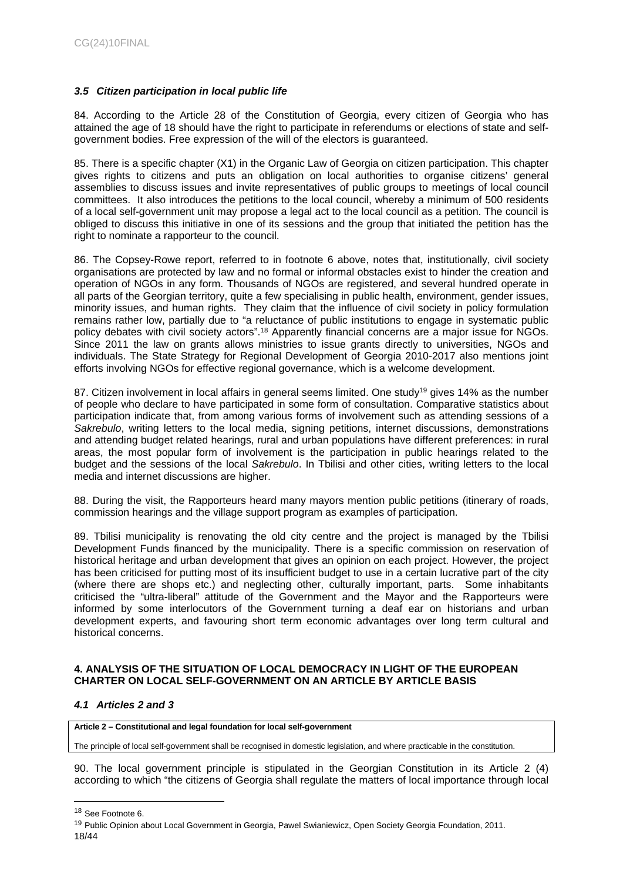### *3.5 Citizen participation in local public life*

84. According to the Article 28 of the Constitution of Georgia, every citizen of Georgia who has attained the age of 18 should have the right to participate in referendums or elections of state and self-government bodies. Free expression of the will of the electors is guaranteed.

85. There is a specific chapter (X1) in the Organic Law of Georgia on citizen participation. This chapter gives rights to citizens and puts an obligation on local authorities to organise citizens' general assemblies to discuss issues and invite representatives of public groups to meetings of local council committees. It also introduces the petitions to the local council, whereby a minimum of 500 residents of a local self-government unit may propose a legal act to the local council as a petition. The council is obliged to discuss this initiative in one of its sessions and the group that initiated the petition has the right to nominate a rapporteur to the council.

86. The Copsey-Rowe report, referred to in footnote 6 above, notes that, institutionally, civil society organisations are protected by law and no formal or informal obstacles exist to hinder the creation and operation of NGOs in any form. Thousands of NGOs are registered, and several hundred operate in all parts of the Georgian territory, quite a few specialising in public health, environment, gender issues, minority issues, and human rights. They claim that the influence of civil society in policy formulation remains rather low, partially due to "a reluctance of public institutions to engage in systematic public policy debates with civil society actors".[18] Apparently financial concerns are a major issue for NGOs. Since 2011 the law on grants allows ministries to issue grants directly to universities, NGOs and individuals. The State Strategy for Regional Development of Georgia 2010-2017 also mentions joint efforts involving NGOs for effective regional governance, which is a welcome development.

87. Citizen involvement in local affairs in general seems limited. One study[19] gives 14% as the number of people who declare to have participated in some form of consultation. Comparative statistics about participation indicate that, from among various forms of involvement such as attending sessions of a *Sakrebulo*, writing letters to the local media, signing petitions, internet discussions, demonstrations and attending budget related hearings, rural and urban populations have different preferences: in rural areas, the most popular form of involvement is the participation in public hearings related to the budget and the sessions of the local *Sakrebulo*. In Tbilisi and other cities, writing letters to the local media and internet discussions are higher.

88. During the visit, the Rapporteurs heard many mayors mention public petitions (itinerary of roads, commission hearings and the village support program as examples of participation.

89. Tbilisi municipality is renovating the old city centre and the project is managed by the Tbilisi Development Funds financed by the municipality. There is a specific commission on reservation of historical heritage and urban development that gives an opinion on each project. However, the project has been criticised for putting most of its insufficient budget to use in a certain lucrative part of the city (where there are shops etc.) and neglecting other, culturally important, parts. Some inhabitants criticised the "ultra-liberal" attitude of the Government and the Mayor and the Rapporteurs were informed by some interlocutors of the Government turning a deaf ear on historians and urban development experts, and favouring short term economic advantages over long term cultural and historical concerns.

## 4. ANALYSIS OF THE SITUATION OF LOCAL DEMOCRACY IN LIGHT OF THE EUROPEAN CHARTER ON LOCAL SELF-GOVERNMENT ON AN ARTICLE BY ARTICLE BASIS

### *4.1 Articles 2 and 3*

| **Article 2 – Constitutional and legal foundation for local self-government** |
|---|
| The principle of local self-government shall be recognised in domestic legislation, and where practicable in the constitution. |

90. The local government principle is stipulated in the Georgian Constitution in its Article 2 (4) according to which "the citizens of Georgia shall regulate the matters of local importance through local

[18] See Footnote 6.

[19] Public Opinion about Local Government in Georgia, Pawel Swianiewicz, Open Society Georgia Foundation, 2011.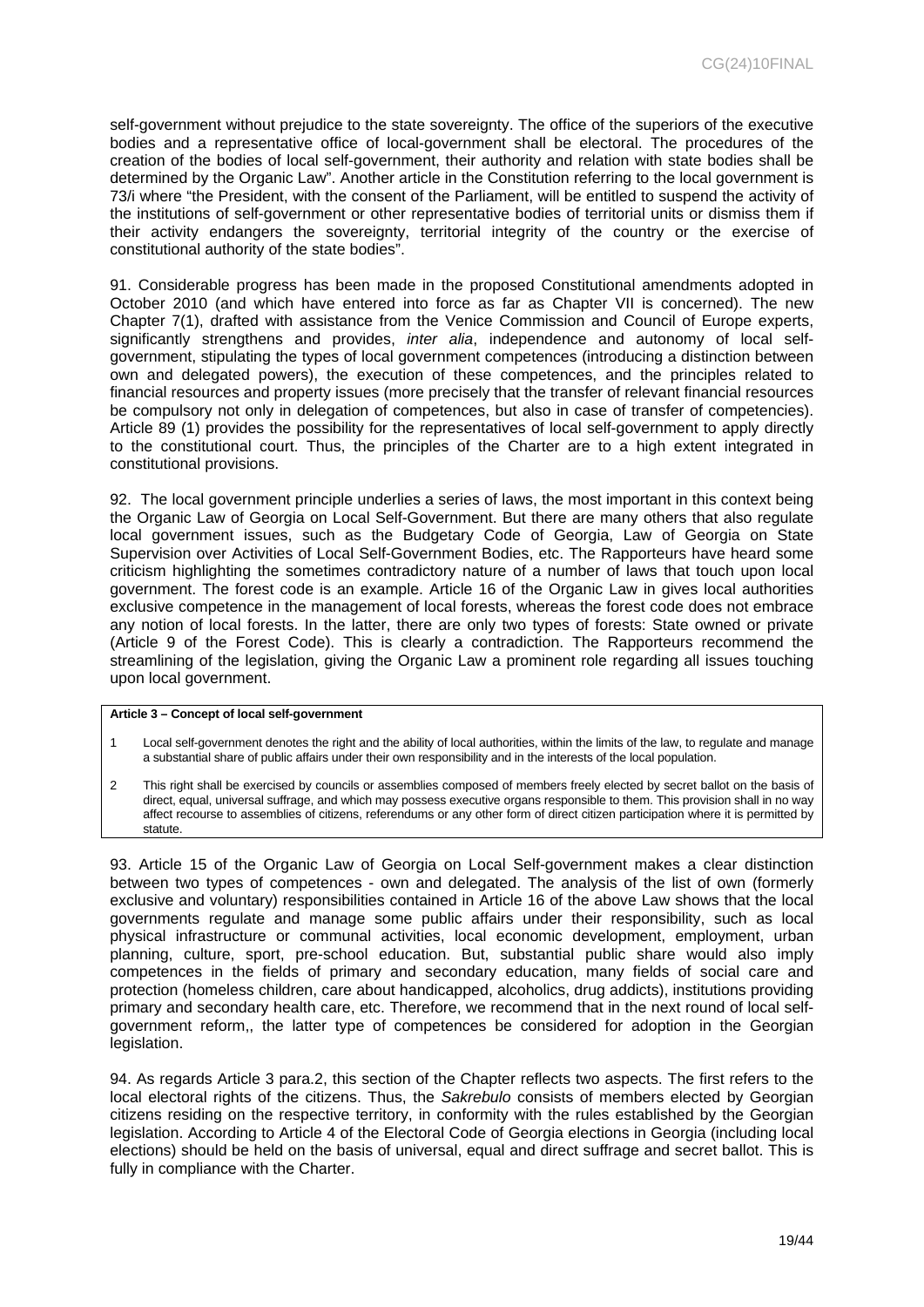self-government without prejudice to the state sovereignty. The office of the superiors of the executive bodies and a representative office of local-government shall be electoral. The procedures of the creation of the bodies of local self-government, their authority and relation with state bodies shall be determined by the Organic Law". Another article in the Constitution referring to the local government is 73/i where "the President, with the consent of the Parliament, will be entitled to suspend the activity of the institutions of self-government or other representative bodies of territorial units or dismiss them if their activity endangers the sovereignty, territorial integrity of the country or the exercise of constitutional authority of the state bodies".

91. Considerable progress has been made in the proposed Constitutional amendments adopted in October 2010 (and which have entered into force as far as Chapter VII is concerned). The new Chapter 7(1), drafted with assistance from the Venice Commission and Council of Europe experts, significantly strengthens and provides, *inter alia*, independence and autonomy of local self-government, stipulating the types of local government competences (introducing a distinction between own and delegated powers), the execution of these competences, and the principles related to financial resources and property issues (more precisely that the transfer of relevant financial resources be compulsory not only in delegation of competences, but also in case of transfer of competencies). Article 89 (1) provides the possibility for the representatives of local self-government to apply directly to the constitutional court. Thus, the principles of the Charter are to a high extent integrated in constitutional provisions.

92. The local government principle underlies a series of laws, the most important in this context being the Organic Law of Georgia on Local Self-Government. But there are many others that also regulate local government issues, such as the Budgetary Code of Georgia, Law of Georgia on State Supervision over Activities of Local Self-Government Bodies, etc. The Rapporteurs have heard some criticism highlighting the sometimes contradictory nature of a number of laws that touch upon local government. The forest code is an example. Article 16 of the Organic Law in gives local authorities exclusive competence in the management of local forests, whereas the forest code does not embrace any notion of local forests. In the latter, there are only two types of forests: State owned or private (Article 9 of the Forest Code). This is clearly a contradiction. The Rapporteurs recommend the streamlining of the legislation, giving the Organic Law a prominent role regarding all issues touching upon local government.

**Article 3 – Concept of local self-government**

1 Local self-government denotes the right and the ability of local authorities, within the limits of the law, to regulate and manage a substantial share of public affairs under their own responsibility and in the interests of the local population.

2 This right shall be exercised by councils or assemblies composed of members freely elected by secret ballot on the basis of direct, equal, universal suffrage, and which may possess executive organs responsible to them. This provision shall in no way affect recourse to assemblies of citizens, referendums or any other form of direct citizen participation where it is permitted by statute.

93. Article 15 of the Organic Law of Georgia on Local Self-government makes a clear distinction between two types of competences - own and delegated. The analysis of the list of own (formerly exclusive and voluntary) responsibilities contained in Article 16 of the above Law shows that the local governments regulate and manage some public affairs under their responsibility, such as local physical infrastructure or communal activities, local economic development, employment, urban planning, culture, sport, pre-school education. But, substantial public share would also imply competences in the fields of primary and secondary education, many fields of social care and protection (homeless children, care about handicapped, alcoholics, drug addicts), institutions providing primary and secondary health care, etc. Therefore, we recommend that in the next round of local self-government reform,, the latter type of competences be considered for adoption in the Georgian legislation.

94. As regards Article 3 para.2, this section of the Chapter reflects two aspects. The first refers to the local electoral rights of the citizens. Thus, the *Sakrebulo* consists of members elected by Georgian citizens residing on the respective territory, in conformity with the rules established by the Georgian legislation. According to Article 4 of the Electoral Code of Georgia elections in Georgia (including local elections) should be held on the basis of universal, equal and direct suffrage and secret ballot. This is fully in compliance with the Charter.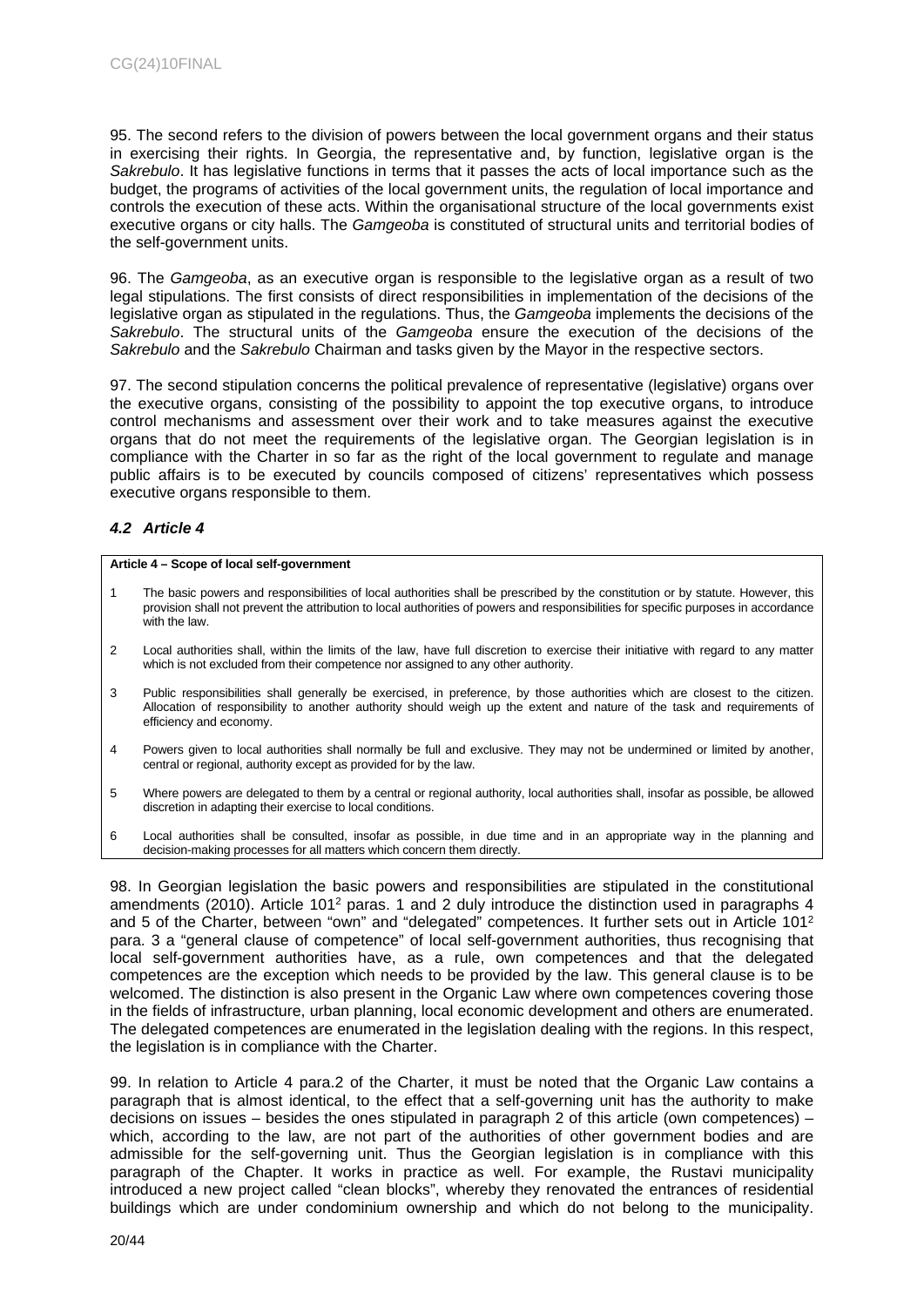95. The second refers to the division of powers between the local government organs and their status in exercising their rights. In Georgia, the representative and, by function, legislative organ is the *Sakrebulo*. It has legislative functions in terms that it passes the acts of local importance such as the budget, the programs of activities of the local government units, the regulation of local importance and controls the execution of these acts. Within the organisational structure of the local governments exist executive organs or city halls. The *Gamgeoba* is constituted of structural units and territorial bodies of the self-government units.

96. The *Gamgeoba*, as an executive organ is responsible to the legislative organ as a result of two legal stipulations. The first consists of direct responsibilities in implementation of the decisions of the legislative organ as stipulated in the regulations. Thus, the *Gamgeoba* implements the decisions of the *Sakrebulo*. The structural units of the *Gamgeoba* ensure the execution of the decisions of the *Sakrebulo* and the *Sakrebulo* Chairman and tasks given by the Mayor in the respective sectors.

97. The second stipulation concerns the political prevalence of representative (legislative) organs over the executive organs, consisting of the possibility to appoint the top executive organs, to introduce control mechanisms and assessment over their work and to take measures against the executive organs that do not meet the requirements of the legislative organ. The Georgian legislation is in compliance with the Charter in so far as the right of the local government to regulate and manage public affairs is to be executed by councils composed of citizens' representatives which possess executive organs responsible to them.

### *4.2 Article 4*

**Article 4 – Scope of local self-government**

1. The basic powers and responsibilities of local authorities shall be prescribed by the constitution or by statute. However, this provision shall not prevent the attribution to local authorities of powers and responsibilities for specific purposes in accordance with the law.
2. Local authorities shall, within the limits of the law, have full discretion to exercise their initiative with regard to any matter which is not excluded from their competence nor assigned to any other authority.
3. Public responsibilities shall generally be exercised, in preference, by those authorities which are closest to the citizen. Allocation of responsibility to another authority should weigh up the extent and nature of the task and requirements of efficiency and economy.
4. Powers given to local authorities shall normally be full and exclusive. They may not be undermined or limited by another, central or regional, authority except as provided for by the law.
5. Where powers are delegated to them by a central or regional authority, local authorities shall, insofar as possible, be allowed discretion in adapting their exercise to local conditions.
6. Local authorities shall be consulted, insofar as possible, in due time and in an appropriate way in the planning and decision-making processes for all matters which concern them directly.

98. In Georgian legislation the basic powers and responsibilities are stipulated in the constitutional amendments (2010). Article $101^2$ paras. 1 and 2 duly introduce the distinction used in paragraphs 4 and 5 of the Charter, between "own" and "delegated" competences. It further sets out in Article $101^2$ para. 3 a "general clause of competence" of local self-government authorities, thus recognising that local self-government authorities have, as a rule, own competences and that the delegated competences are the exception which needs to be provided by the law. This general clause is to be welcomed. The distinction is also present in the Organic Law where own competences covering those in the fields of infrastructure, urban planning, local economic development and others are enumerated. The delegated competences are enumerated in the legislation dealing with the regions. In this respect, the legislation is in compliance with the Charter.

99. In relation to Article 4 para.2 of the Charter, it must be noted that the Organic Law contains a paragraph that is almost identical, to the effect that a self-governing unit has the authority to make decisions on issues – besides the ones stipulated in paragraph 2 of this article (own competences) – which, according to the law, are not part of the authorities of other government bodies and are admissible for the self-governing unit. Thus the Georgian legislation is in compliance with this paragraph of the Chapter. It works in practice as well. For example, the Rustavi municipality introduced a new project called "clean blocks", whereby they renovated the entrances of residential buildings which are under condominium ownership and which do not belong to the municipality.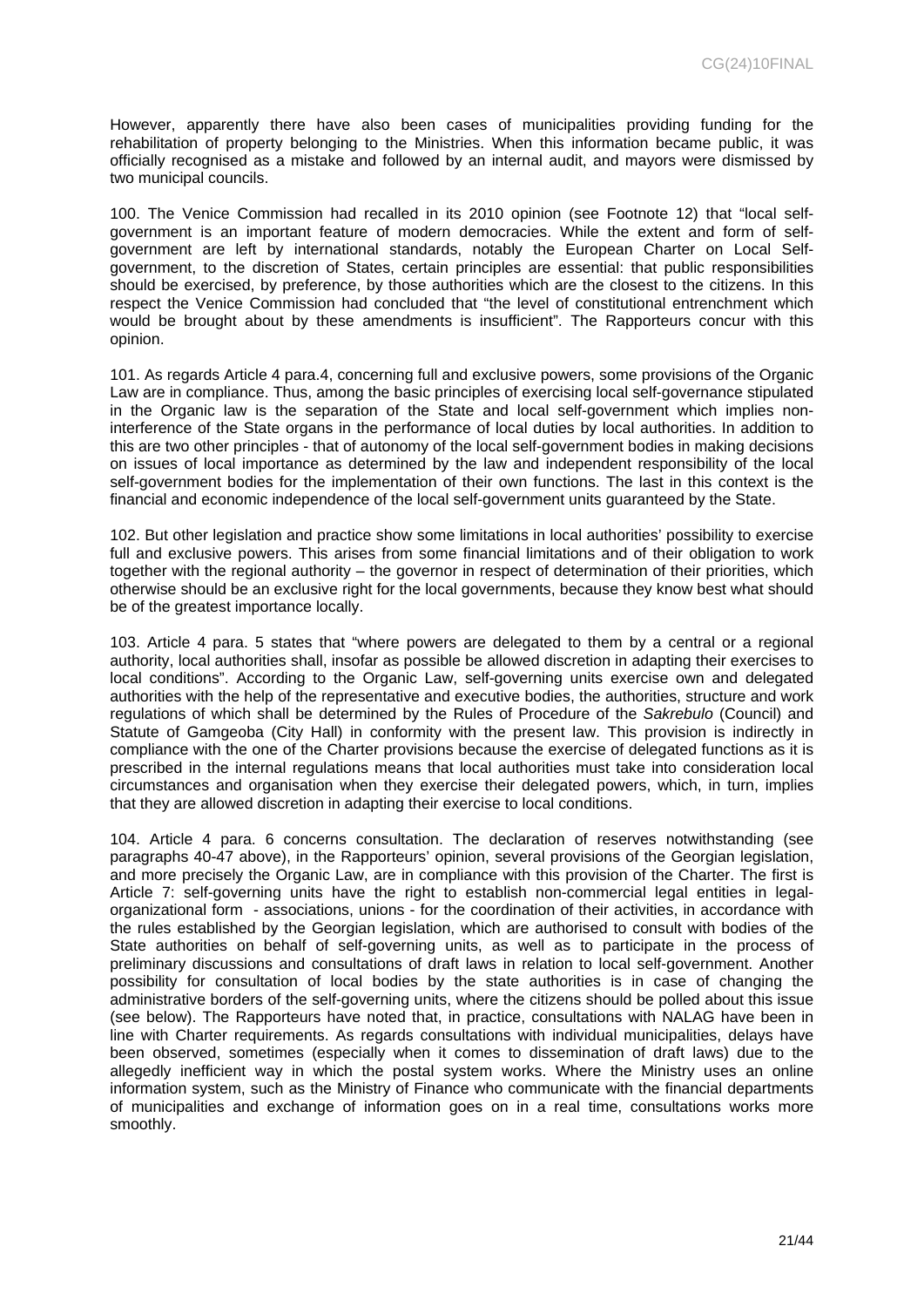However, apparently there have also been cases of municipalities providing funding for the rehabilitation of property belonging to the Ministries. When this information became public, it was officially recognised as a mistake and followed by an internal audit, and mayors were dismissed by two municipal councils.

100. The Venice Commission had recalled in its 2010 opinion (see Footnote 12) that "local self-government is an important feature of modern democracies. While the extent and form of self-government are left by international standards, notably the European Charter on Local Self-government, to the discretion of States, certain principles are essential: that public responsibilities should be exercised, by preference, by those authorities which are the closest to the citizens. In this respect the Venice Commission had concluded that "the level of constitutional entrenchment which would be brought about by these amendments is insufficient". The Rapporteurs concur with this opinion.

101. As regards Article 4 para.4, concerning full and exclusive powers, some provisions of the Organic Law are in compliance. Thus, among the basic principles of exercising local self-governance stipulated in the Organic law is the separation of the State and local self-government which implies non-interference of the State organs in the performance of local duties by local authorities. In addition to this are two other principles - that of autonomy of the local self-government bodies in making decisions on issues of local importance as determined by the law and independent responsibility of the local self-government bodies for the implementation of their own functions. The last in this context is the financial and economic independence of the local self-government units guaranteed by the State.

102. But other legislation and practice show some limitations in local authorities' possibility to exercise full and exclusive powers. This arises from some financial limitations and of their obligation to work together with the regional authority – the governor in respect of determination of their priorities, which otherwise should be an exclusive right for the local governments, because they know best what should be of the greatest importance locally.

103. Article 4 para. 5 states that "where powers are delegated to them by a central or a regional authority, local authorities shall, insofar as possible be allowed discretion in adapting their exercises to local conditions". According to the Organic Law, self-governing units exercise own and delegated authorities with the help of the representative and executive bodies, the authorities, structure and work regulations of which shall be determined by the Rules of Procedure of the *Sakrebulo* (Council) and Statute of Gamgeoba (City Hall) in conformity with the present law. This provision is indirectly in compliance with the one of the Charter provisions because the exercise of delegated functions as it is prescribed in the internal regulations means that local authorities must take into consideration local circumstances and organisation when they exercise their delegated powers, which, in turn, implies that they are allowed discretion in adapting their exercise to local conditions.

104. Article 4 para. 6 concerns consultation. The declaration of reserves notwithstanding (see paragraphs 40-47 above), in the Rapporteurs' opinion, several provisions of the Georgian legislation, and more precisely the Organic Law, are in compliance with this provision of the Charter. The first is Article 7: self-governing units have the right to establish non-commercial legal entities in legal-organizational form - associations, unions - for the coordination of their activities, in accordance with the rules established by the Georgian legislation, which are authorised to consult with bodies of the State authorities on behalf of self-governing units, as well as to participate in the process of preliminary discussions and consultations of draft laws in relation to local self-government. Another possibility for consultation of local bodies by the state authorities is in case of changing the administrative borders of the self-governing units, where the citizens should be polled about this issue (see below). The Rapporteurs have noted that, in practice, consultations with NALAG have been in line with Charter requirements. As regards consultations with individual municipalities, delays have been observed, sometimes (especially when it comes to dissemination of draft laws) due to the allegedly inefficient way in which the postal system works. Where the Ministry uses an online information system, such as the Ministry of Finance who communicate with the financial departments of municipalities and exchange of information goes on in a real time, consultations works more smoothly.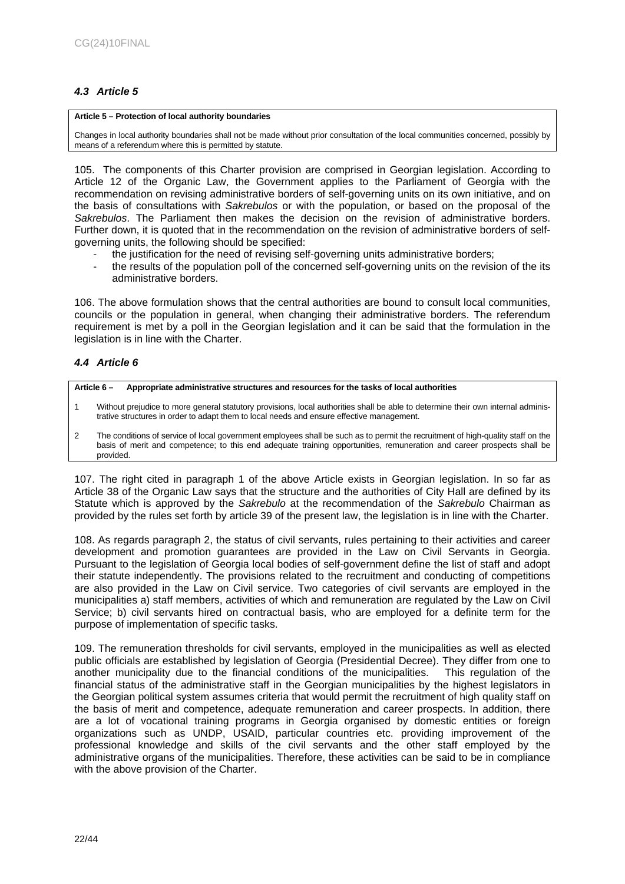### *4.3 Article 5*

| **Article 5 – Protection of local authority boundaries** |
|---|
| Changes in local authority boundaries shall not be made without prior consultation of the local communities concerned, possibly by means of a referendum where this is permitted by statute. |

105. The components of this Charter provision are comprised in Georgian legislation. According to Article 12 of the Organic Law, the Government applies to the Parliament of Georgia with the recommendation on revising administrative borders of self-governing units on its own initiative, and on the basis of consultations with *Sakrebulos* or with the population, or based on the proposal of the *Sakrebulos*. The Parliament then makes the decision on the revision of administrative borders. Further down, it is quoted that in the recommendation on the revision of administrative borders of self-governing units, the following should be specified:

- the justification for the need of revising self-governing units administrative borders;
- the results of the population poll of the concerned self-governing units on the revision of the its administrative borders.

106. The above formulation shows that the central authorities are bound to consult local communities, councils or the population in general, when changing their administrative borders. The referendum requirement is met by a poll in the Georgian legislation and it can be said that the formulation in the legislation is in line with the Charter.

### *4.4 Article 6*

| **Article 6 – Appropriate administrative structures and resources for the tasks of local authorities** |
|---|
| 1 Without prejudice to more general statutory provisions, local authorities shall be able to determine their own internal administrative structures in order to adapt them to local needs and ensure effective management. |
| 2 The conditions of service of local government employees shall be such as to permit the recruitment of high-quality staff on the basis of merit and competence; to this end adequate training opportunities, remuneration and career prospects shall be provided. |

107. The right cited in paragraph 1 of the above Article exists in Georgian legislation. In so far as Article 38 of the Organic Law says that the structure and the authorities of City Hall are defined by its Statute which is approved by the *Sakrebulo* at the recommendation of the *Sakrebulo* Chairman as provided by the rules set forth by article 39 of the present law, the legislation is in line with the Charter.

108. As regards paragraph 2, the status of civil servants, rules pertaining to their activities and career development and promotion guarantees are provided in the Law on Civil Servants in Georgia. Pursuant to the legislation of Georgia local bodies of self-government define the list of staff and adopt their statute independently. The provisions related to the recruitment and conducting of competitions are also provided in the Law on Civil service. Two categories of civil servants are employed in the municipalities a) staff members, activities of which and remuneration are regulated by the Law on Civil Service; b) civil servants hired on contractual basis, who are employed for a definite term for the purpose of implementation of specific tasks.

109. The remuneration thresholds for civil servants, employed in the municipalities as well as elected public officials are established by legislation of Georgia (Presidential Decree). They differ from one to another municipality due to the financial conditions of the municipalities. This regulation of the financial status of the administrative staff in the Georgian municipalities by the highest legislators in the Georgian political system assumes criteria that would permit the recruitment of high quality staff on the basis of merit and competence, adequate remuneration and career prospects. In addition, there are a lot of vocational training programs in Georgia organised by domestic entities or foreign organizations such as UNDP, USAID, particular countries etc. providing improvement of the professional knowledge and skills of the civil servants and the other staff employed by the administrative organs of the municipalities. Therefore, these activities can be said to be in compliance with the above provision of the Charter.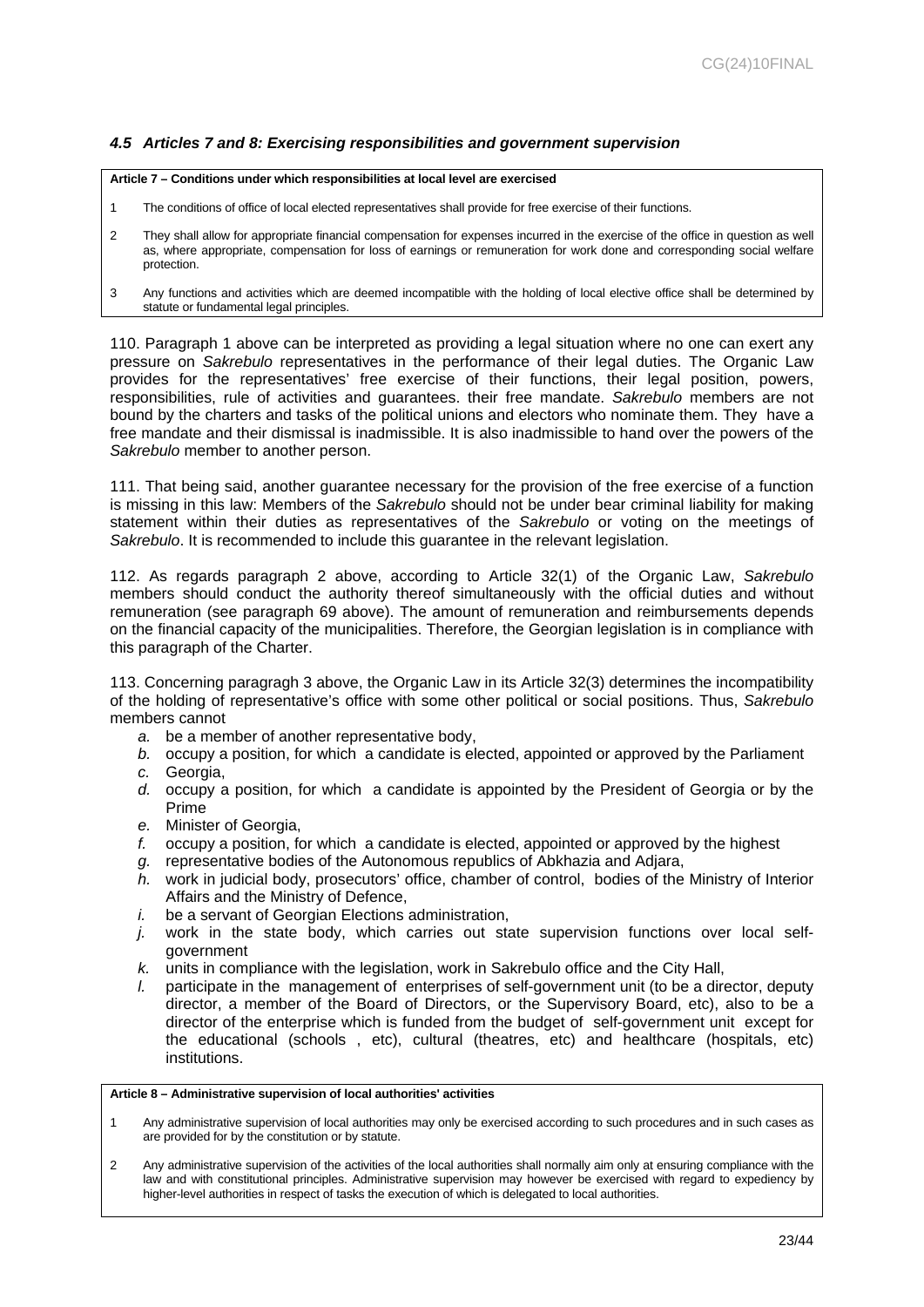### *4.5 Articles 7 and 8: Exercising responsibilities and government supervision*

**Article 7 – Conditions under which responsibilities at local level are exercised**

1 The conditions of office of local elected representatives shall provide for free exercise of their functions.

2 They shall allow for appropriate financial compensation for expenses incurred in the exercise of the office in question as well as, where appropriate, compensation for loss of earnings or remuneration for work done and corresponding social welfare protection.

3 Any functions and activities which are deemed incompatible with the holding of local elective office shall be determined by statute or fundamental legal principles.

110. Paragraph 1 above can be interpreted as providing a legal situation where no one can exert any pressure on *Sakrebulo* representatives in the performance of their legal duties. The Organic Law provides for the representatives' free exercise of their functions, their legal position, powers, responsibilities, rule of activities and guarantees. their free mandate. *Sakrebulo* members are not bound by the charters and tasks of the political unions and electors who nominate them. They have a free mandate and their dismissal is inadmissible. It is also inadmissible to hand over the powers of the *Sakrebulo* member to another person.

111. That being said, another guarantee necessary for the provision of the free exercise of a function is missing in this law: Members of the *Sakrebulo* should not be under bear criminal liability for making statement within their duties as representatives of the *Sakrebulo* or voting on the meetings of *Sakrebulo*. It is recommended to include this guarantee in the relevant legislation.

112. As regards paragraph 2 above, according to Article 32(1) of the Organic Law, *Sakrebulo* members should conduct the authority thereof simultaneously with the official duties and without remuneration (see paragraph 69 above). The amount of remuneration and reimbursements depends on the financial capacity of the municipalities. Therefore, the Georgian legislation is in compliance with this paragraph of the Charter.

113. Concerning paragragh 3 above, the Organic Law in its Article 32(3) determines the incompatibility of the holding of representative's office with some other political or social positions. Thus, *Sakrebulo* members cannot

*a.* be a member of another representative body,
*b.* occupy a position, for which a candidate is elected, appointed or approved by the Parliament
*c.* Georgia,
*d.* occupy a position, for which a candidate is appointed by the President of Georgia or by the Prime
*e.* Minister of Georgia,
*f.* occupy a position, for which a candidate is elected, appointed or approved by the highest
*g.* representative bodies of the Autonomous republics of Abkhazia and Adjara,
*h.* work in judicial body, prosecutors' office, chamber of control, bodies of the Ministry of Interior Affairs and the Ministry of Defence,
*i.* be a servant of Georgian Elections administration,
*j.* work in the state body, which carries out state supervision functions over local self-government
*k.* units in compliance with the legislation, work in Sakrebulo office and the City Hall,
*l.* participate in the management of enterprises of self-government unit (to be a director, deputy director, a member of the Board of Directors, or the Supervisory Board, etc), also to be a director of the enterprise which is funded from the budget of self-government unit except for the educational (schools , etc), cultural (theatres, etc) and healthcare (hospitals, etc) institutions.

**Article 8 – Administrative supervision of local authorities' activities**

1 Any administrative supervision of local authorities may only be exercised according to such procedures and in such cases as are provided for by the constitution or by statute.

2 Any administrative supervision of the activities of the local authorities shall normally aim only at ensuring compliance with the law and with constitutional principles. Administrative supervision may however be exercised with regard to expediency by higher-level authorities in respect of tasks the execution of which is delegated to local authorities.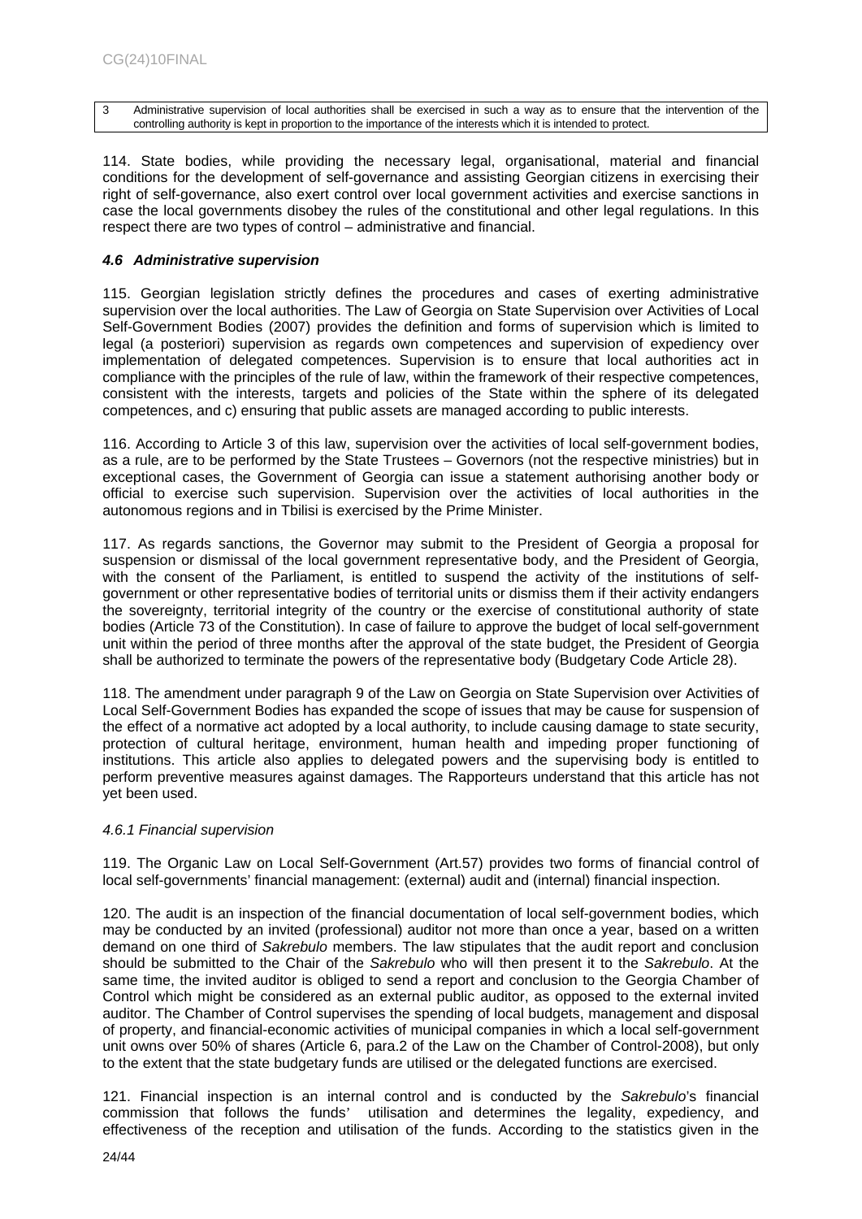| 3 | Administrative supervision of local authorities shall be exercised in such a way as to ensure that the intervention of the controlling authority is kept in proportion to the importance of the interests which it is intended to protect. |
|---|---|

114. State bodies, while providing the necessary legal, organisational, material and financial conditions for the development of self-governance and assisting Georgian citizens in exercising their right of self-governance, also exert control over local government activities and exercise sanctions in case the local governments disobey the rules of the constitutional and other legal regulations. In this respect there are two types of control – administrative and financial.

### *4.6 Administrative supervision*

115. Georgian legislation strictly defines the procedures and cases of exerting administrative supervision over the local authorities. The Law of Georgia on State Supervision over Activities of Local Self-Government Bodies (2007) provides the definition and forms of supervision which is limited to legal (a posteriori) supervision as regards own competences and supervision of expediency over implementation of delegated competences. Supervision is to ensure that local authorities act in compliance with the principles of the rule of law, within the framework of their respective competences, consistent with the interests, targets and policies of the State within the sphere of its delegated competences, and c) ensuring that public assets are managed according to public interests.

116. According to Article 3 of this law, supervision over the activities of local self-government bodies, as a rule, are to be performed by the State Trustees – Governors (not the respective ministries) but in exceptional cases, the Government of Georgia can issue a statement authorising another body or official to exercise such supervision. Supervision over the activities of local authorities in the autonomous regions and in Tbilisi is exercised by the Prime Minister.

117. As regards sanctions, the Governor may submit to the President of Georgia a proposal for suspension or dismissal of the local government representative body, and the President of Georgia, with the consent of the Parliament, is entitled to suspend the activity of the institutions of self-government or other representative bodies of territorial units or dismiss them if their activity endangers the sovereignty, territorial integrity of the country or the exercise of constitutional authority of state bodies (Article 73 of the Constitution). In case of failure to approve the budget of local self-government unit within the period of three months after the approval of the state budget, the President of Georgia shall be authorized to terminate the powers of the representative body (Budgetary Code Article 28).

118. The amendment under paragraph 9 of the Law on Georgia on State Supervision over Activities of Local Self-Government Bodies has expanded the scope of issues that may be cause for suspension of the effect of a normative act adopted by a local authority, to include causing damage to state security, protection of cultural heritage, environment, human health and impeding proper functioning of institutions. This article also applies to delegated powers and the supervising body is entitled to perform preventive measures against damages. The Rapporteurs understand that this article has not yet been used.

#### *4.6.1 Financial supervision*

119. The Organic Law on Local Self-Government (Art.57) provides two forms of financial control of local self-governments' financial management: (external) audit and (internal) financial inspection.

120. The audit is an inspection of the financial documentation of local self-government bodies, which may be conducted by an invited (professional) auditor not more than once a year, based on a written demand on one third of *Sakrebulo* members. The law stipulates that the audit report and conclusion should be submitted to the Chair of the *Sakrebulo* who will then present it to the *Sakrebulo*. At the same time, the invited auditor is obliged to send a report and conclusion to the Georgia Chamber of Control which might be considered as an external public auditor, as opposed to the external invited auditor. The Chamber of Control supervises the spending of local budgets, management and disposal of property, and financial-economic activities of municipal companies in which a local self-government unit owns over 50% of shares (Article 6, para.2 of the Law on the Chamber of Control-2008), but only to the extent that the state budgetary funds are utilised or the delegated functions are exercised.

121. Financial inspection is an internal control and is conducted by the *Sakrebulo*'s financial commission that follows the funds' utilisation and determines the legality, expediency, and effectiveness of the reception and utilisation of the funds. According to the statistics given in the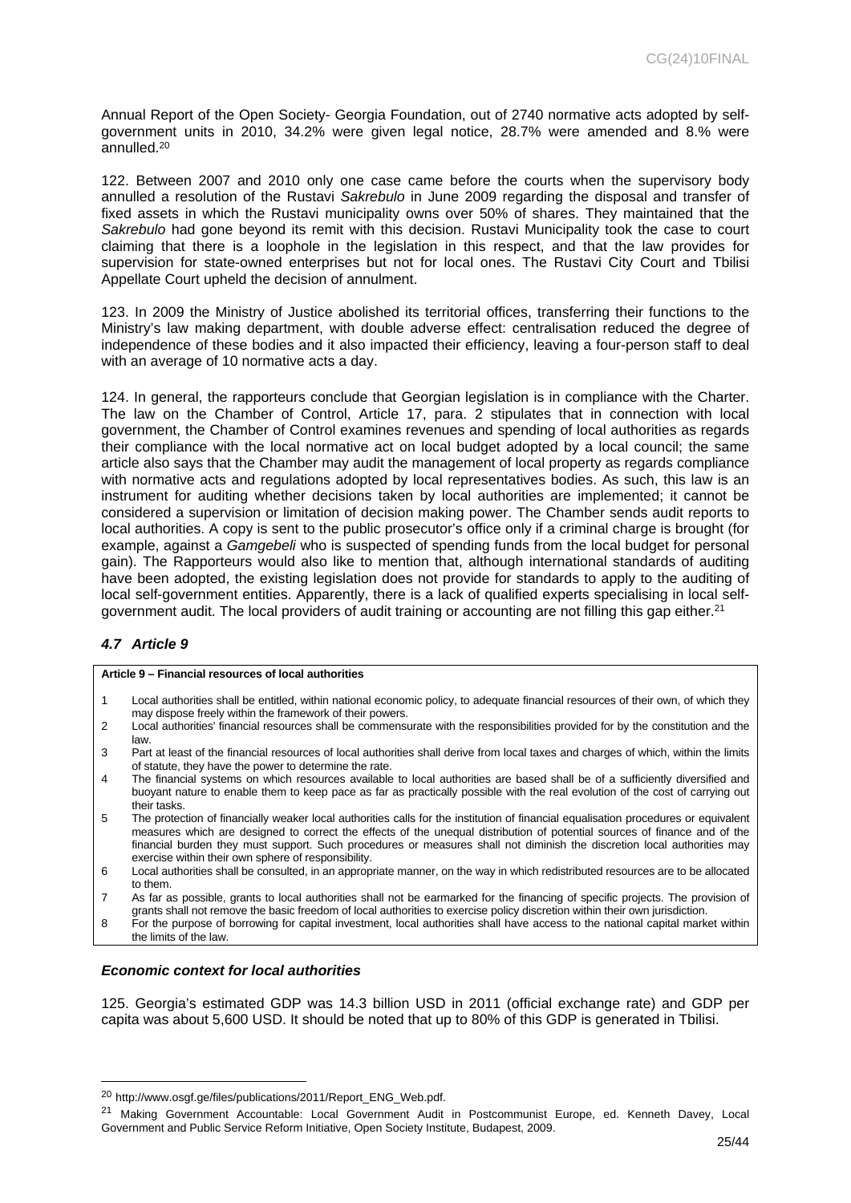Annual Report of the Open Society- Georgia Foundation, out of 2740 normative acts adopted by self-government units in 2010, 34.2% were given legal notice, 28.7% were amended and 8.% were annulled.[20]

122. Between 2007 and 2010 only one case came before the courts when the supervisory body annulled a resolution of the Rustavi *Sakrebulo* in June 2009 regarding the disposal and transfer of fixed assets in which the Rustavi municipality owns over 50% of shares. They maintained that the *Sakrebulo* had gone beyond its remit with this decision. Rustavi Municipality took the case to court claiming that there is a loophole in the legislation in this respect, and that the law provides for supervision for state-owned enterprises but not for local ones. The Rustavi City Court and Tbilisi Appellate Court upheld the decision of annulment.

123. In 2009 the Ministry of Justice abolished its territorial offices, transferring their functions to the Ministry's law making department, with double adverse effect: centralisation reduced the degree of independence of these bodies and it also impacted their efficiency, leaving a four-person staff to deal with an average of 10 normative acts a day.

124. In general, the rapporteurs conclude that Georgian legislation is in compliance with the Charter. The law on the Chamber of Control, Article 17, para. 2 stipulates that in connection with local government, the Chamber of Control examines revenues and spending of local authorities as regards their compliance with the local normative act on local budget adopted by a local council; the same article also says that the Chamber may audit the management of local property as regards compliance with normative acts and regulations adopted by local representatives bodies. As such, this law is an instrument for auditing whether decisions taken by local authorities are implemented; it cannot be considered a supervision or limitation of decision making power. The Chamber sends audit reports to local authorities. A copy is sent to the public prosecutor's office only if a criminal charge is brought (for example, against a *Gamgebeli* who is suspected of spending funds from the local budget for personal gain). The Rapporteurs would also like to mention that, although international standards of auditing have been adopted, the existing legislation does not provide for standards to apply to the auditing of local self-government entities. Apparently, there is a lack of qualified experts specialising in local self-government audit. The local providers of audit training or accounting are not filling this gap either.[21]

### *4.7 Article 9*

**Article 9 – Financial resources of local authorities**

1 Local authorities shall be entitled, within national economic policy, to adequate financial resources of their own, of which they may dispose freely within the framework of their powers.

2 Local authorities' financial resources shall be commensurate with the responsibilities provided for by the constitution and the law.

3 Part at least of the financial resources of local authorities shall derive from local taxes and charges of which, within the limits of statute, they have the power to determine the rate.

4 The financial systems on which resources available to local authorities are based shall be of a sufficiently diversified and buoyant nature to enable them to keep pace as far as practically possible with the real evolution of the cost of carrying out their tasks.

5 The protection of financially weaker local authorities calls for the institution of financial equalisation procedures or equivalent measures which are designed to correct the effects of the unequal distribution of potential sources of finance and of the financial burden they must support. Such procedures or measures shall not diminish the discretion local authorities may exercise within their own sphere of responsibility.

6 Local authorities shall be consulted, in an appropriate manner, on the way in which redistributed resources are to be allocated to them.

7 As far as possible, grants to local authorities shall not be earmarked for the financing of specific projects. The provision of grants shall not remove the basic freedom of local authorities to exercise policy discretion within their own jurisdiction.

8 For the purpose of borrowing for capital investment, local authorities shall have access to the national capital market within the limits of the law.

#### *Economic context for local authorities*

125. Georgia's estimated GDP was 14.3 billion USD in 2011 (official exchange rate) and GDP per capita was about 5,600 USD. It should be noted that up to 80% of this GDP is generated in Tbilisi.

[20] http://www.osgf.ge/files/publications/2011/Report_ENG_Web.pdf.

[21] Making Government Accountable: Local Government Audit in Postcommunist Europe, ed. Kenneth Davey, Local Government and Public Service Reform Initiative, Open Society Institute, Budapest, 2009.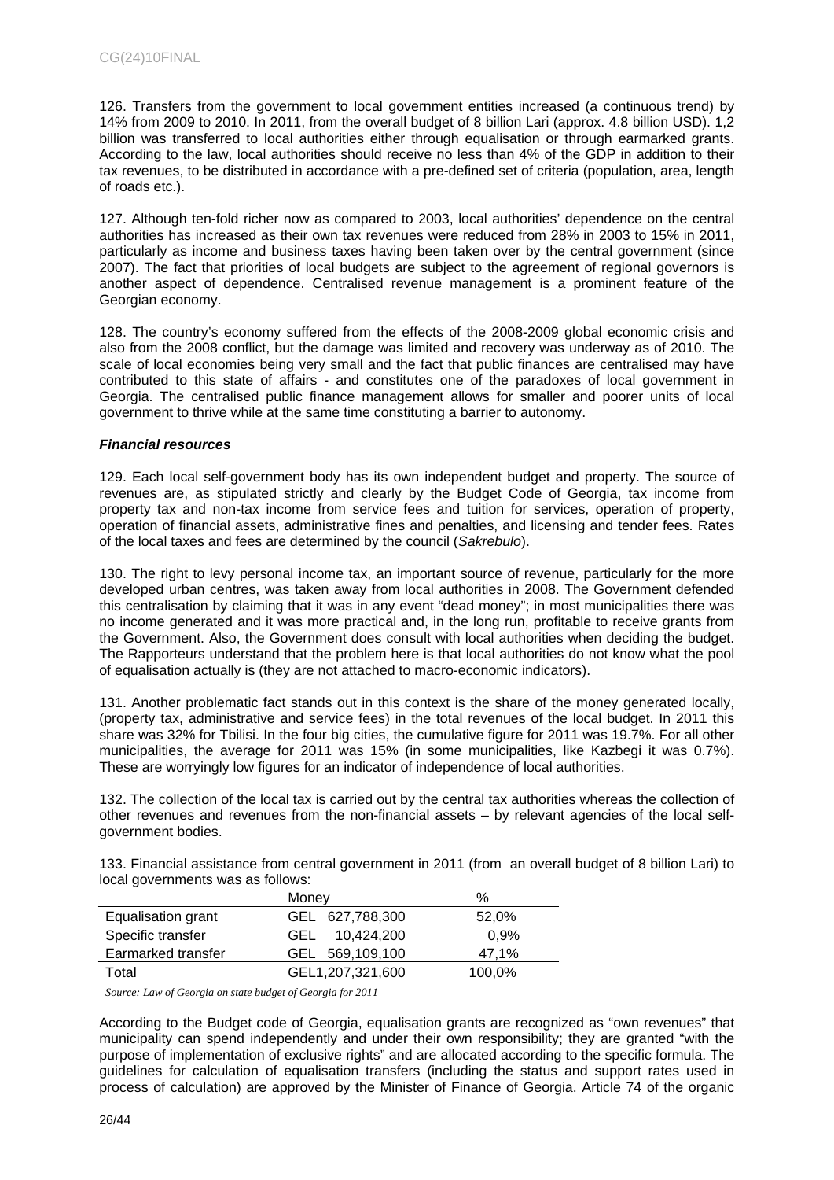126. Transfers from the government to local government entities increased (a continuous trend) by 14% from 2009 to 2010. In 2011, from the overall budget of 8 billion Lari (approx. 4.8 billion USD). 1,2 billion was transferred to local authorities either through equalisation or through earmarked grants. According to the law, local authorities should receive no less than 4% of the GDP in addition to their tax revenues, to be distributed in accordance with a pre-defined set of criteria (population, area, length of roads etc.).

127. Although ten-fold richer now as compared to 2003, local authorities' dependence on the central authorities has increased as their own tax revenues were reduced from 28% in 2003 to 15% in 2011, particularly as income and business taxes having been taken over by the central government (since 2007). The fact that priorities of local budgets are subject to the agreement of regional governors is another aspect of dependence. Centralised revenue management is a prominent feature of the Georgian economy.

128. The country's economy suffered from the effects of the 2008-2009 global economic crisis and also from the 2008 conflict, but the damage was limited and recovery was underway as of 2010. The scale of local economies being very small and the fact that public finances are centralised may have contributed to this state of affairs - and constitutes one of the paradoxes of local government in Georgia. The centralised public finance management allows for smaller and poorer units of local government to thrive while at the same time constituting a barrier to autonomy.

***Financial resources***

129. Each local self-government body has its own independent budget and property. The source of revenues are, as stipulated strictly and clearly by the Budget Code of Georgia, tax income from property tax and non-tax income from service fees and tuition for services, operation of property, operation of financial assets, administrative fines and penalties, and licensing and tender fees. Rates of the local taxes and fees are determined by the council (*Sakrebulo*).

130. The right to levy personal income tax, an important source of revenue, particularly for the more developed urban centres, was taken away from local authorities in 2008. The Government defended this centralisation by claiming that it was in any event "dead money"; in most municipalities there was no income generated and it was more practical and, in the long run, profitable to receive grants from the Government. Also, the Government does consult with local authorities when deciding the budget. The Rapporteurs understand that the problem here is that local authorities do not know what the pool of equalisation actually is (they are not attached to macro-economic indicators).

131. Another problematic fact stands out in this context is the share of the money generated locally, (property tax, administrative and service fees) in the total revenues of the local budget. In 2011 this share was 32% for Tbilisi. In the four big cities, the cumulative figure for 2011 was 19.7%. For all other municipalities, the average for 2011 was 15% (in some municipalities, like Kazbegi it was 0.7%). These are worryingly low figures for an indicator of independence of local authorities.

132. The collection of the local tax is carried out by the central tax authorities whereas the collection of other revenues and revenues from the non-financial assets – by relevant agencies of the local self-government bodies.

133. Financial assistance from central government in 2011 (from an overall budget of 8 billion Lari) to local governments was as follows:

| | Money | % |
|---|---|---|
| Equalisation grant | GEL 627,788,300 | 52,0% |
| Specific transfer | GEL 10,424,200 | 0,9% |
| Earmarked transfer | GEL 569,109,100 | 47,1% |
| Total | GEL1,207,321,600 | 100,0% |

*Source: Law of Georgia on state budget of Georgia for 2011*

According to the Budget code of Georgia, equalisation grants are recognized as "own revenues" that municipality can spend independently and under their own responsibility; they are granted "with the purpose of implementation of exclusive rights" and are allocated according to the specific formula. The guidelines for calculation of equalisation transfers (including the status and support rates used in process of calculation) are approved by the Minister of Finance of Georgia. Article 74 of the organic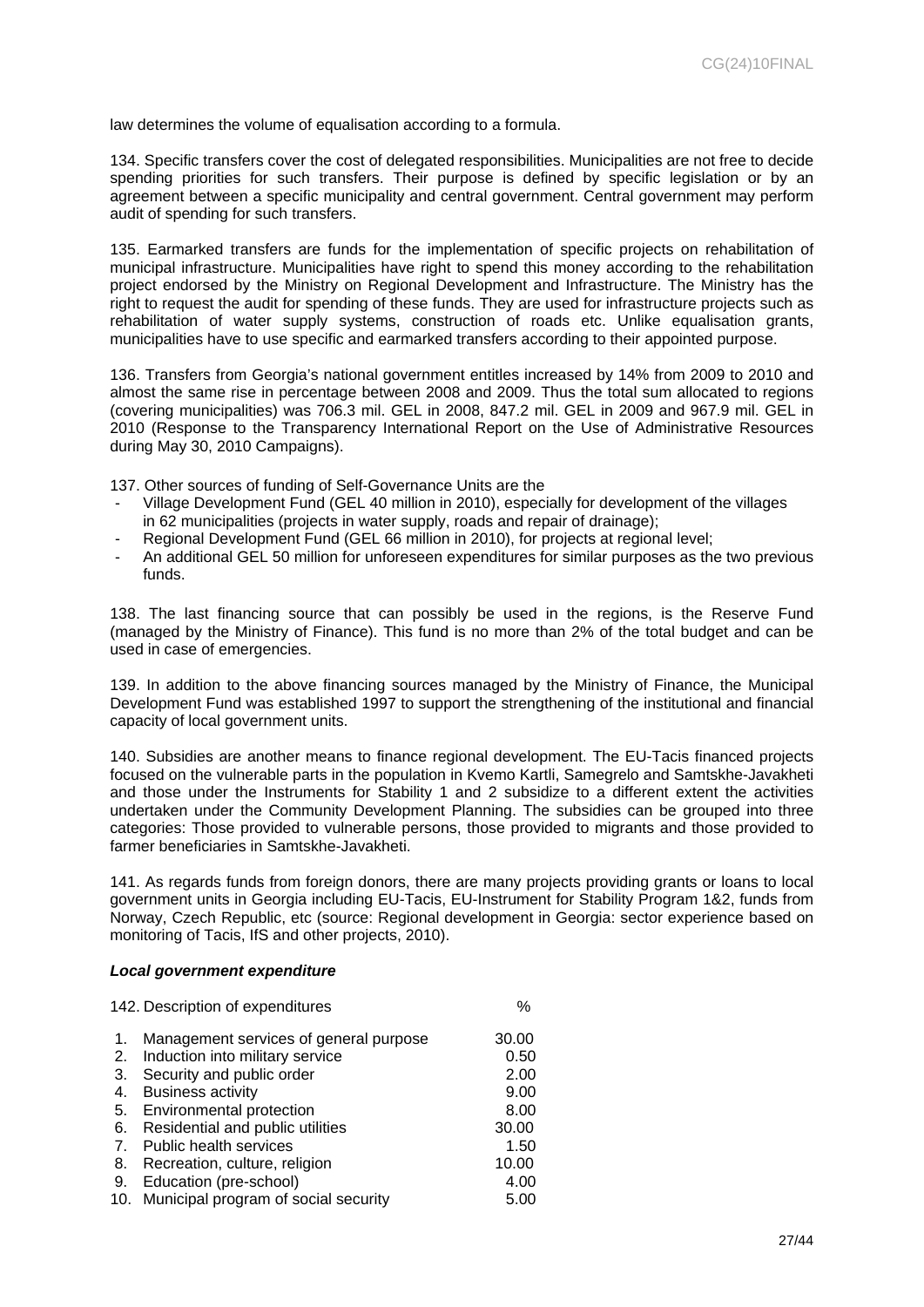law determines the volume of equalisation according to a formula.

134. Specific transfers cover the cost of delegated responsibilities. Municipalities are not free to decide spending priorities for such transfers. Their purpose is defined by specific legislation or by an agreement between a specific municipality and central government. Central government may perform audit of spending for such transfers.

135. Earmarked transfers are funds for the implementation of specific projects on rehabilitation of municipal infrastructure. Municipalities have right to spend this money according to the rehabilitation project endorsed by the Ministry on Regional Development and Infrastructure. The Ministry has the right to request the audit for spending of these funds. They are used for infrastructure projects such as rehabilitation of water supply systems, construction of roads etc. Unlike equalisation grants, municipalities have to use specific and earmarked transfers according to their appointed purpose.

136. Transfers from Georgia's national government entitles increased by 14% from 2009 to 2010 and almost the same rise in percentage between 2008 and 2009. Thus the total sum allocated to regions (covering municipalities) was 706.3 mil. GEL in 2008, 847.2 mil. GEL in 2009 and 967.9 mil. GEL in 2010 (Response to the Transparency International Report on the Use of Administrative Resources during May 30, 2010 Campaigns).

137. Other sources of funding of Self-Governance Units are the

- Village Development Fund (GEL 40 million in 2010), especially for development of the villages in 62 municipalities (projects in water supply, roads and repair of drainage);
- Regional Development Fund (GEL 66 million in 2010), for projects at regional level;
- An additional GEL 50 million for unforeseen expenditures for similar purposes as the two previous funds.

138. The last financing source that can possibly be used in the regions, is the Reserve Fund (managed by the Ministry of Finance). This fund is no more than 2% of the total budget and can be used in case of emergencies.

139. In addition to the above financing sources managed by the Ministry of Finance, the Municipal Development Fund was established 1997 to support the strengthening of the institutional and financial capacity of local government units.

140. Subsidies are another means to finance regional development. The EU-Tacis financed projects focused on the vulnerable parts in the population in Kvemo Kartli, Samegrelo and Samtskhe-Javakheti and those under the Instruments for Stability 1 and 2 subsidize to a different extent the activities undertaken under the Community Development Planning. The subsidies can be grouped into three categories: Those provided to vulnerable persons, those provided to migrants and those provided to farmer beneficiaries in Samtskhe-Javakheti.

141. As regards funds from foreign donors, there are many projects providing grants or loans to local government units in Georgia including EU-Tacis, EU-Instrument for Stability Program 1&2, funds from Norway, Czech Republic, etc (source: Regional development in Georgia: sector experience based on monitoring of Tacis, IfS and other projects, 2010).

***Local government expenditure***

| 142. Description of expenditures | % |
|---|---|
| 1. Management services of general purpose | 30.00 |
| 2. Induction into military service | 0.50 |
| 3. Security and public order | 2.00 |
| 4. Business activity | 9.00 |
| 5. Environmental protection | 8.00 |
| 6. Residential and public utilities | 30.00 |
| 7. Public health services | 1.50 |
| 8. Recreation, culture, religion | 10.00 |
| 9. Education (pre-school) | 4.00 |
| 10. Municipal program of social security | 5.00 |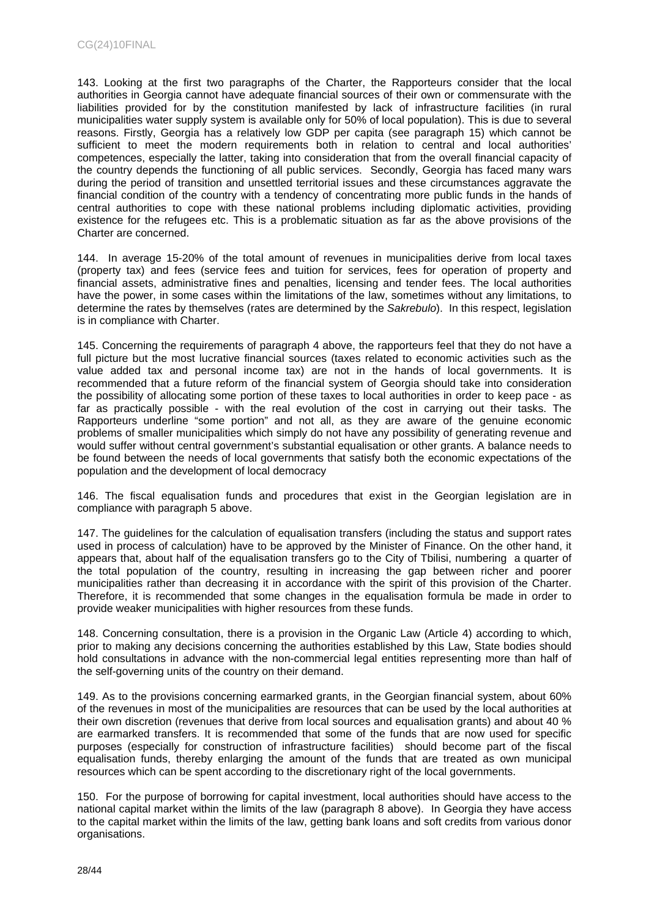143. Looking at the first two paragraphs of the Charter, the Rapporteurs consider that the local authorities in Georgia cannot have adequate financial sources of their own or commensurate with the liabilities provided for by the constitution manifested by lack of infrastructure facilities (in rural municipalities water supply system is available only for 50% of local population). This is due to several reasons. Firstly, Georgia has a relatively low GDP per capita (see paragraph 15) which cannot be sufficient to meet the modern requirements both in relation to central and local authorities' competences, especially the latter, taking into consideration that from the overall financial capacity of the country depends the functioning of all public services. Secondly, Georgia has faced many wars during the period of transition and unsettled territorial issues and these circumstances aggravate the financial condition of the country with a tendency of concentrating more public funds in the hands of central authorities to cope with these national problems including diplomatic activities, providing existence for the refugees etc. This is a problematic situation as far as the above provisions of the Charter are concerned.

144. In average 15-20% of the total amount of revenues in municipalities derive from local taxes (property tax) and fees (service fees and tuition for services, fees for operation of property and financial assets, administrative fines and penalties, licensing and tender fees. The local authorities have the power, in some cases within the limitations of the law, sometimes without any limitations, to determine the rates by themselves (rates are determined by the *Sakrebulo*). In this respect, legislation is in compliance with Charter.

145. Concerning the requirements of paragraph 4 above, the rapporteurs feel that they do not have a full picture but the most lucrative financial sources (taxes related to economic activities such as the value added tax and personal income tax) are not in the hands of local governments. It is recommended that a future reform of the financial system of Georgia should take into consideration the possibility of allocating some portion of these taxes to local authorities in order to keep pace - as far as practically possible - with the real evolution of the cost in carrying out their tasks. The Rapporteurs underline "some portion" and not all, as they are aware of the genuine economic problems of smaller municipalities which simply do not have any possibility of generating revenue and would suffer without central government's substantial equalisation or other grants. A balance needs to be found between the needs of local governments that satisfy both the economic expectations of the population and the development of local democracy

146. The fiscal equalisation funds and procedures that exist in the Georgian legislation are in compliance with paragraph 5 above.

147. The guidelines for the calculation of equalisation transfers (including the status and support rates used in process of calculation) have to be approved by the Minister of Finance. On the other hand, it appears that, about half of the equalisation transfers go to the City of Tbilisi, numbering a quarter of the total population of the country, resulting in increasing the gap between richer and poorer municipalities rather than decreasing it in accordance with the spirit of this provision of the Charter. Therefore, it is recommended that some changes in the equalisation formula be made in order to provide weaker municipalities with higher resources from these funds.

148. Concerning consultation, there is a provision in the Organic Law (Article 4) according to which, prior to making any decisions concerning the authorities established by this Law, State bodies should hold consultations in advance with the non-commercial legal entities representing more than half of the self-governing units of the country on their demand.

149. As to the provisions concerning earmarked grants, in the Georgian financial system, about 60% of the revenues in most of the municipalities are resources that can be used by the local authorities at their own discretion (revenues that derive from local sources and equalisation grants) and about 40 % are earmarked transfers. It is recommended that some of the funds that are now used for specific purposes (especially for construction of infrastructure facilities) should become part of the fiscal equalisation funds, thereby enlarging the amount of the funds that are treated as own municipal resources which can be spent according to the discretionary right of the local governments.

150. For the purpose of borrowing for capital investment, local authorities should have access to the national capital market within the limits of the law (paragraph 8 above). In Georgia they have access to the capital market within the limits of the law, getting bank loans and soft credits from various donor organisations.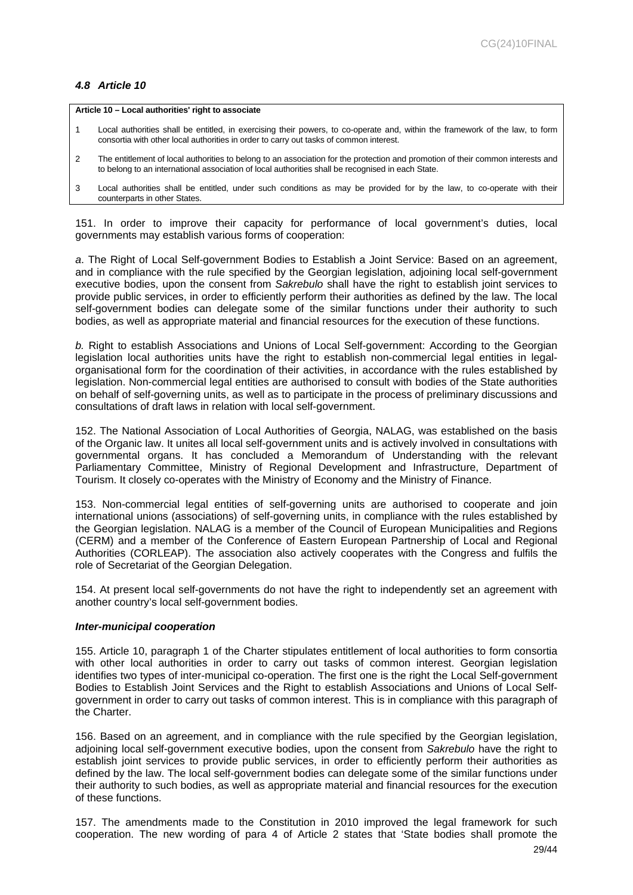### *4.8 Article 10*

| **Article 10 – Local authorities' right to associate** | |
|---|---|
| 1 | Local authorities shall be entitled, in exercising their powers, to co-operate and, within the framework of the law, to form consortia with other local authorities in order to carry out tasks of common interest. |
| 2 | The entitlement of local authorities to belong to an association for the protection and promotion of their common interests and to belong to an international association of local authorities shall be recognised in each State. |
| 3 | Local authorities shall be entitled, under such conditions as may be provided for by the law, to co-operate with their counterparts in other States. |

151. In order to improve their capacity for performance of local government's duties, local governments may establish various forms of cooperation:

*a*. The Right of Local Self-government Bodies to Establish a Joint Service: Based on an agreement, and in compliance with the rule specified by the Georgian legislation, adjoining local self-government executive bodies, upon the consent from *Sakrebulo* shall have the right to establish joint services to provide public services, in order to efficiently perform their authorities as defined by the law. The local self-government bodies can delegate some of the similar functions under their authority to such bodies, as well as appropriate material and financial resources for the execution of these functions.

*b.* Right to establish Associations and Unions of Local Self-government: According to the Georgian legislation local authorities units have the right to establish non-commercial legal entities in legal-organisational form for the coordination of their activities, in accordance with the rules established by legislation. Non-commercial legal entities are authorised to consult with bodies of the State authorities on behalf of self-governing units, as well as to participate in the process of preliminary discussions and consultations of draft laws in relation with local self-government.

152. The National Association of Local Authorities of Georgia, NALAG, was established on the basis of the Organic law. It unites all local self-government units and is actively involved in consultations with governmental organs. It has concluded a Memorandum of Understanding with the relevant Parliamentary Committee, Ministry of Regional Development and Infrastructure, Department of Tourism. It closely co-operates with the Ministry of Economy and the Ministry of Finance.

153. Non-commercial legal entities of self-governing units are authorised to cooperate and join international unions (associations) of self-governing units, in compliance with the rules established by the Georgian legislation. NALAG is a member of the Council of European Municipalities and Regions (CERM) and a member of the Conference of Eastern European Partnership of Local and Regional Authorities (CORLEAP). The association also actively cooperates with the Congress and fulfils the role of Secretariat of the Georgian Delegation.

154. At present local self-governments do not have the right to independently set an agreement with another country's local self-government bodies.

#### ***Inter-municipal cooperation***

155. Article 10, paragraph 1 of the Charter stipulates entitlement of local authorities to form consortia with other local authorities in order to carry out tasks of common interest. Georgian legislation identifies two types of inter-municipal co-operation. The first one is the right the Local Self-government Bodies to Establish Joint Services and the Right to establish Associations and Unions of Local Self-government in order to carry out tasks of common interest. This is in compliance with this paragraph of the Charter.

156. Based on an agreement, and in compliance with the rule specified by the Georgian legislation, adjoining local self-government executive bodies, upon the consent from *Sakrebulo* have the right to establish joint services to provide public services, in order to efficiently perform their authorities as defined by the law. The local self-government bodies can delegate some of the similar functions under their authority to such bodies, as well as appropriate material and financial resources for the execution of these functions.

157. The amendments made to the Constitution in 2010 improved the legal framework for such cooperation. The new wording of para 4 of Article 2 states that 'State bodies shall promote the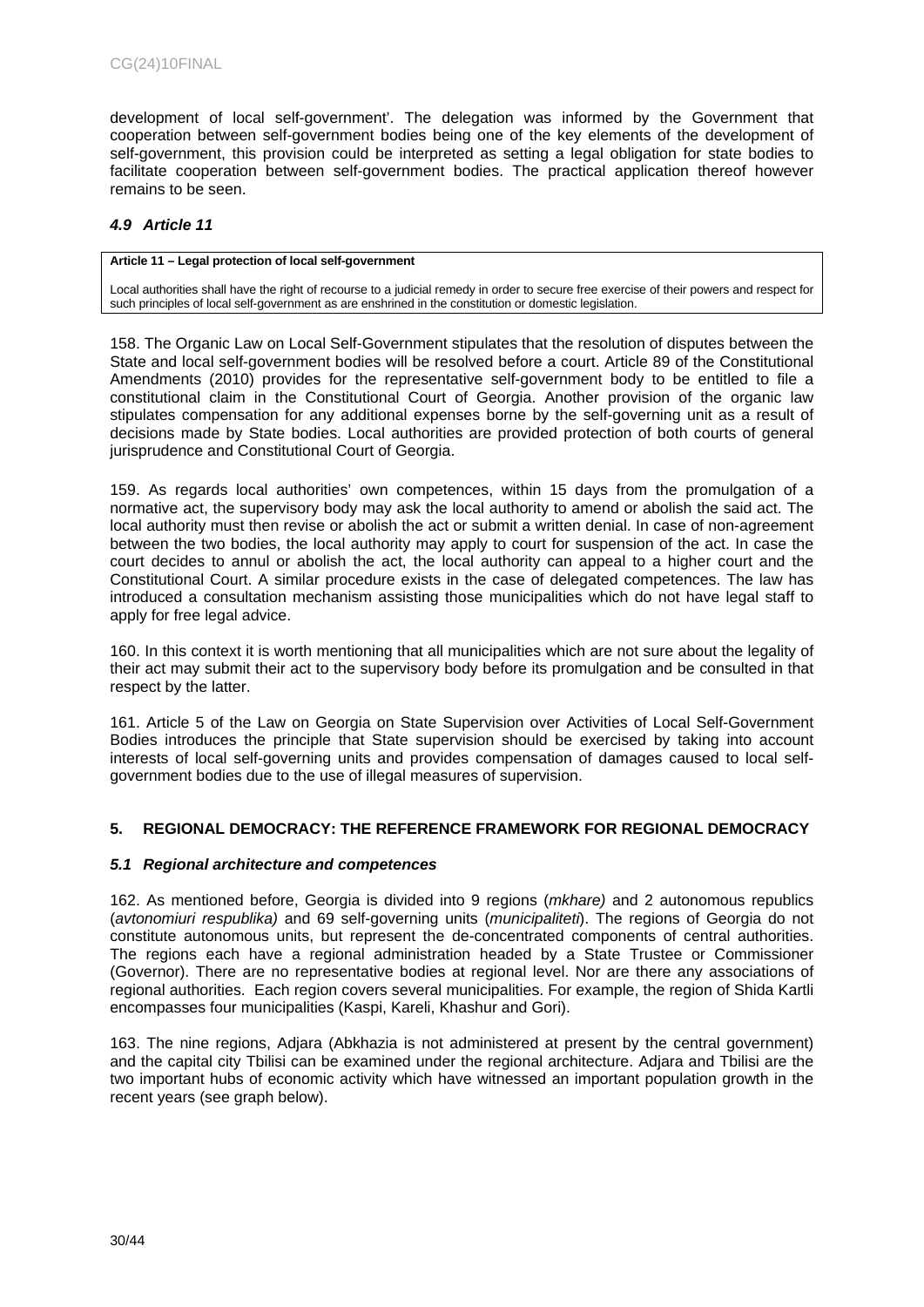development of local self-government'. The delegation was informed by the Government that cooperation between self-government bodies being one of the key elements of the development of self-government, this provision could be interpreted as setting a legal obligation for state bodies to facilitate cooperation between self-government bodies. The practical application thereof however remains to be seen.

### *4.9 Article 11*

| **Article 11 – Legal protection of local self-government** |
|---|
| Local authorities shall have the right of recourse to a judicial remedy in order to secure free exercise of their powers and respect for such principles of local self-government as are enshrined in the constitution or domestic legislation. |

158. The Organic Law on Local Self-Government stipulates that the resolution of disputes between the State and local self-government bodies will be resolved before a court. Article 89 of the Constitutional Amendments (2010) provides for the representative self-government body to be entitled to file a constitutional claim in the Constitutional Court of Georgia. Another provision of the organic law stipulates compensation for any additional expenses borne by the self-governing unit as a result of decisions made by State bodies. Local authorities are provided protection of both courts of general jurisprudence and Constitutional Court of Georgia.

159. As regards local authorities' own competences, within 15 days from the promulgation of a normative act, the supervisory body may ask the local authority to amend or abolish the said act. The local authority must then revise or abolish the act or submit a written denial. In case of non-agreement between the two bodies, the local authority may apply to court for suspension of the act. In case the court decides to annul or abolish the act, the local authority can appeal to a higher court and the Constitutional Court. A similar procedure exists in the case of delegated competences. The law has introduced a consultation mechanism assisting those municipalities which do not have legal staff to apply for free legal advice.

160. In this context it is worth mentioning that all municipalities which are not sure about the legality of their act may submit their act to the supervisory body before its promulgation and be consulted in that respect by the latter.

161. Article 5 of the Law on Georgia on State Supervision over Activities of Local Self-Government Bodies introduces the principle that State supervision should be exercised by taking into account interests of local self-governing units and provides compensation of damages caused to local self-government bodies due to the use of illegal measures of supervision.

## 5. REGIONAL DEMOCRACY: THE REFERENCE FRAMEWORK FOR REGIONAL DEMOCRACY

### *5.1 Regional architecture and competences*

162. As mentioned before, Georgia is divided into 9 regions (*mkhare)* and 2 autonomous republics (*avtonomiuri respublika)* and 69 self-governing units (*municipaliteti*). The regions of Georgia do not constitute autonomous units, but represent the de-concentrated components of central authorities. The regions each have a regional administration headed by a State Trustee or Commissioner (Governor). There are no representative bodies at regional level. Nor are there any associations of regional authorities. Each region covers several municipalities. For example, the region of Shida Kartli encompasses four municipalities (Kaspi, Kareli, Khashur and Gori).

163. The nine regions, Adjara (Abkhazia is not administered at present by the central government) and the capital city Tbilisi can be examined under the regional architecture. Adjara and Tbilisi are the two important hubs of economic activity which have witnessed an important population growth in the recent years (see graph below).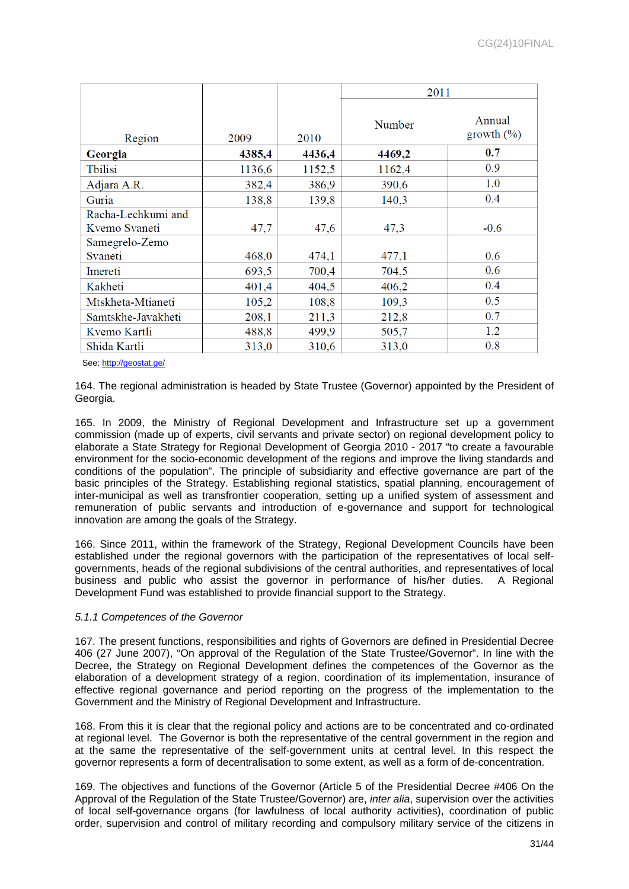| Region | 2009 | 2010 | 2011 | |
|---|---|---|---|---|
| | | | Number | Annual growth (%) |
| **Georgia** | **4385,4** | **4436,4** | **4469,2** | **0.7** |
| Tbilisi | 1136,6 | 1152,5 | 1162,4 | 0.9 |
| Adjara A.R. | 382,4 | 386,9 | 390,6 | 1.0 |
| Guria | 138,8 | 139,8 | 140,3 | 0.4 |
| Racha-Lechkumi and Kvemo Svaneti | 47,7 | 47,6 | 47,3 | -0.6 |
| Samegrelo-Zemo Svaneti | 468,0 | 474,1 | 477,1 | 0.6 |
| Imereti | 693,5 | 700,4 | 704,5 | 0.6 |
| Kakheti | 401,4 | 404,5 | 406,2 | 0.4 |
| Mtskheta-Mtianeti | 105,2 | 108,8 | 109,3 | 0.5 |
| Samtskhe-Javakheti | 208,1 | 211,3 | 212,8 | 0.7 |
| Kvemo Kartli | 488,8 | 499,9 | 505,7 | 1.2 |
| Shida Kartli | 313,0 | 310,6 | 313,0 | 0.8 |

See: http://geostat.ge/

164. The regional administration is headed by State Trustee (Governor) appointed by the President of Georgia.

165. In 2009, the Ministry of Regional Development and Infrastructure set up a government commission (made up of experts, civil servants and private sector) on regional development policy to elaborate a State Strategy for Regional Development of Georgia 2010 - 2017 "to create a favourable environment for the socio-economic development of the regions and improve the living standards and conditions of the population". The principle of subsidiarity and effective governance are part of the basic principles of the Strategy. Establishing regional statistics, spatial planning, encouragement of inter-municipal as well as transfrontier cooperation, setting up a unified system of assessment and remuneration of public servants and introduction of e-governance and support for technological innovation are among the goals of the Strategy.

166. Since 2011, within the framework of the Strategy, Regional Development Councils have been established under the regional governors with the participation of the representatives of local self-governments, heads of the regional subdivisions of the central authorities, and representatives of local business and public who assist the governor in performance of his/her duties. A Regional Development Fund was established to provide financial support to the Strategy.

*5.1.1 Competences of the Governor*

167. The present functions, responsibilities and rights of Governors are defined in Presidential Decree 406 (27 June 2007), "On approval of the Regulation of the State Trustee/Governor". In line with the Decree, the Strategy on Regional Development defines the competences of the Governor as the elaboration of a development strategy of a region, coordination of its implementation, insurance of effective regional governance and period reporting on the progress of the implementation to the Government and the Ministry of Regional Development and Infrastructure.

168. From this it is clear that the regional policy and actions are to be concentrated and co-ordinated at regional level. The Governor is both the representative of the central government in the region and at the same the representative of the self-government units at central level. In this respect the governor represents a form of decentralisation to some extent, as well as a form of de-concentration.

169. The objectives and functions of the Governor (Article 5 of the Presidential Decree #406 On the Approval of the Regulation of the State Trustee/Governor) are, *inter alia*, supervision over the activities of local self-governance organs (for lawfulness of local authority activities), coordination of public order, supervision and control of military recording and compulsory military service of the citizens in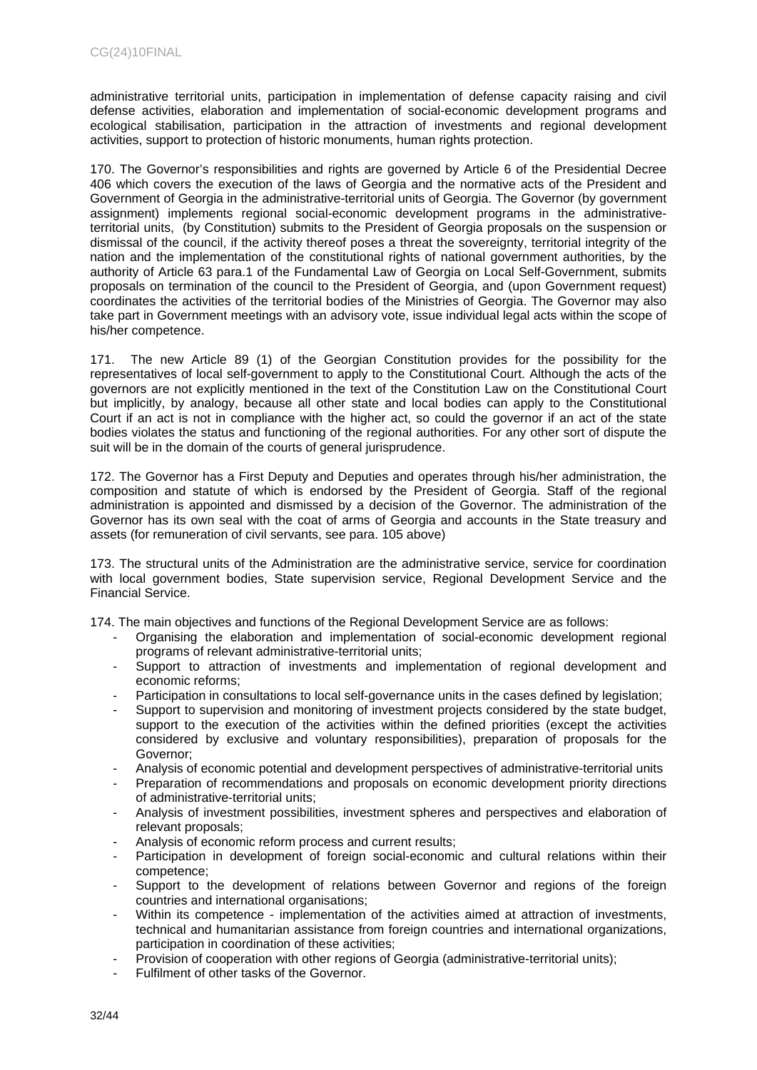administrative territorial units, participation in implementation of defense capacity raising and civil defense activities, elaboration and implementation of social-economic development programs and ecological stabilisation, participation in the attraction of investments and regional development activities, support to protection of historic monuments, human rights protection.

170. The Governor's responsibilities and rights are governed by Article 6 of the Presidential Decree 406 which covers the execution of the laws of Georgia and the normative acts of the President and Government of Georgia in the administrative-territorial units of Georgia. The Governor (by government assignment) implements regional social-economic development programs in the administrative-territorial units, (by Constitution) submits to the President of Georgia proposals on the suspension or dismissal of the council, if the activity thereof poses a threat the sovereignty, territorial integrity of the nation and the implementation of the constitutional rights of national government authorities, by the authority of Article 63 para.1 of the Fundamental Law of Georgia on Local Self-Government, submits proposals on termination of the council to the President of Georgia, and (upon Government request) coordinates the activities of the territorial bodies of the Ministries of Georgia. The Governor may also take part in Government meetings with an advisory vote, issue individual legal acts within the scope of his/her competence.

171. The new Article 89 (1) of the Georgian Constitution provides for the possibility for the representatives of local self-government to apply to the Constitutional Court. Although the acts of the governors are not explicitly mentioned in the text of the Constitution Law on the Constitutional Court but implicitly, by analogy, because all other state and local bodies can apply to the Constitutional Court if an act is not in compliance with the higher act, so could the governor if an act of the state bodies violates the status and functioning of the regional authorities. For any other sort of dispute the suit will be in the domain of the courts of general jurisprudence.

172. The Governor has a First Deputy and Deputies and operates through his/her administration, the composition and statute of which is endorsed by the President of Georgia. Staff of the regional administration is appointed and dismissed by a decision of the Governor. The administration of the Governor has its own seal with the coat of arms of Georgia and accounts in the State treasury and assets (for remuneration of civil servants, see para. 105 above)

173. The structural units of the Administration are the administrative service, service for coordination with local government bodies, State supervision service, Regional Development Service and the Financial Service.

174. The main objectives and functions of the Regional Development Service are as follows:

- Organising the elaboration and implementation of social-economic development regional programs of relevant administrative-territorial units;
- Support to attraction of investments and implementation of regional development and economic reforms;
- Participation in consultations to local self-governance units in the cases defined by legislation;
- Support to supervision and monitoring of investment projects considered by the state budget, support to the execution of the activities within the defined priorities (except the activities considered by exclusive and voluntary responsibilities), preparation of proposals for the Governor;
- Analysis of economic potential and development perspectives of administrative-territorial units
- Preparation of recommendations and proposals on economic development priority directions of administrative-territorial units;
- Analysis of investment possibilities, investment spheres and perspectives and elaboration of relevant proposals;
- Analysis of economic reform process and current results;
- Participation in development of foreign social-economic and cultural relations within their competence;
- Support to the development of relations between Governor and regions of the foreign countries and international organisations;
- Within its competence - implementation of the activities aimed at attraction of investments, technical and humanitarian assistance from foreign countries and international organizations, participation in coordination of these activities;
- Provision of cooperation with other regions of Georgia (administrative-territorial units);
- Fulfilment of other tasks of the Governor.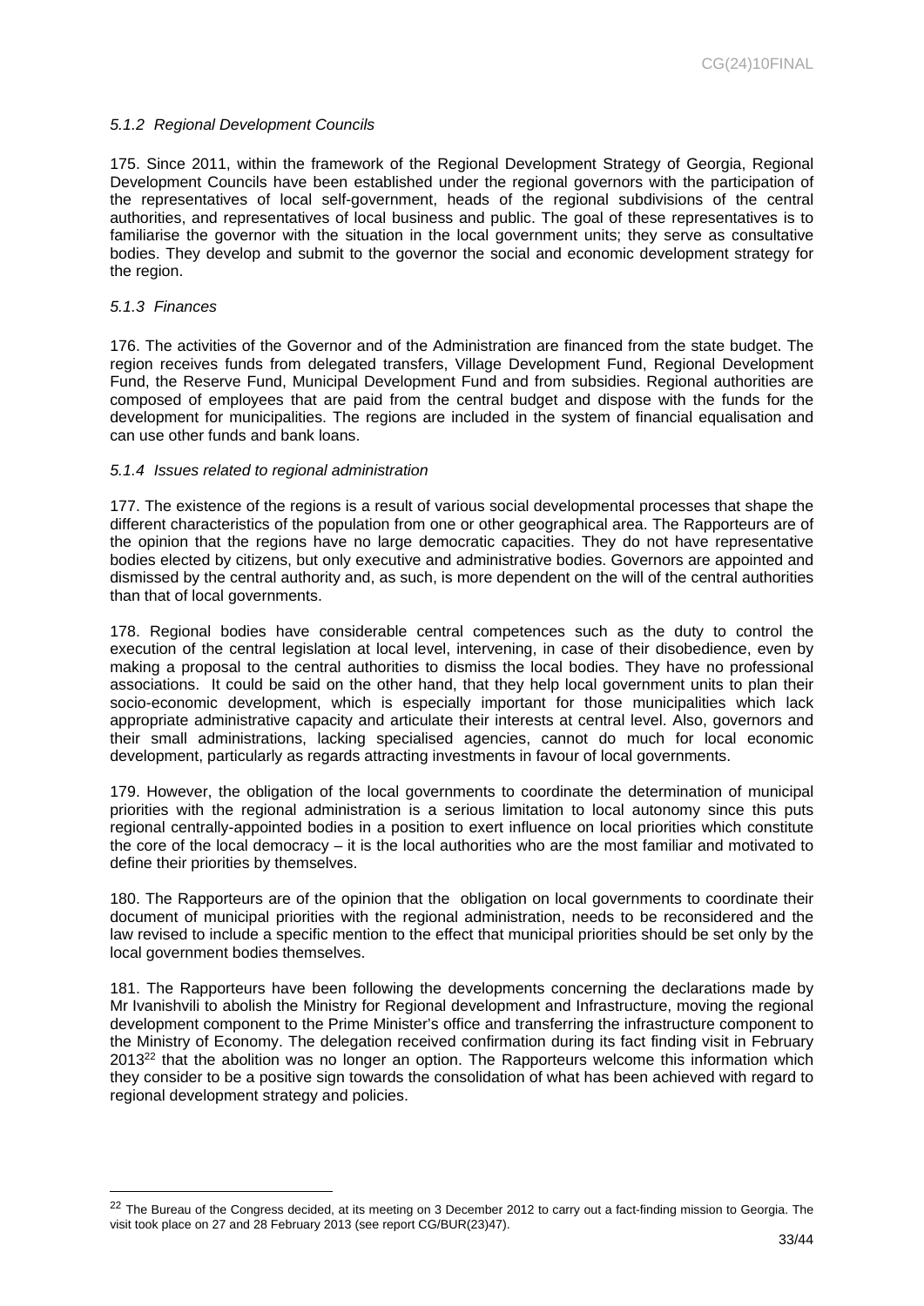#### *5.1.2 Regional Development Councils*

175. Since 2011, within the framework of the Regional Development Strategy of Georgia, Regional Development Councils have been established under the regional governors with the participation of the representatives of local self-government, heads of the regional subdivisions of the central authorities, and representatives of local business and public. The goal of these representatives is to familiarise the governor with the situation in the local government units; they serve as consultative bodies. They develop and submit to the governor the social and economic development strategy for the region.

#### *5.1.3 Finances*

176. The activities of the Governor and of the Administration are financed from the state budget. The region receives funds from delegated transfers, Village Development Fund, Regional Development Fund, the Reserve Fund, Municipal Development Fund and from subsidies. Regional authorities are composed of employees that are paid from the central budget and dispose with the funds for the development for municipalities. The regions are included in the system of financial equalisation and can use other funds and bank loans.

#### *5.1.4 Issues related to regional administration*

177. The existence of the regions is a result of various social developmental processes that shape the different characteristics of the population from one or other geographical area. The Rapporteurs are of the opinion that the regions have no large democratic capacities. They do not have representative bodies elected by citizens, but only executive and administrative bodies. Governors are appointed and dismissed by the central authority and, as such, is more dependent on the will of the central authorities than that of local governments.

178. Regional bodies have considerable central competences such as the duty to control the execution of the central legislation at local level, intervening, in case of their disobedience, even by making a proposal to the central authorities to dismiss the local bodies. They have no professional associations. It could be said on the other hand, that they help local government units to plan their socio-economic development, which is especially important for those municipalities which lack appropriate administrative capacity and articulate their interests at central level. Also, governors and their small administrations, lacking specialised agencies, cannot do much for local economic development, particularly as regards attracting investments in favour of local governments.

179. However, the obligation of the local governments to coordinate the determination of municipal priorities with the regional administration is a serious limitation to local autonomy since this puts regional centrally-appointed bodies in a position to exert influence on local priorities which constitute the core of the local democracy – it is the local authorities who are the most familiar and motivated to define their priorities by themselves.

180. The Rapporteurs are of the opinion that the obligation on local governments to coordinate their document of municipal priorities with the regional administration, needs to be reconsidered and the law revised to include a specific mention to the effect that municipal priorities should be set only by the local government bodies themselves.

181. The Rapporteurs have been following the developments concerning the declarations made by Mr Ivanishvili to abolish the Ministry for Regional development and Infrastructure, moving the regional development component to the Prime Minister's office and transferring the infrastructure component to the Ministry of Economy. The delegation received confirmation during its fact finding visit in February 2013[22] that the abolition was no longer an option. The Rapporteurs welcome this information which they consider to be a positive sign towards the consolidation of what has been achieved with regard to regional development strategy and policies.

---

[22] The Bureau of the Congress decided, at its meeting on 3 December 2012 to carry out a fact-finding mission to Georgia. The visit took place on 27 and 28 February 2013 (see report CG/BUR(23)47).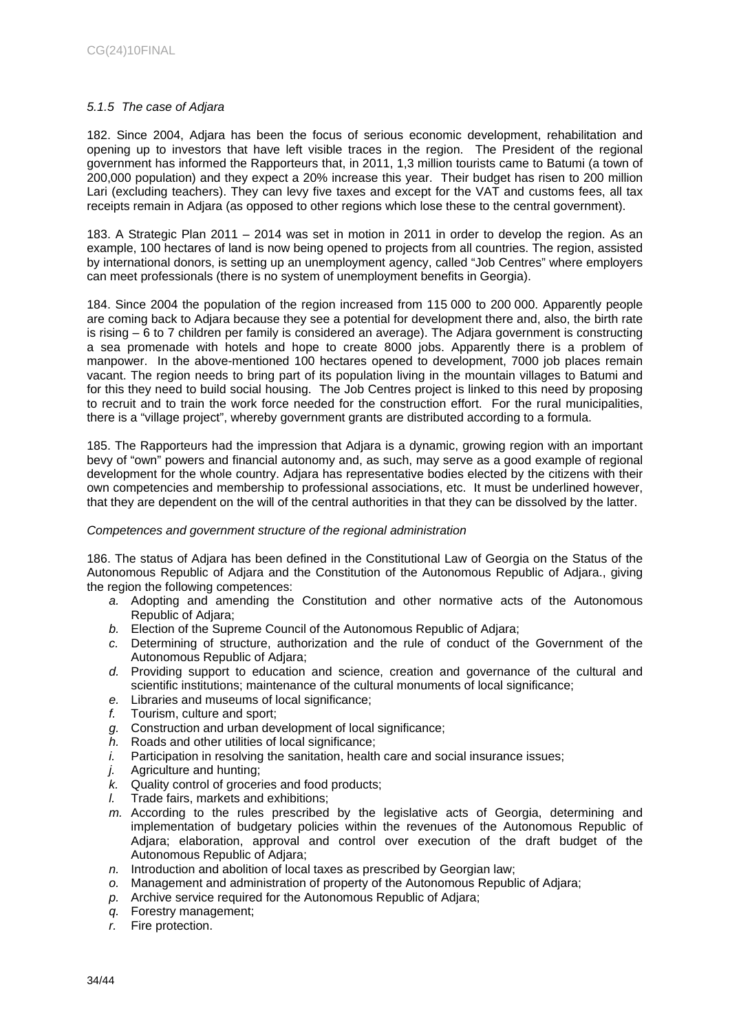*5.1.5 The case of Adjara*

182. Since 2004, Adjara has been the focus of serious economic development, rehabilitation and opening up to investors that have left visible traces in the region. The President of the regional government has informed the Rapporteurs that, in 2011, 1,3 million tourists came to Batumi (a town of 200,000 population) and they expect a 20% increase this year. Their budget has risen to 200 million Lari (excluding teachers). They can levy five taxes and except for the VAT and customs fees, all tax receipts remain in Adjara (as opposed to other regions which lose these to the central government).

183. A Strategic Plan 2011 – 2014 was set in motion in 2011 in order to develop the region. As an example, 100 hectares of land is now being opened to projects from all countries. The region, assisted by international donors, is setting up an unemployment agency, called "Job Centres" where employers can meet professionals (there is no system of unemployment benefits in Georgia).

184. Since 2004 the population of the region increased from 115 000 to 200 000. Apparently people are coming back to Adjara because they see a potential for development there and, also, the birth rate is rising – 6 to 7 children per family is considered an average). The Adjara government is constructing a sea promenade with hotels and hope to create 8000 jobs. Apparently there is a problem of manpower. In the above-mentioned 100 hectares opened to development, 7000 job places remain vacant. The region needs to bring part of its population living in the mountain villages to Batumi and for this they need to build social housing. The Job Centres project is linked to this need by proposing to recruit and to train the work force needed for the construction effort. For the rural municipalities, there is a "village project", whereby government grants are distributed according to a formula.

185. The Rapporteurs had the impression that Adjara is a dynamic, growing region with an important bevy of "own" powers and financial autonomy and, as such, may serve as a good example of regional development for the whole country. Adjara has representative bodies elected by the citizens with their own competencies and membership to professional associations, etc. It must be underlined however, that they are dependent on the will of the central authorities in that they can be dissolved by the latter.

*Competences and government structure of the regional administration*

186. The status of Adjara has been defined in the Constitutional Law of Georgia on the Status of the Autonomous Republic of Adjara and the Constitution of the Autonomous Republic of Adjara., giving the region the following competences:

- *a.* Adopting and amending the Constitution and other normative acts of the Autonomous Republic of Adjara;
- *b.* Election of the Supreme Council of the Autonomous Republic of Adjara;
- *c.* Determining of structure, authorization and the rule of conduct of the Government of the Autonomous Republic of Adjara;
- *d.* Providing support to education and science, creation and governance of the cultural and scientific institutions; maintenance of the cultural monuments of local significance;
- *e.* Libraries and museums of local significance;
- *f.* Tourism, culture and sport;
- *g.* Construction and urban development of local significance;
- *h.* Roads and other utilities of local significance;
- *i.* Participation in resolving the sanitation, health care and social insurance issues;
- *j.* Agriculture and hunting;
- *k.* Quality control of groceries and food products;
- *l.* Trade fairs, markets and exhibitions;
- *m.* According to the rules prescribed by the legislative acts of Georgia, determining and implementation of budgetary policies within the revenues of the Autonomous Republic of Adjara; elaboration, approval and control over execution of the draft budget of the Autonomous Republic of Adjara;
- *n.* Introduction and abolition of local taxes as prescribed by Georgian law;
- *o.* Management and administration of property of the Autonomous Republic of Adjara;
- *p.* Archive service required for the Autonomous Republic of Adjara;
- *q.* Forestry management;
- *r.* Fire protection.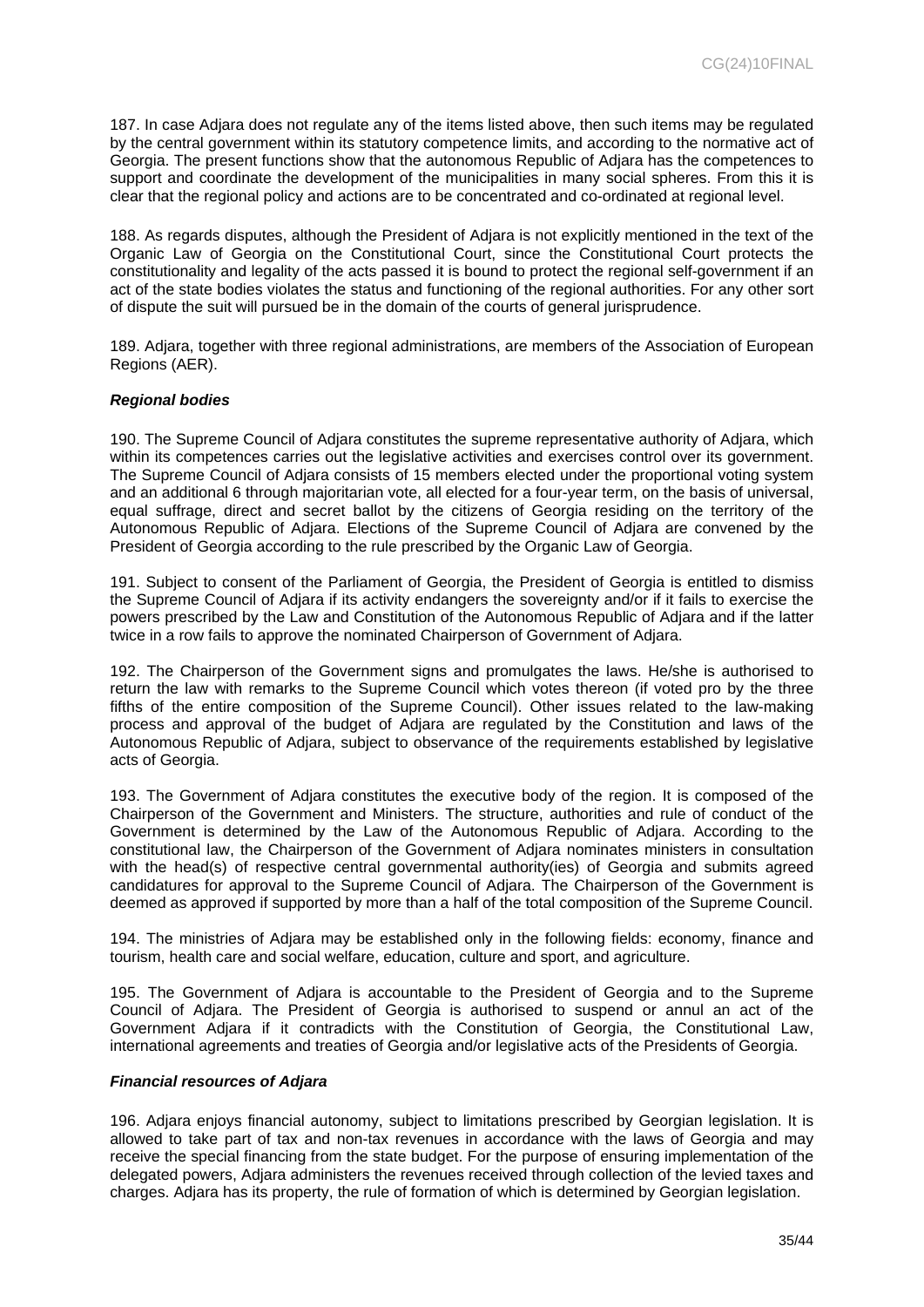187. In case Adjara does not regulate any of the items listed above, then such items may be regulated by the central government within its statutory competence limits, and according to the normative act of Georgia. The present functions show that the autonomous Republic of Adjara has the competences to support and coordinate the development of the municipalities in many social spheres. From this it is clear that the regional policy and actions are to be concentrated and co-ordinated at regional level.

188. As regards disputes, although the President of Adjara is not explicitly mentioned in the text of the Organic Law of Georgia on the Constitutional Court, since the Constitutional Court protects the constitutionality and legality of the acts passed it is bound to protect the regional self-government if an act of the state bodies violates the status and functioning of the regional authorities. For any other sort of dispute the suit will pursued be in the domain of the courts of general jurisprudence.

189. Adjara, together with three regional administrations, are members of the Association of European Regions (AER).

***Regional bodies***

190. The Supreme Council of Adjara constitutes the supreme representative authority of Adjara, which within its competences carries out the legislative activities and exercises control over its government. The Supreme Council of Adjara consists of 15 members elected under the proportional voting system and an additional 6 through majoritarian vote, all elected for a four-year term, on the basis of universal, equal suffrage, direct and secret ballot by the citizens of Georgia residing on the territory of the Autonomous Republic of Adjara. Elections of the Supreme Council of Adjara are convened by the President of Georgia according to the rule prescribed by the Organic Law of Georgia.

191. Subject to consent of the Parliament of Georgia, the President of Georgia is entitled to dismiss the Supreme Council of Adjara if its activity endangers the sovereignty and/or if it fails to exercise the powers prescribed by the Law and Constitution of the Autonomous Republic of Adjara and if the latter twice in a row fails to approve the nominated Chairperson of Government of Adjara.

192. The Chairperson of the Government signs and promulgates the laws. He/she is authorised to return the law with remarks to the Supreme Council which votes thereon (if voted pro by the three fifths of the entire composition of the Supreme Council). Other issues related to the law-making process and approval of the budget of Adjara are regulated by the Constitution and laws of the Autonomous Republic of Adjara, subject to observance of the requirements established by legislative acts of Georgia.

193. The Government of Adjara constitutes the executive body of the region. It is composed of the Chairperson of the Government and Ministers. The structure, authorities and rule of conduct of the Government is determined by the Law of the Autonomous Republic of Adjara. According to the constitutional law, the Chairperson of the Government of Adjara nominates ministers in consultation with the head(s) of respective central governmental authority(ies) of Georgia and submits agreed candidatures for approval to the Supreme Council of Adjara. The Chairperson of the Government is deemed as approved if supported by more than a half of the total composition of the Supreme Council.

194. The ministries of Adjara may be established only in the following fields: economy, finance and tourism, health care and social welfare, education, culture and sport, and agriculture.

195. The Government of Adjara is accountable to the President of Georgia and to the Supreme Council of Adjara. The President of Georgia is authorised to suspend or annul an act of the Government Adjara if it contradicts with the Constitution of Georgia, the Constitutional Law, international agreements and treaties of Georgia and/or legislative acts of the Presidents of Georgia.

***Financial resources of Adjara***

196. Adjara enjoys financial autonomy, subject to limitations prescribed by Georgian legislation. It is allowed to take part of tax and non-tax revenues in accordance with the laws of Georgia and may receive the special financing from the state budget. For the purpose of ensuring implementation of the delegated powers, Adjara administers the revenues received through collection of the levied taxes and charges. Adjara has its property, the rule of formation of which is determined by Georgian legislation.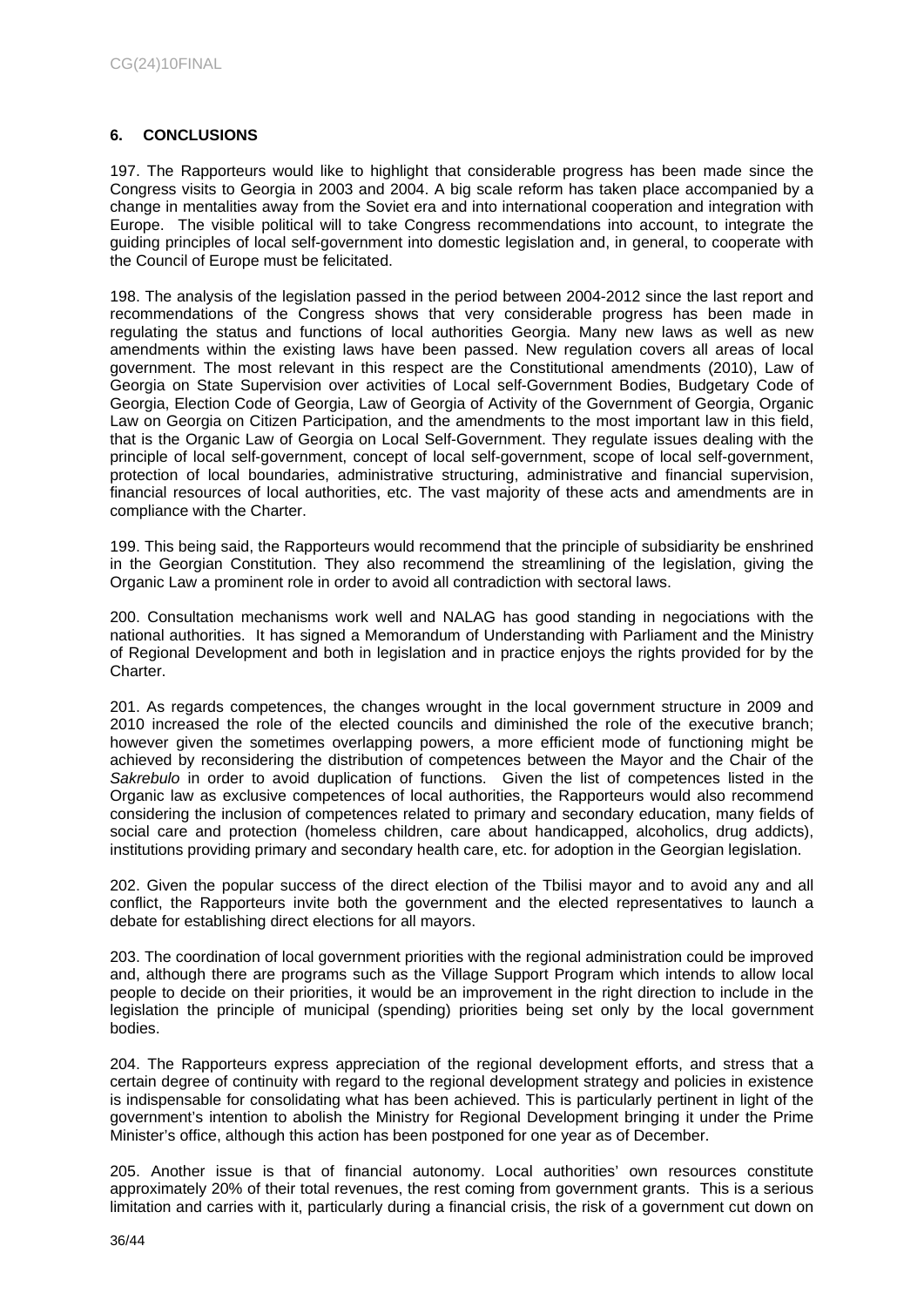## 6. CONCLUSIONS

197. The Rapporteurs would like to highlight that considerable progress has been made since the Congress visits to Georgia in 2003 and 2004. A big scale reform has taken place accompanied by a change in mentalities away from the Soviet era and into international cooperation and integration with Europe. The visible political will to take Congress recommendations into account, to integrate the guiding principles of local self-government into domestic legislation and, in general, to cooperate with the Council of Europe must be felicitated.

198. The analysis of the legislation passed in the period between 2004-2012 since the last report and recommendations of the Congress shows that very considerable progress has been made in regulating the status and functions of local authorities Georgia. Many new laws as well as new amendments within the existing laws have been passed. New regulation covers all areas of local government. The most relevant in this respect are the Constitutional amendments (2010), Law of Georgia on State Supervision over activities of Local self-Government Bodies, Budgetary Code of Georgia, Election Code of Georgia, Law of Georgia of Activity of the Government of Georgia, Organic Law on Georgia on Citizen Participation, and the amendments to the most important law in this field, that is the Organic Law of Georgia on Local Self-Government. They regulate issues dealing with the principle of local self-government, concept of local self-government, scope of local self-government, protection of local boundaries, administrative structuring, administrative and financial supervision, financial resources of local authorities, etc. The vast majority of these acts and amendments are in compliance with the Charter.

199. This being said, the Rapporteurs would recommend that the principle of subsidiarity be enshrined in the Georgian Constitution. They also recommend the streamlining of the legislation, giving the Organic Law a prominent role in order to avoid all contradiction with sectoral laws.

200. Consultation mechanisms work well and NALAG has good standing in negociations with the national authorities. It has signed a Memorandum of Understanding with Parliament and the Ministry of Regional Development and both in legislation and in practice enjoys the rights provided for by the Charter.

201. As regards competences, the changes wrought in the local government structure in 2009 and 2010 increased the role of the elected councils and diminished the role of the executive branch; however given the sometimes overlapping powers, a more efficient mode of functioning might be achieved by reconsidering the distribution of competences between the Mayor and the Chair of the *Sakrebulo* in order to avoid duplication of functions. Given the list of competences listed in the Organic law as exclusive competences of local authorities, the Rapporteurs would also recommend considering the inclusion of competences related to primary and secondary education, many fields of social care and protection (homeless children, care about handicapped, alcoholics, drug addicts), institutions providing primary and secondary health care, etc. for adoption in the Georgian legislation.

202. Given the popular success of the direct election of the Tbilisi mayor and to avoid any and all conflict, the Rapporteurs invite both the government and the elected representatives to launch a debate for establishing direct elections for all mayors.

203. The coordination of local government priorities with the regional administration could be improved and, although there are programs such as the Village Support Program which intends to allow local people to decide on their priorities, it would be an improvement in the right direction to include in the legislation the principle of municipal (spending) priorities being set only by the local government bodies.

204. The Rapporteurs express appreciation of the regional development efforts, and stress that a certain degree of continuity with regard to the regional development strategy and policies in existence is indispensable for consolidating what has been achieved. This is particularly pertinent in light of the government's intention to abolish the Ministry for Regional Development bringing it under the Prime Minister's office, although this action has been postponed for one year as of December.

205. Another issue is that of financial autonomy. Local authorities' own resources constitute approximately 20% of their total revenues, the rest coming from government grants. This is a serious limitation and carries with it, particularly during a financial crisis, the risk of a government cut down on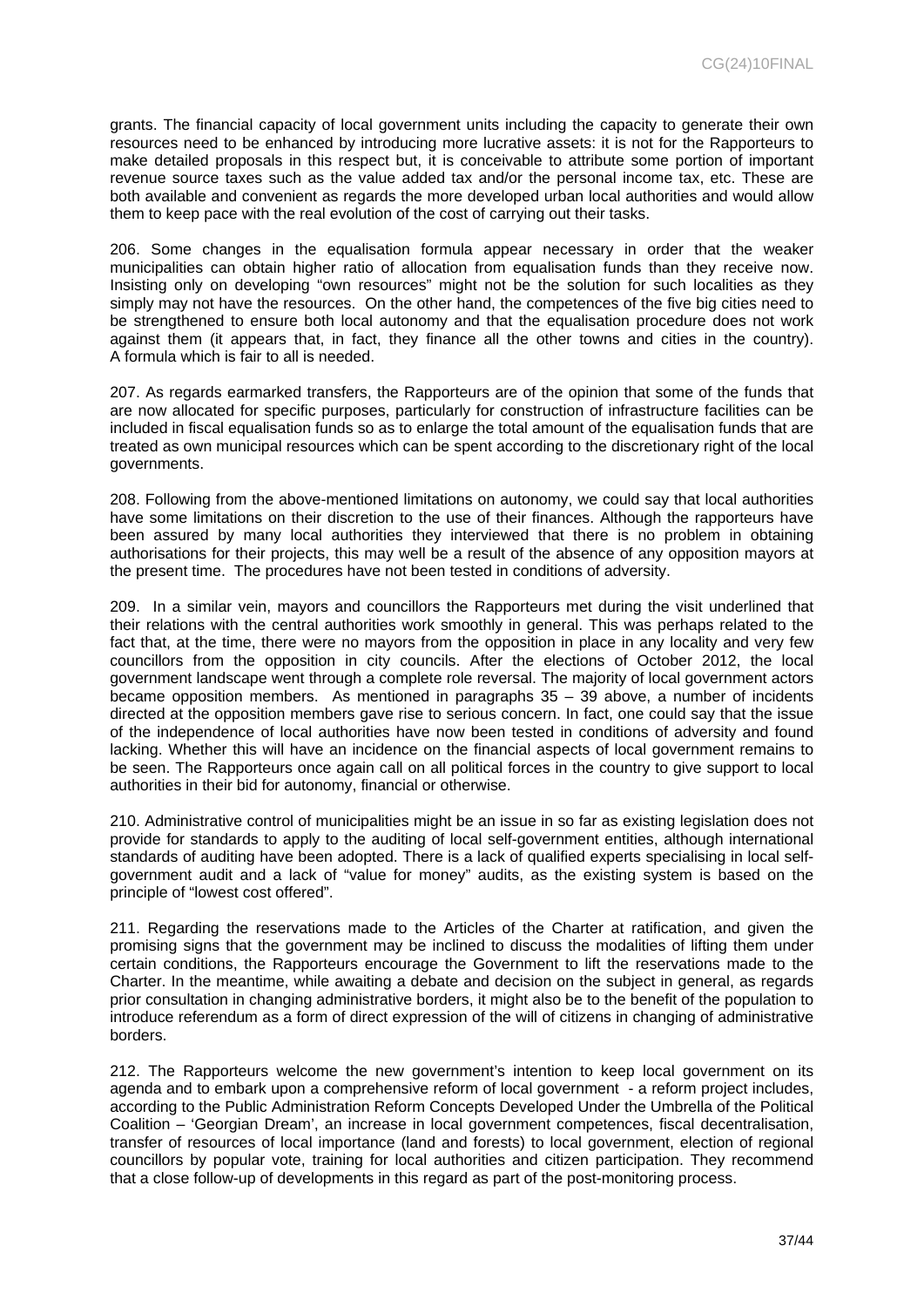grants. The financial capacity of local government units including the capacity to generate their own resources need to be enhanced by introducing more lucrative assets: it is not for the Rapporteurs to make detailed proposals in this respect but, it is conceivable to attribute some portion of important revenue source taxes such as the value added tax and/or the personal income tax, etc. These are both available and convenient as regards the more developed urban local authorities and would allow them to keep pace with the real evolution of the cost of carrying out their tasks.

206. Some changes in the equalisation formula appear necessary in order that the weaker municipalities can obtain higher ratio of allocation from equalisation funds than they receive now. Insisting only on developing "own resources" might not be the solution for such localities as they simply may not have the resources. On the other hand, the competences of the five big cities need to be strengthened to ensure both local autonomy and that the equalisation procedure does not work against them (it appears that, in fact, they finance all the other towns and cities in the country). A formula which is fair to all is needed.

207. As regards earmarked transfers, the Rapporteurs are of the opinion that some of the funds that are now allocated for specific purposes, particularly for construction of infrastructure facilities can be included in fiscal equalisation funds so as to enlarge the total amount of the equalisation funds that are treated as own municipal resources which can be spent according to the discretionary right of the local governments.

208. Following from the above-mentioned limitations on autonomy, we could say that local authorities have some limitations on their discretion to the use of their finances. Although the rapporteurs have been assured by many local authorities they interviewed that there is no problem in obtaining authorisations for their projects, this may well be a result of the absence of any opposition mayors at the present time. The procedures have not been tested in conditions of adversity.

209. In a similar vein, mayors and councillors the Rapporteurs met during the visit underlined that their relations with the central authorities work smoothly in general. This was perhaps related to the fact that, at the time, there were no mayors from the opposition in place in any locality and very few councillors from the opposition in city councils. After the elections of October 2012, the local government landscape went through a complete role reversal. The majority of local government actors became opposition members. As mentioned in paragraphs 35 – 39 above, a number of incidents directed at the opposition members gave rise to serious concern. In fact, one could say that the issue of the independence of local authorities have now been tested in conditions of adversity and found lacking. Whether this will have an incidence on the financial aspects of local government remains to be seen. The Rapporteurs once again call on all political forces in the country to give support to local authorities in their bid for autonomy, financial or otherwise.

210. Administrative control of municipalities might be an issue in so far as existing legislation does not provide for standards to apply to the auditing of local self-government entities, although international standards of auditing have been adopted. There is a lack of qualified experts specialising in local self-government audit and a lack of "value for money" audits, as the existing system is based on the principle of "lowest cost offered".

211. Regarding the reservations made to the Articles of the Charter at ratification, and given the promising signs that the government may be inclined to discuss the modalities of lifting them under certain conditions, the Rapporteurs encourage the Government to lift the reservations made to the Charter. In the meantime, while awaiting a debate and decision on the subject in general, as regards prior consultation in changing administrative borders, it might also be to the benefit of the population to introduce referendum as a form of direct expression of the will of citizens in changing of administrative borders.

212. The Rapporteurs welcome the new government's intention to keep local government on its agenda and to embark upon a comprehensive reform of local government - a reform project includes, according to the Public Administration Reform Concepts Developed Under the Umbrella of the Political Coalition – 'Georgian Dream', an increase in local government competences, fiscal decentralisation, transfer of resources of local importance (land and forests) to local government, election of regional councillors by popular vote, training for local authorities and citizen participation. They recommend that a close follow-up of developments in this regard as part of the post-monitoring process.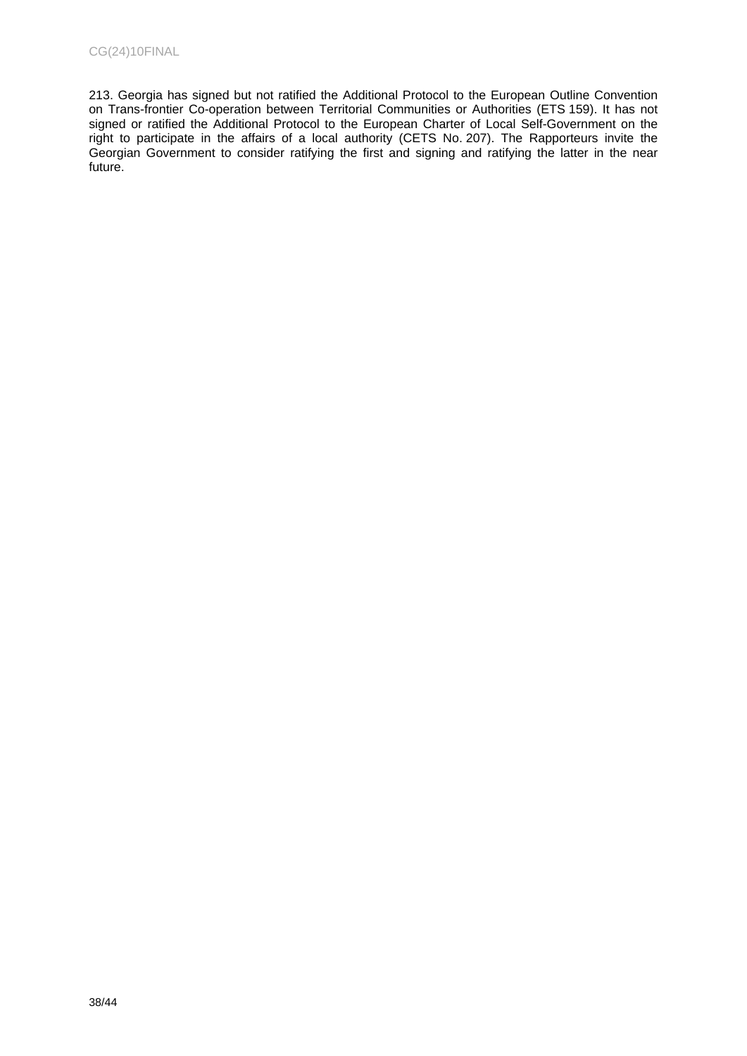213. Georgia has signed but not ratified the Additional Protocol to the European Outline Convention on Trans-frontier Co-operation between Territorial Communities or Authorities (ETS 159). It has not signed or ratified the Additional Protocol to the European Charter of Local Self-Government on the right to participate in the affairs of a local authority (CETS No. 207). The Rapporteurs invite the Georgian Government to consider ratifying the first and signing and ratifying the latter in the near future.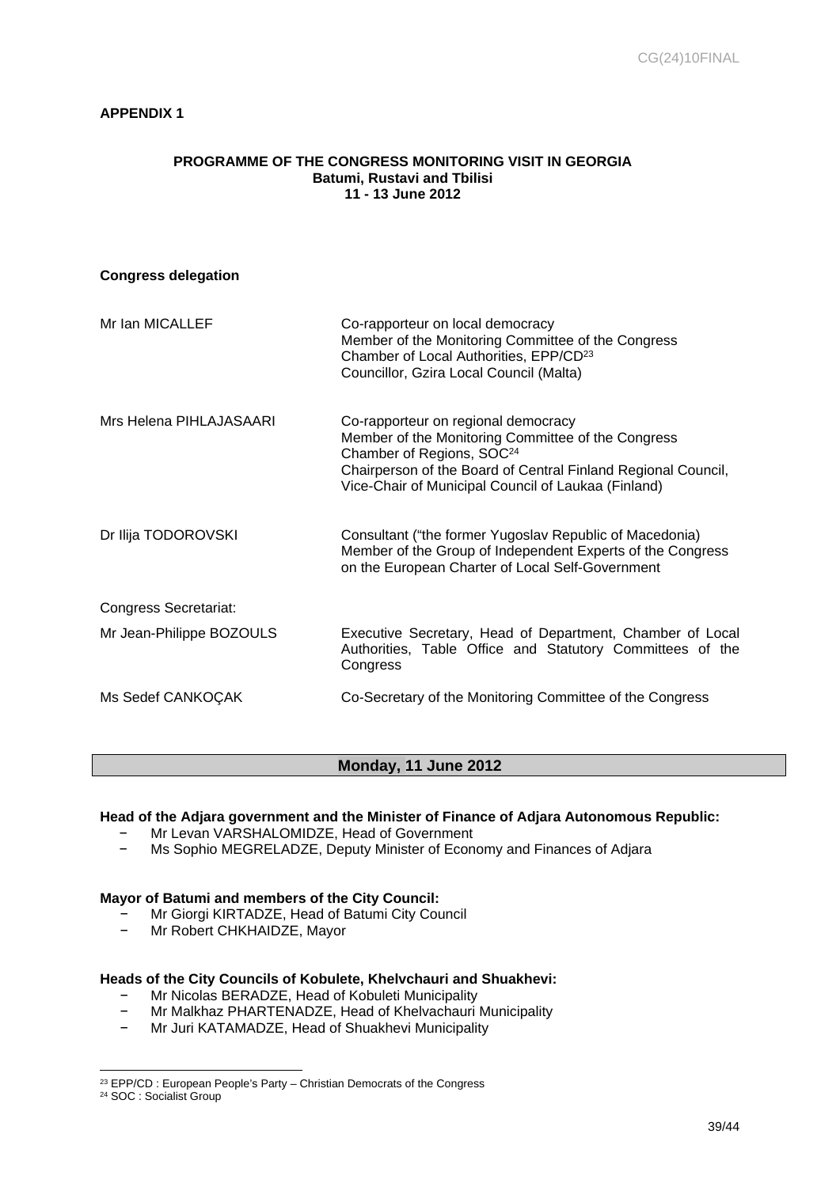**APPENDIX 1**

**PROGRAMME OF THE CONGRESS MONITORING VISIT IN GEORGIA**
**Batumi, Rustavi and Tbilisi**
**11 - 13 June 2012**

**Congress delegation**

| | |
|---|---|
| Mr Ian MICALLEF | Co-rapporteur on local democracy<br>Member of the Monitoring Committee of the Congress<br>Chamber of Local Authorities, EPP/CD[23]<br>Councillor, Gzira Local Council (Malta) |
| Mrs Helena PIHLAJASAARI | Co-rapporteur on regional democracy<br>Member of the Monitoring Committee of the Congress<br>Chamber of Regions, SOC[24]<br>Chairperson of the Board of Central Finland Regional Council,<br>Vice-Chair of Municipal Council of Laukaa (Finland) |
| Dr Ilija TODOROVSKI | Consultant ("the former Yugoslav Republic of Macedonia)<br>Member of the Group of Independent Experts of the Congress on the European Charter of Local Self-Government |
| Congress Secretariat: | |
| Mr Jean-Philippe BOZOULS | Executive Secretary, Head of Department, Chamber of Local Authorities, Table Office and Statutory Committees of the Congress |
| Ms Sedef CANKOÇAK | Co-Secretary of the Monitoring Committee of the Congress |

## Monday, 11 June 2012

**Head of the Adjara government and the Minister of Finance of Adjara Autonomous Republic:**

- Mr Levan VARSHALOMIDZE, Head of Government
- Ms Sophio MEGRELADZE, Deputy Minister of Economy and Finances of Adjara

**Mayor of Batumi and members of the City Council:**

- Mr Giorgi KIRTADZE, Head of Batumi City Council
- Mr Robert CHKHAIDZE, Mayor

**Heads of the City Councils of Kobulete, Khelvchauri and Shuakhevi:**

- Mr Nicolas BERADZE, Head of Kobuleti Municipality
- Mr Malkhaz PHARTENADZE, Head of Khelvachauri Municipality
- Mr Juri KATAMADZE, Head of Shuakhevi Municipality

---

[23] EPP/CD : European People's Party – Christian Democrats of the Congress

[24] SOC : Socialist Group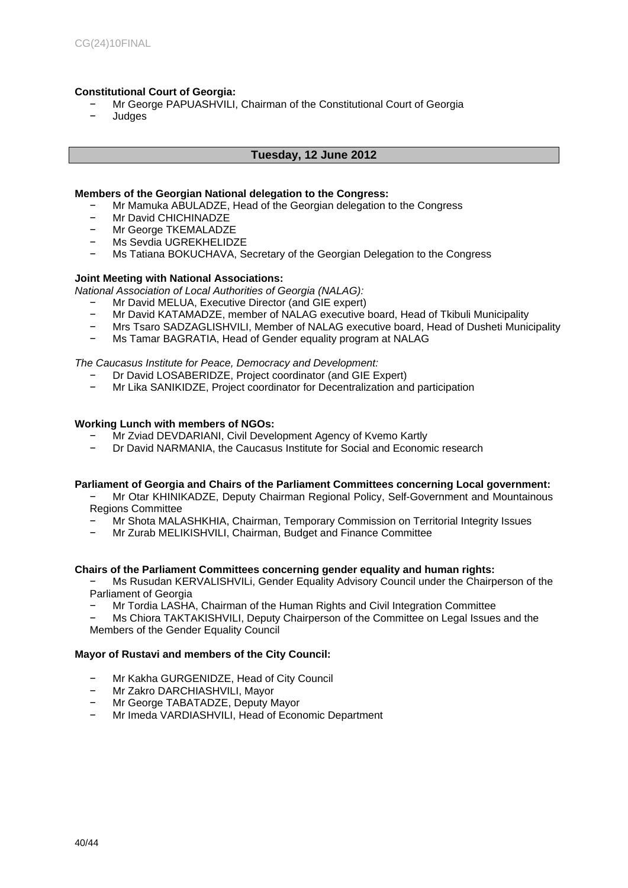**Constitutional Court of Georgia:**

- Mr George PAPUASHVILI, Chairman of the Constitutional Court of Georgia
- Judges

## Tuesday, 12 June 2012

**Members of the Georgian National delegation to the Congress:**

- Mr Mamuka ABULADZE, Head of the Georgian delegation to the Congress
- Mr David CHICHINADZE
- Mr George TKEMALADZE
- Ms Sevdia UGREKHELIDZE
- Ms Tatiana BOKUCHAVA, Secretary of the Georgian Delegation to the Congress

**Joint Meeting with National Associations:**

*National Association of Local Authorities of Georgia (NALAG):*

- Mr David MELUA, Executive Director (and GIE expert)
- Mr David KATAMADZE, member of NALAG executive board, Head of Tkibuli Municipality
- Mrs Tsaro SADZAGLISHVILI, Member of NALAG executive board, Head of Dusheti Municipality
- Ms Tamar BAGRATIA, Head of Gender equality program at NALAG

*The Caucasus Institute for Peace, Democracy and Development:*

- Dr David LOSABERIDZE, Project coordinator (and GIE Expert)
- Mr Lika SANIKIDZE, Project coordinator for Decentralization and participation

**Working Lunch with members of NGOs:**

- Mr Zviad DEVDARIANI, Civil Development Agency of Kvemo Kartly
- Dr David NARMANIA, the Caucasus Institute for Social and Economic research

**Parliament of Georgia and Chairs of the Parliament Committees concerning Local government:**

- Mr Otar KHINIKADZE, Deputy Chairman Regional Policy, Self-Government and Mountainous Regions Committee
- Mr Shota MALASHKHIA, Chairman, Temporary Commission on Territorial Integrity Issues
- Mr Zurab MELIKISHVILI, Chairman, Budget and Finance Committee

**Chairs of the Parliament Committees concerning gender equality and human rights:**

- Ms Rusudan KERVALISHVILi, Gender Equality Advisory Council under the Chairperson of the Parliament of Georgia
- Mr Tordia LASHA, Chairman of the Human Rights and Civil Integration Committee
- Ms Chiora TAKTAKISHVILI, Deputy Chairperson of the Committee on Legal Issues and the Members of the Gender Equality Council

**Mayor of Rustavi and members of the City Council:**

- Mr Kakha GURGENIDZE, Head of City Council
- Mr Zakro DARCHIASHVILI, Mayor
- Mr George TABATADZE, Deputy Mayor
- Mr Imeda VARDIASHVILI, Head of Economic Department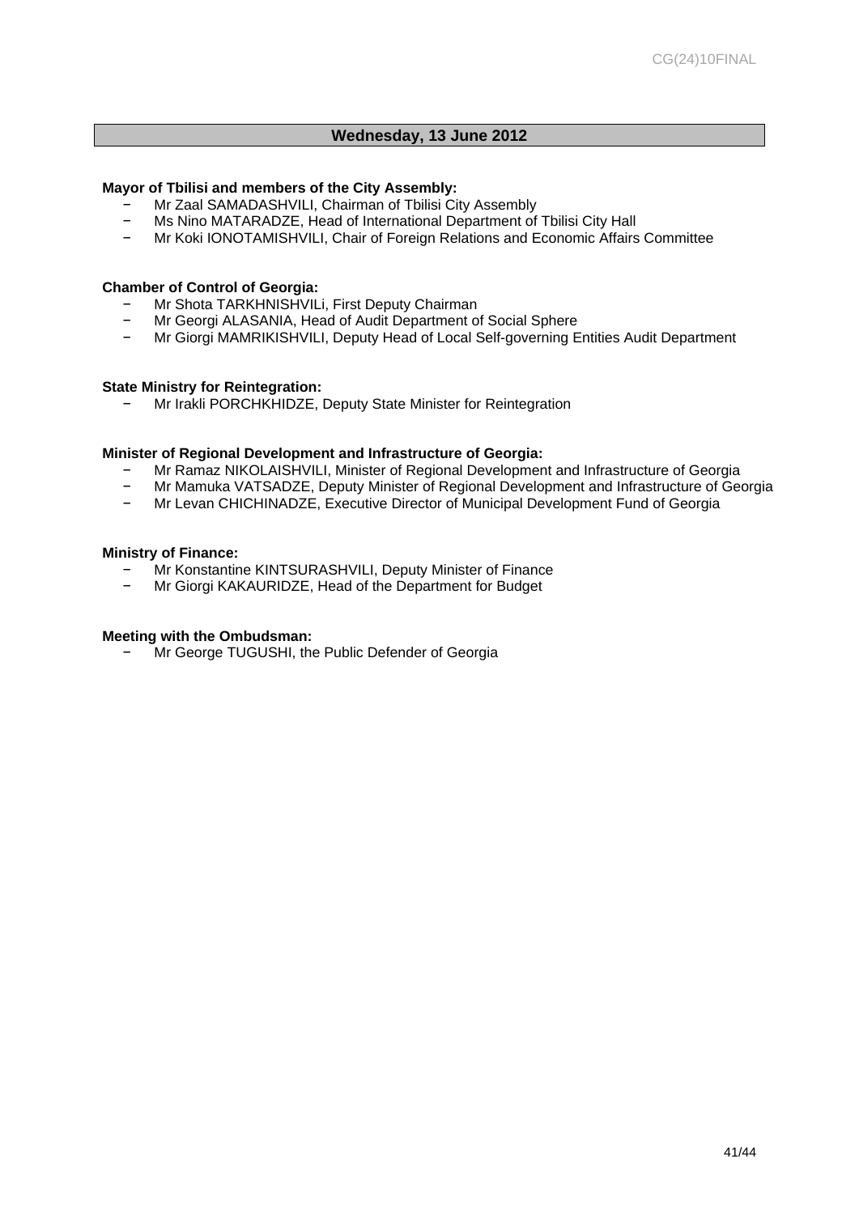## Wednesday, 13 June 2012

**Mayor of Tbilisi and members of the City Assembly:**

- Mr Zaal SAMADASHVILI, Chairman of Tbilisi City Assembly
- Ms Nino MATARADZE, Head of International Department of Tbilisi City Hall
- Mr Koki IONOTAMISHVILI, Chair of Foreign Relations and Economic Affairs Committee

**Chamber of Control of Georgia:**

- Mr Shota TARKHNISHVILi, First Deputy Chairman
- Mr Georgi ALASANIA, Head of Audit Department of Social Sphere
- Mr Giorgi MAMRIKISHVILI, Deputy Head of Local Self-governing Entities Audit Department

**State Ministry for Reintegration:**

- Mr Irakli PORCHKHIDZE, Deputy State Minister for Reintegration

**Minister of Regional Development and Infrastructure of Georgia:**

- Mr Ramaz NIKOLAISHVILI, Minister of Regional Development and Infrastructure of Georgia
- Mr Mamuka VATSADZE, Deputy Minister of Regional Development and Infrastructure of Georgia
- Mr Levan CHICHINADZE, Executive Director of Municipal Development Fund of Georgia

**Ministry of Finance:**

- Mr Konstantine KINTSURASHVILI, Deputy Minister of Finance
- Mr Giorgi KAKAURIDZE, Head of the Department for Budget

**Meeting with the Ombudsman:**

- Mr George TUGUSHI, the Public Defender of Georgia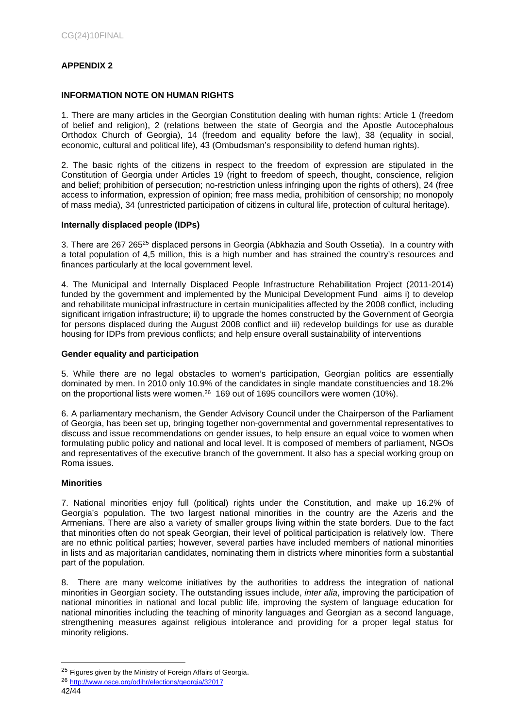## APPENDIX 2

### INFORMATION NOTE ON HUMAN RIGHTS

1. There are many articles in the Georgian Constitution dealing with human rights: Article 1 (freedom of belief and religion), 2 (relations between the state of Georgia and the Apostle Autocephalous Orthodox Church of Georgia), 14 (freedom and equality before the law), 38 (equality in social, economic, cultural and political life), 43 (Ombudsman's responsibility to defend human rights).

2. The basic rights of the citizens in respect to the freedom of expression are stipulated in the Constitution of Georgia under Articles 19 (right to freedom of speech, thought, conscience, religion and belief; prohibition of persecution; no-restriction unless infringing upon the rights of others), 24 (free access to information, expression of opinion; free mass media, prohibition of censorship; no monopoly of mass media), 34 (unrestricted participation of citizens in cultural life, protection of cultural heritage).

**Internally displaced people (IDPs)**

3. There are 267 265[25] displaced persons in Georgia (Abkhazia and South Ossetia). In a country with a total population of 4,5 million, this is a high number and has strained the country's resources and finances particularly at the local government level.

4. The Municipal and Internally Displaced People Infrastructure Rehabilitation Project (2011-2014) funded by the government and implemented by the Municipal Development Fund aims i) to develop and rehabilitate municipal infrastructure in certain municipalities affected by the 2008 conflict, including significant irrigation infrastructure; ii) to upgrade the homes constructed by the Government of Georgia for persons displaced during the August 2008 conflict and iii) redevelop buildings for use as durable housing for IDPs from previous conflicts; and help ensure overall sustainability of interventions

**Gender equality and participation**

5. While there are no legal obstacles to women's participation, Georgian politics are essentially dominated by men. In 2010 only 10.9% of the candidates in single mandate constituencies and 18.2% on the proportional lists were women.[26] 169 out of 1695 councillors were women (10%).

6. A parliamentary mechanism, the Gender Advisory Council under the Chairperson of the Parliament of Georgia, has been set up, bringing together non-governmental and governmental representatives to discuss and issue recommendations on gender issues, to help ensure an equal voice to women when formulating public policy and national and local level. It is composed of members of parliament, NGOs and representatives of the executive branch of the government. It also has a special working group on Roma issues.

**Minorities**

7. National minorities enjoy full (political) rights under the Constitution, and make up 16.2% of Georgia's population. The two largest national minorities in the country are the Azeris and the Armenians. There are also a variety of smaller groups living within the state borders. Due to the fact that minorities often do not speak Georgian, their level of political participation is relatively low. There are no ethnic political parties; however, several parties have included members of national minorities in lists and as majoritarian candidates, nominating them in districts where minorities form a substantial part of the population.

8. There are many welcome initiatives by the authorities to address the integration of national minorities in Georgian society. The outstanding issues include, *inter alia*, improving the participation of national minorities in national and local public life, improving the system of language education for national minorities including the teaching of minority languages and Georgian as a second language, strengthening measures against religious intolerance and providing for a proper legal status for minority religions.

---

[25] Figures given by the Ministry of Foreign Affairs of Georgia.

[26] http://www.osce.org/odihr/elections/georgia/32017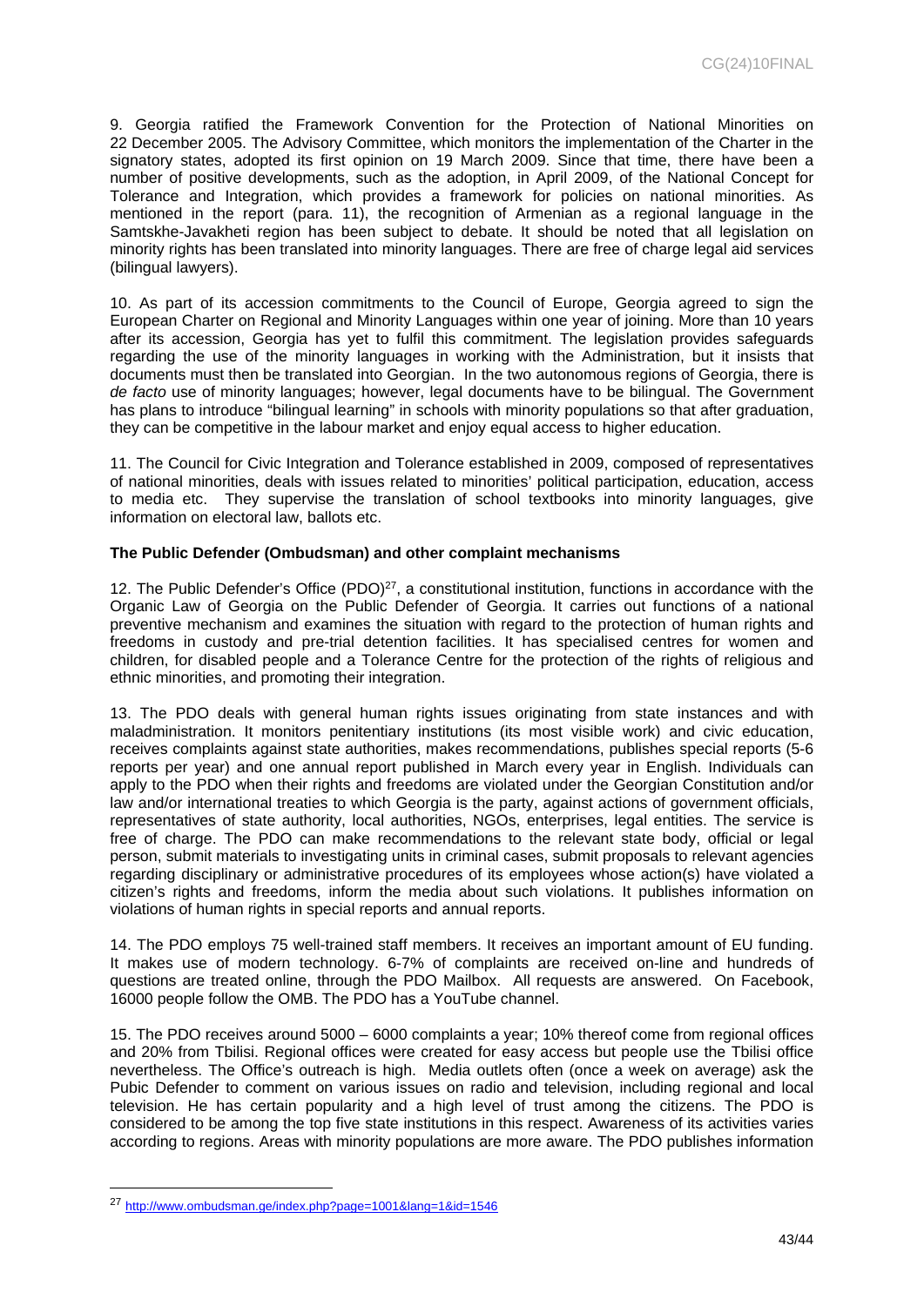9. Georgia ratified the Framework Convention for the Protection of National Minorities on 22 December 2005. The Advisory Committee, which monitors the implementation of the Charter in the signatory states, adopted its first opinion on 19 March 2009. Since that time, there have been a number of positive developments, such as the adoption, in April 2009, of the National Concept for Tolerance and Integration, which provides a framework for policies on national minorities. As mentioned in the report (para. 11), the recognition of Armenian as a regional language in the Samtskhe-Javakheti region has been subject to debate. It should be noted that all legislation on minority rights has been translated into minority languages. There are free of charge legal aid services (bilingual lawyers).

10. As part of its accession commitments to the Council of Europe, Georgia agreed to sign the European Charter on Regional and Minority Languages within one year of joining. More than 10 years after its accession, Georgia has yet to fulfil this commitment. The legislation provides safeguards regarding the use of the minority languages in working with the Administration, but it insists that documents must then be translated into Georgian. In the two autonomous regions of Georgia, there is *de facto* use of minority languages; however, legal documents have to be bilingual. The Government has plans to introduce "bilingual learning" in schools with minority populations so that after graduation, they can be competitive in the labour market and enjoy equal access to higher education.

11. The Council for Civic Integration and Tolerance established in 2009, composed of representatives of national minorities, deals with issues related to minorities' political participation, education, access to media etc. They supervise the translation of school textbooks into minority languages, give information on electoral law, ballots etc.

**The Public Defender (Ombudsman) and other complaint mechanisms**

12. The Public Defender's Office (PDO)[27], a constitutional institution, functions in accordance with the Organic Law of Georgia on the Public Defender of Georgia. It carries out functions of a national preventive mechanism and examines the situation with regard to the protection of human rights and freedoms in custody and pre-trial detention facilities. It has specialised centres for women and children, for disabled people and a Tolerance Centre for the protection of the rights of religious and ethnic minorities, and promoting their integration.

13. The PDO deals with general human rights issues originating from state instances and with maladministration. It monitors penitentiary institutions (its most visible work) and civic education, receives complaints against state authorities, makes recommendations, publishes special reports (5-6 reports per year) and one annual report published in March every year in English. Individuals can apply to the PDO when their rights and freedoms are violated under the Georgian Constitution and/or law and/or international treaties to which Georgia is the party, against actions of government officials, representatives of state authority, local authorities, NGOs, enterprises, legal entities. The service is free of charge. The PDO can make recommendations to the relevant state body, official or legal person, submit materials to investigating units in criminal cases, submit proposals to relevant agencies regarding disciplinary or administrative procedures of its employees whose action(s) have violated a citizen's rights and freedoms, inform the media about such violations. It publishes information on violations of human rights in special reports and annual reports.

14. The PDO employs 75 well-trained staff members. It receives an important amount of EU funding. It makes use of modern technology. 6-7% of complaints are received on-line and hundreds of questions are treated online, through the PDO Mailbox. All requests are answered. On Facebook, 16000 people follow the OMB. The PDO has a YouTube channel.

15. The PDO receives around 5000 – 6000 complaints a year; 10% thereof come from regional offices and 20% from Tbilisi. Regional offices were created for easy access but people use the Tbilisi office nevertheless. The Office's outreach is high. Media outlets often (once a week on average) ask the Pubic Defender to comment on various issues on radio and television, including regional and local television. He has certain popularity and a high level of trust among the citizens. The PDO is considered to be among the top five state institutions in this respect. Awareness of its activities varies according to regions. Areas with minority populations are more aware. The PDO publishes information

---

[27] http://www.ombudsman.ge/index.php?page=1001&lang=1&id=1546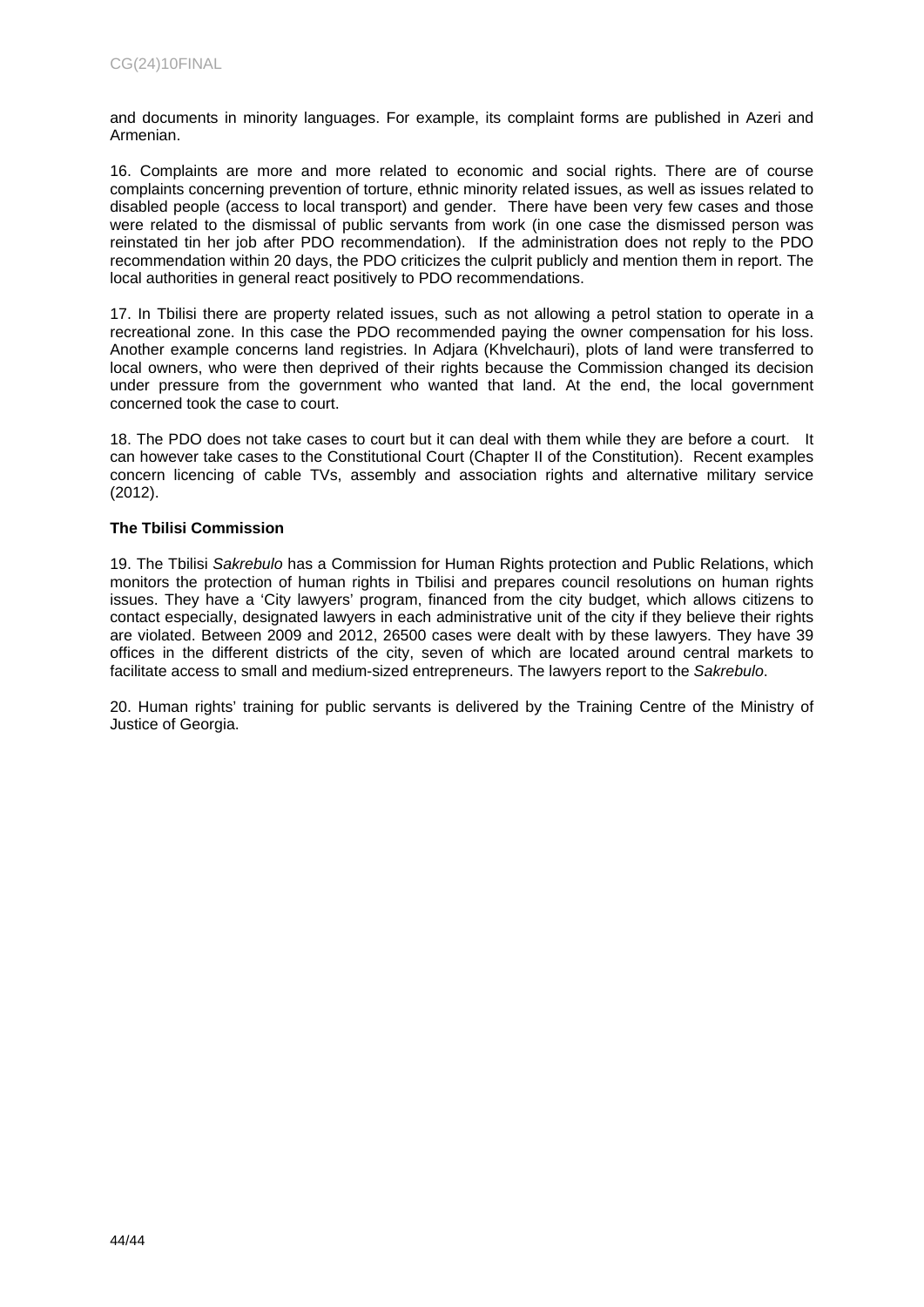and documents in minority languages. For example, its complaint forms are published in Azeri and Armenian.

16. Complaints are more and more related to economic and social rights. There are of course complaints concerning prevention of torture, ethnic minority related issues, as well as issues related to disabled people (access to local transport) and gender. There have been very few cases and those were related to the dismissal of public servants from work (in one case the dismissed person was reinstated tin her job after PDO recommendation). If the administration does not reply to the PDO recommendation within 20 days, the PDO criticizes the culprit publicly and mention them in report. The local authorities in general react positively to PDO recommendations.

17. In Tbilisi there are property related issues, such as not allowing a petrol station to operate in a recreational zone. In this case the PDO recommended paying the owner compensation for his loss. Another example concerns land registries. In Adjara (Khvelchauri), plots of land were transferred to local owners, who were then deprived of their rights because the Commission changed its decision under pressure from the government who wanted that land. At the end, the local government concerned took the case to court.

18. The PDO does not take cases to court but it can deal with them while they are before a court. It can however take cases to the Constitutional Court (Chapter II of the Constitution). Recent examples concern licencing of cable TVs, assembly and association rights and alternative military service (2012).

**The Tbilisi Commission**

19. The Tbilisi *Sakrebulo* has a Commission for Human Rights protection and Public Relations, which monitors the protection of human rights in Tbilisi and prepares council resolutions on human rights issues. They have a 'City lawyers' program, financed from the city budget, which allows citizens to contact especially, designated lawyers in each administrative unit of the city if they believe their rights are violated. Between 2009 and 2012, 26500 cases were dealt with by these lawyers. They have 39 offices in the different districts of the city, seven of which are located around central markets to facilitate access to small and medium-sized entrepreneurs. The lawyers report to the *Sakrebulo*.

20. Human rights' training for public servants is delivered by the Training Centre of the Ministry of Justice of Georgia.